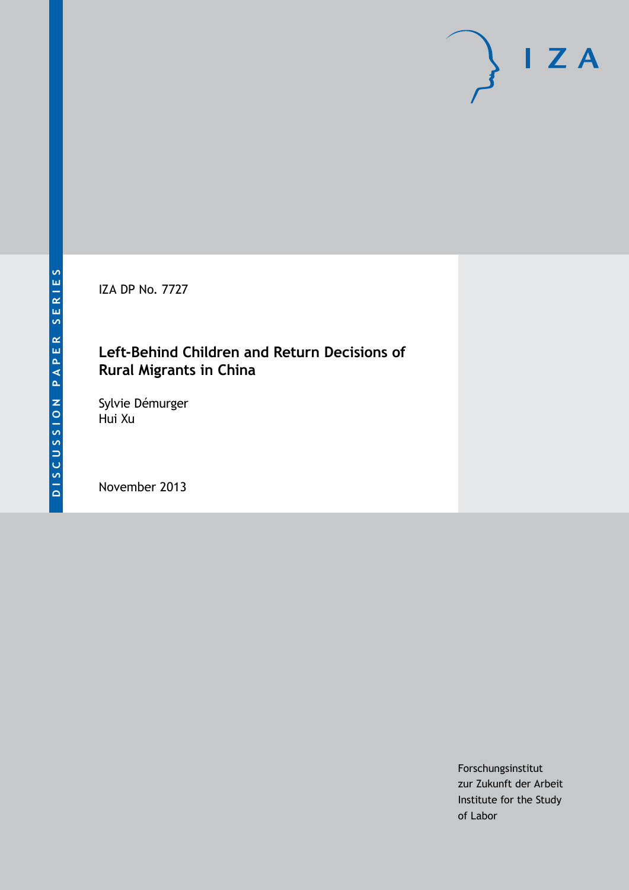DISCUSSION PAPER SERIES

IZA DP No. 7727

# Left-Behind Children and Return Decisions of Rural Migrants in China

Sylvie Démurger
Hui Xu

November 2013

Forschungsinstitut
zur Zukunft der Arbeit
Institute for the Study
of Labor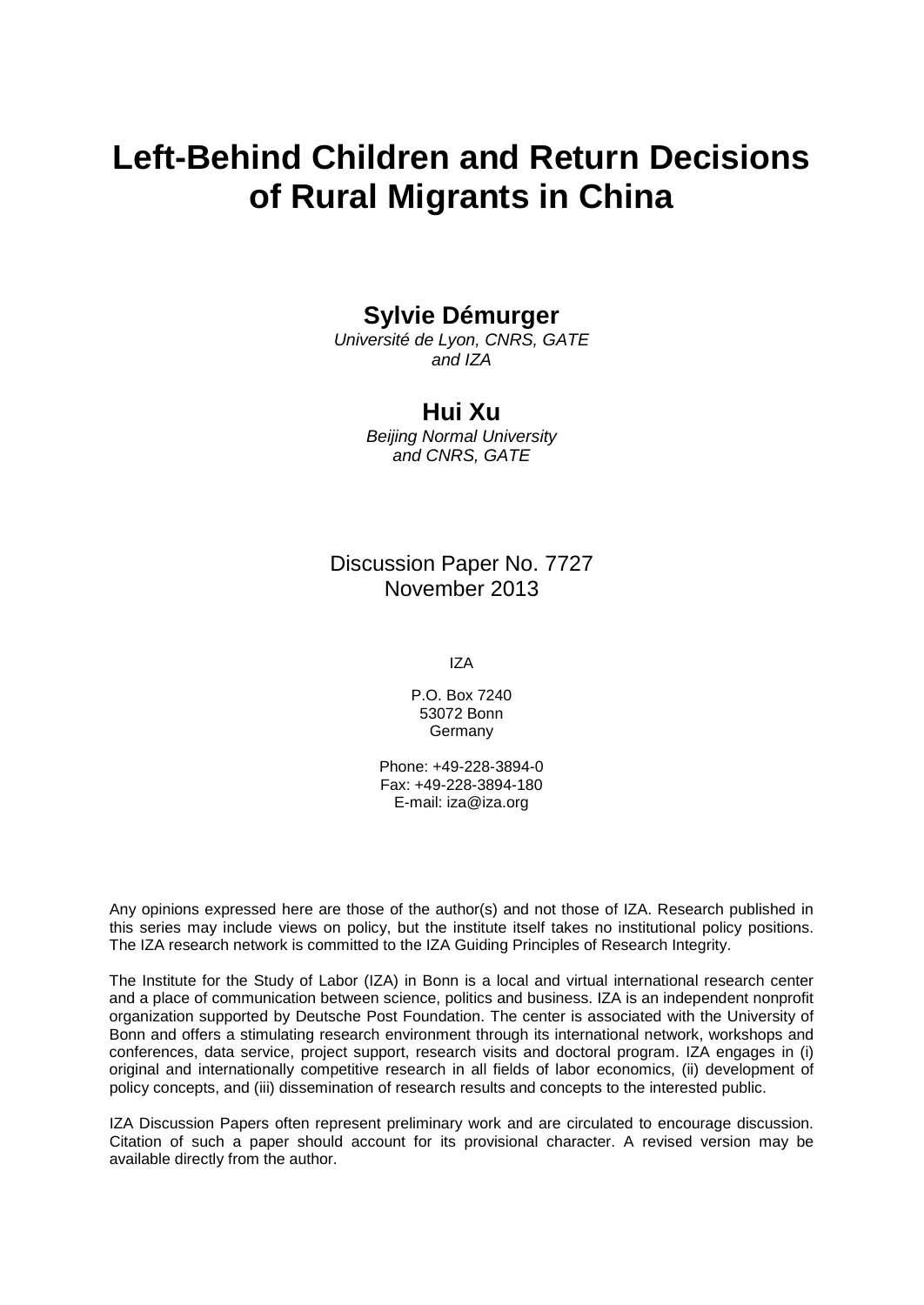# Left-Behind Children and Return Decisions of Rural Migrants in China

**Sylvie Démurger**

*Université de Lyon, CNRS, GATE and IZA*

**Hui Xu**

*Beijing Normal University and CNRS, GATE*

Discussion Paper No. 7727
November 2013

IZA

P.O. Box 7240
53072 Bonn
Germany

Phone: +49-228-3894-0
Fax: +49-228-3894-180
E-mail: iza@iza.org

Any opinions expressed here are those of the author(s) and not those of IZA. Research published in this series may include views on policy, but the institute itself takes no institutional policy positions. The IZA research network is committed to the IZA Guiding Principles of Research Integrity.

The Institute for the Study of Labor (IZA) in Bonn is a local and virtual international research center and a place of communication between science, politics and business. IZA is an independent nonprofit organization supported by Deutsche Post Foundation. The center is associated with the University of Bonn and offers a stimulating research environment through its international network, workshops and conferences, data service, project support, research visits and doctoral program. IZA engages in (i) original and internationally competitive research in all fields of labor economics, (ii) development of policy concepts, and (iii) dissemination of research results and concepts to the interested public.

IZA Discussion Papers often represent preliminary work and are circulated to encourage discussion. Citation of such a paper should account for its provisional character. A revised version may be available directly from the author.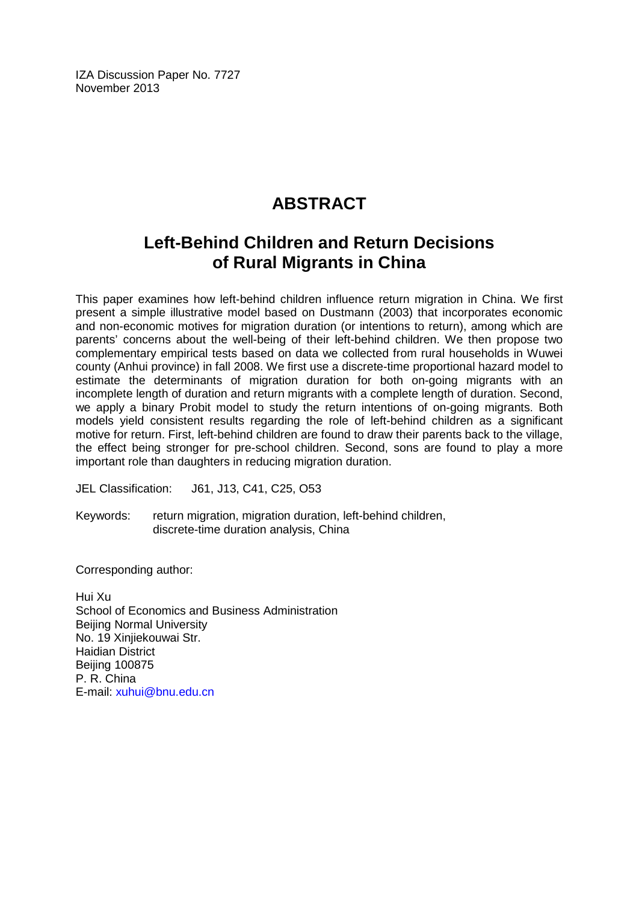IZA Discussion Paper No. 7727
November 2013

# ABSTRACT

## Left-Behind Children and Return Decisions of Rural Migrants in China

This paper examines how left-behind children influence return migration in China. We first present a simple illustrative model based on Dustmann (2003) that incorporates economic and non-economic motives for migration duration (or intentions to return), among which are parents' concerns about the well-being of their left-behind children. We then propose two complementary empirical tests based on data we collected from rural households in Wuwei county (Anhui province) in fall 2008. We first use a discrete-time proportional hazard model to estimate the determinants of migration duration for both on-going migrants with an incomplete length of duration and return migrants with a complete length of duration. Second, we apply a binary Probit model to study the return intentions of on-going migrants. Both models yield consistent results regarding the role of left-behind children as a significant motive for return. First, left-behind children are found to draw their parents back to the village, the effect being stronger for pre-school children. Second, sons are found to play a more important role than daughters in reducing migration duration.

JEL Classification: J61, J13, C41, C25, O53

Keywords: return migration, migration duration, left-behind children, discrete-time duration analysis, China

Corresponding author:

Hui Xu
School of Economics and Business Administration
Beijing Normal University
No. 19 Xinjiekouwai Str.
Haidian District
Beijing 100875
P. R. China
E-mail: xuhui@bnu.edu.cn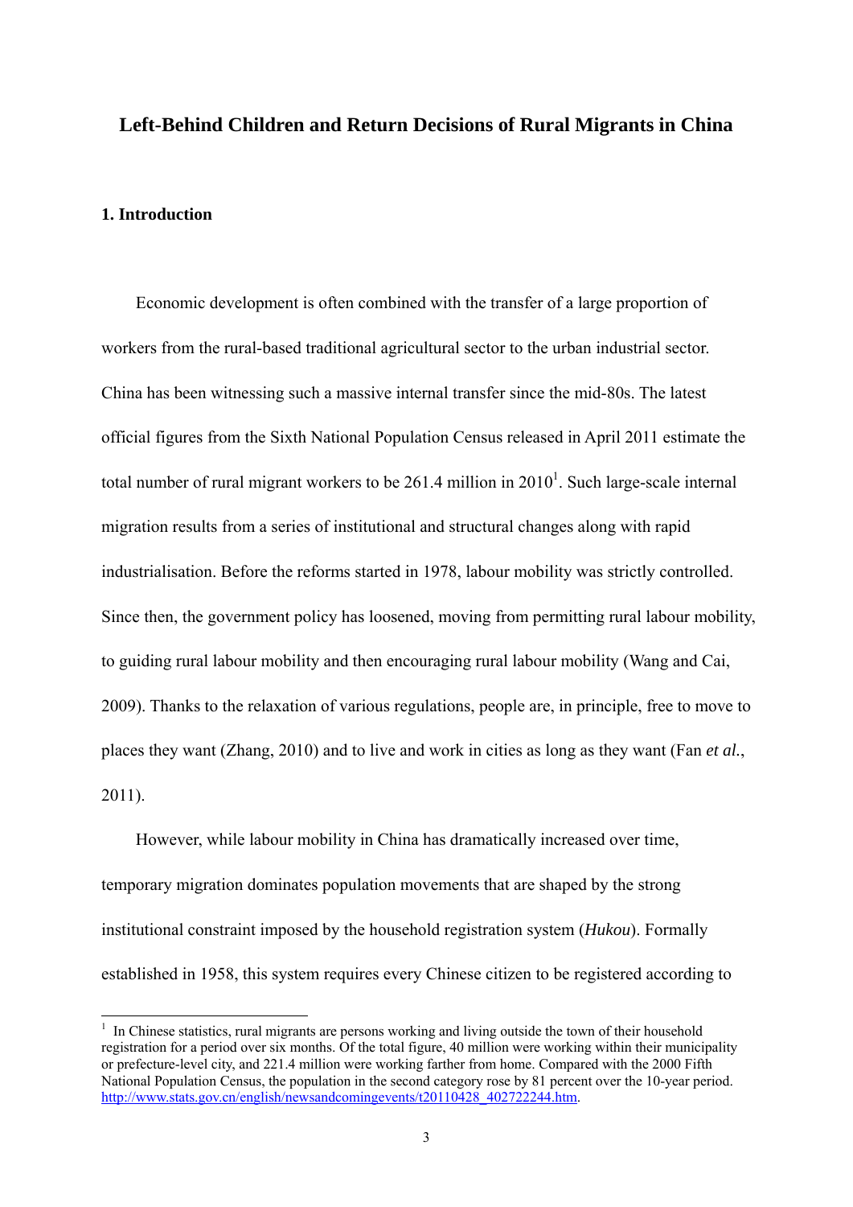# Left-Behind Children and Return Decisions of Rural Migrants in China

## 1. Introduction

Economic development is often combined with the transfer of a large proportion of workers from the rural-based traditional agricultural sector to the urban industrial sector. China has been witnessing such a massive internal transfer since the mid-80s. The latest official figures from the Sixth National Population Census released in April 2011 estimate the total number of rural migrant workers to be 261.4 million in 2010[1]. Such large-scale internal migration results from a series of institutional and structural changes along with rapid industrialisation. Before the reforms started in 1978, labour mobility was strictly controlled. Since then, the government policy has loosened, moving from permitting rural labour mobility, to guiding rural labour mobility and then encouraging rural labour mobility (Wang and Cai, 2009). Thanks to the relaxation of various regulations, people are, in principle, free to move to places they want (Zhang, 2010) and to live and work in cities as long as they want (Fan *et al.*, 2011).

However, while labour mobility in China has dramatically increased over time, temporary migration dominates population movements that are shaped by the strong institutional constraint imposed by the household registration system (*Hukou*). Formally established in 1958, this system requires every Chinese citizen to be registered according to

---

[1] In Chinese statistics, rural migrants are persons working and living outside the town of their household registration for a period over six months. Of the total figure, 40 million were working within their municipality or prefecture-level city, and 221.4 million were working farther from home. Compared with the 2000 Fifth National Population Census, the population in the second category rose by 81 percent over the 10-year period. http://www.stats.gov.cn/english/newsandcomingevents/t20110428_402722244.htm.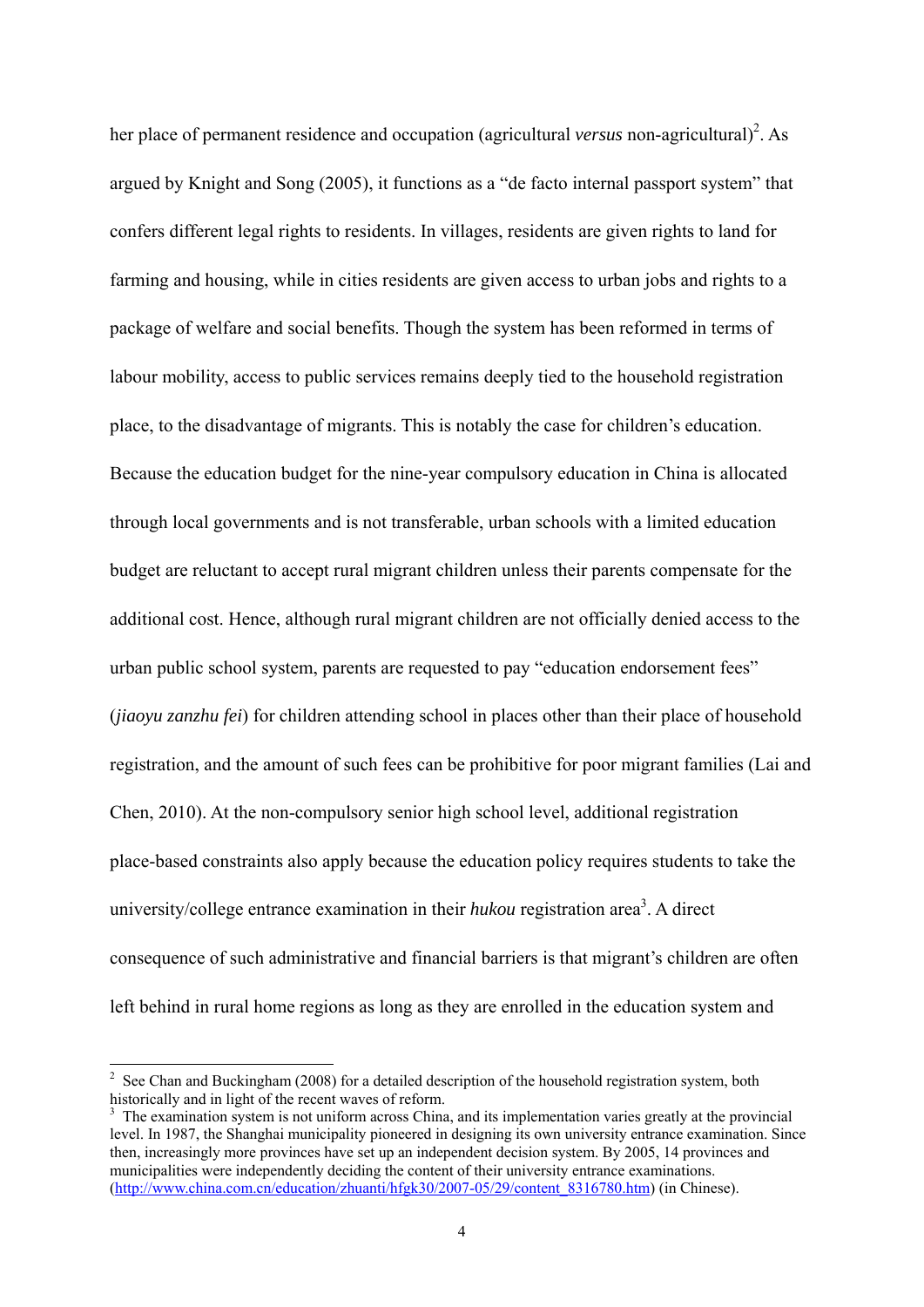her place of permanent residence and occupation (agricultural *versus* non-agricultural)[2]. As argued by Knight and Song (2005), it functions as a "de facto internal passport system" that confers different legal rights to residents. In villages, residents are given rights to land for farming and housing, while in cities residents are given access to urban jobs and rights to a package of welfare and social benefits. Though the system has been reformed in terms of labour mobility, access to public services remains deeply tied to the household registration place, to the disadvantage of migrants. This is notably the case for children's education. Because the education budget for the nine-year compulsory education in China is allocated through local governments and is not transferable, urban schools with a limited education budget are reluctant to accept rural migrant children unless their parents compensate for the additional cost. Hence, although rural migrant children are not officially denied access to the urban public school system, parents are requested to pay "education endorsement fees" (*jiaoyu zanzhu fei*) for children attending school in places other than their place of household registration, and the amount of such fees can be prohibitive for poor migrant families (Lai and Chen, 2010). At the non-compulsory senior high school level, additional registration place-based constraints also apply because the education policy requires students to take the university/college entrance examination in their *hukou* registration area[3]. A direct consequence of such administrative and financial barriers is that migrant's children are often left behind in rural home regions as long as they are enrolled in the education system and

---

[2] See Chan and Buckingham (2008) for a detailed description of the household registration system, both historically and in light of the recent waves of reform.

[3] The examination system is not uniform across China, and its implementation varies greatly at the provincial level. In 1987, the Shanghai municipality pioneered in designing its own university entrance examination. Since then, increasingly more provinces have set up an independent decision system. By 2005, 14 provinces and municipalities were independently deciding the content of their university entrance examinations. (http://www.china.com.cn/education/zhuanti/hfgk30/2007-05/29/content_8316780.htm) (in Chinese).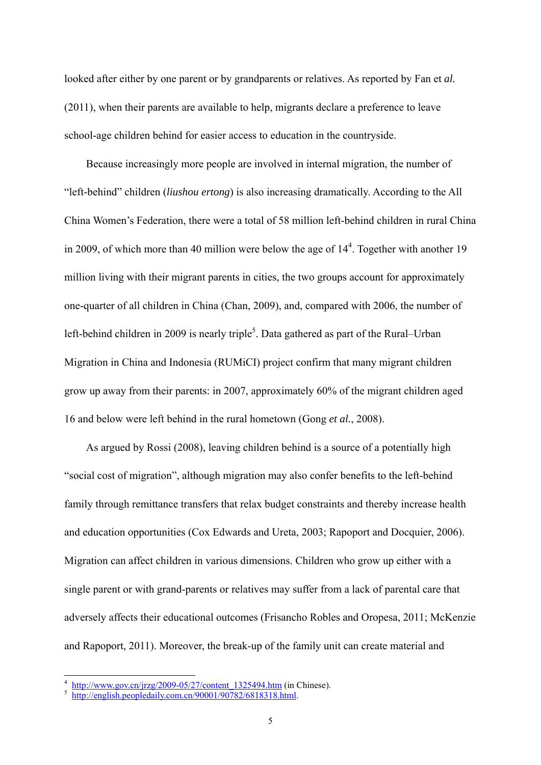looked after either by one parent or by grandparents or relatives. As reported by Fan et *al.* (2011), when their parents are available to help, migrants declare a preference to leave school-age children behind for easier access to education in the countryside.

Because increasingly more people are involved in internal migration, the number of "left-behind" children (*liushou ertong*) is also increasing dramatically. According to the All China Women's Federation, there were a total of 58 million left-behind children in rural China in 2009, of which more than 40 million were below the age of 14[4]. Together with another 19 million living with their migrant parents in cities, the two groups account for approximately one-quarter of all children in China (Chan, 2009), and, compared with 2006, the number of left-behind children in 2009 is nearly triple[5]. Data gathered as part of the Rural–Urban Migration in China and Indonesia (RUMiCI) project confirm that many migrant children grow up away from their parents: in 2007, approximately 60% of the migrant children aged 16 and below were left behind in the rural hometown (Gong *et al.*, 2008).

As argued by Rossi (2008), leaving children behind is a source of a potentially high "social cost of migration", although migration may also confer benefits to the left-behind family through remittance transfers that relax budget constraints and thereby increase health and education opportunities (Cox Edwards and Ureta, 2003; Rapoport and Docquier, 2006). Migration can affect children in various dimensions. Children who grow up either with a single parent or with grand-parents or relatives may suffer from a lack of parental care that adversely affects their educational outcomes (Frisancho Robles and Oropesa, 2011; McKenzie and Rapoport, 2011). Moreover, the break-up of the family unit can create material and

---

[4] http://www.gov.cn/jrzg/2009-05/27/content_1325494.htm (in Chinese).

[5] http://english.peopledaily.com.cn/90001/90782/6818318.html.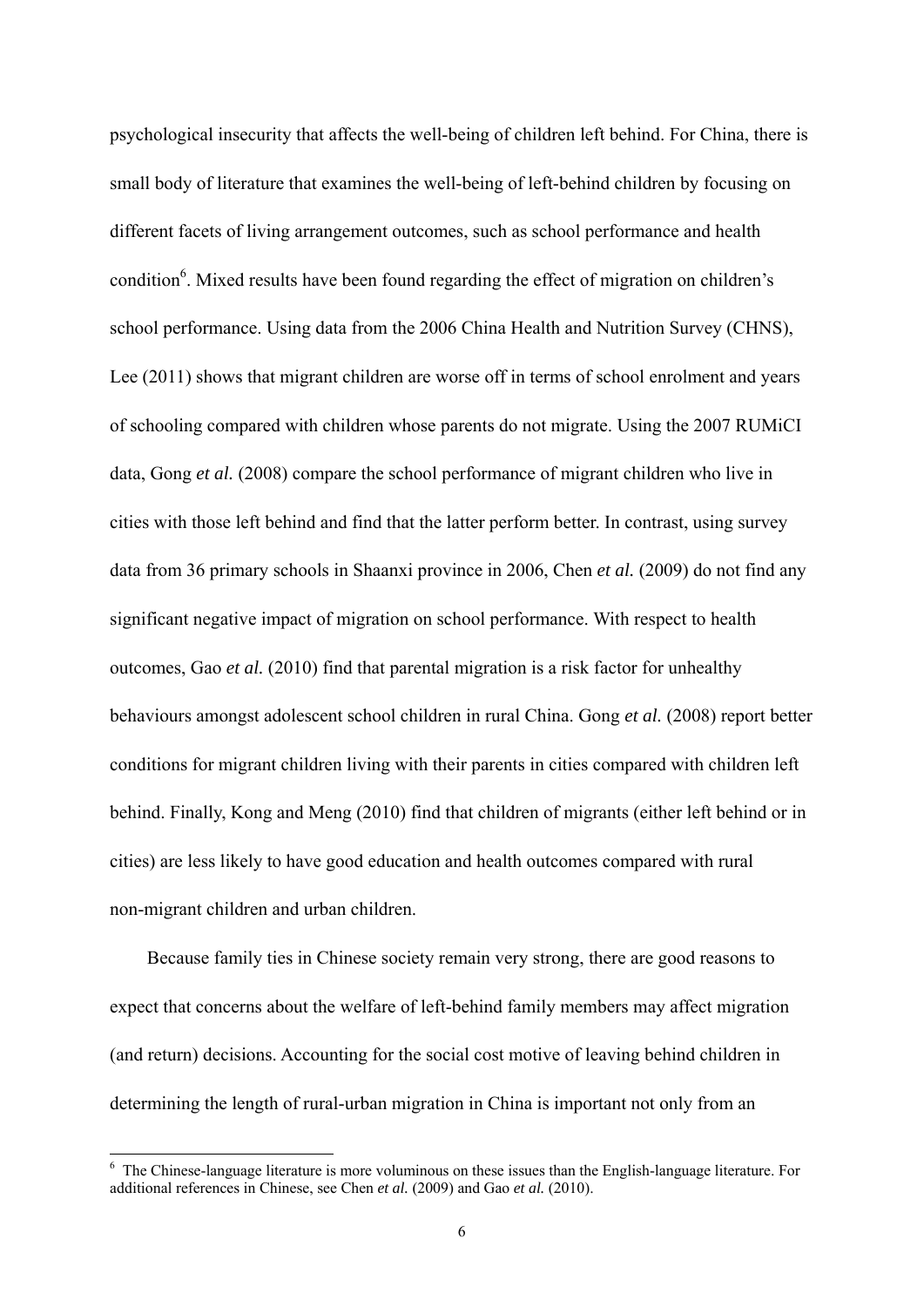psychological insecurity that affects the well-being of children left behind. For China, there is small body of literature that examines the well-being of left-behind children by focusing on different facets of living arrangement outcomes, such as school performance and health condition[6]. Mixed results have been found regarding the effect of migration on children's school performance. Using data from the 2006 China Health and Nutrition Survey (CHNS), Lee (2011) shows that migrant children are worse off in terms of school enrolment and years of schooling compared with children whose parents do not migrate. Using the 2007 RUMiCI data, Gong *et al.* (2008) compare the school performance of migrant children who live in cities with those left behind and find that the latter perform better. In contrast, using survey data from 36 primary schools in Shaanxi province in 2006, Chen *et al.* (2009) do not find any significant negative impact of migration on school performance. With respect to health outcomes, Gao *et al.* (2010) find that parental migration is a risk factor for unhealthy behaviours amongst adolescent school children in rural China. Gong *et al.* (2008) report better conditions for migrant children living with their parents in cities compared with children left behind. Finally, Kong and Meng (2010) find that children of migrants (either left behind or in cities) are less likely to have good education and health outcomes compared with rural non-migrant children and urban children.

Because family ties in Chinese society remain very strong, there are good reasons to expect that concerns about the welfare of left-behind family members may affect migration (and return) decisions. Accounting for the social cost motive of leaving behind children in determining the length of rural-urban migration in China is important not only from an

[6] The Chinese-language literature is more voluminous on these issues than the English-language literature. For additional references in Chinese, see Chen *et al.* (2009) and Gao *et al.* (2010).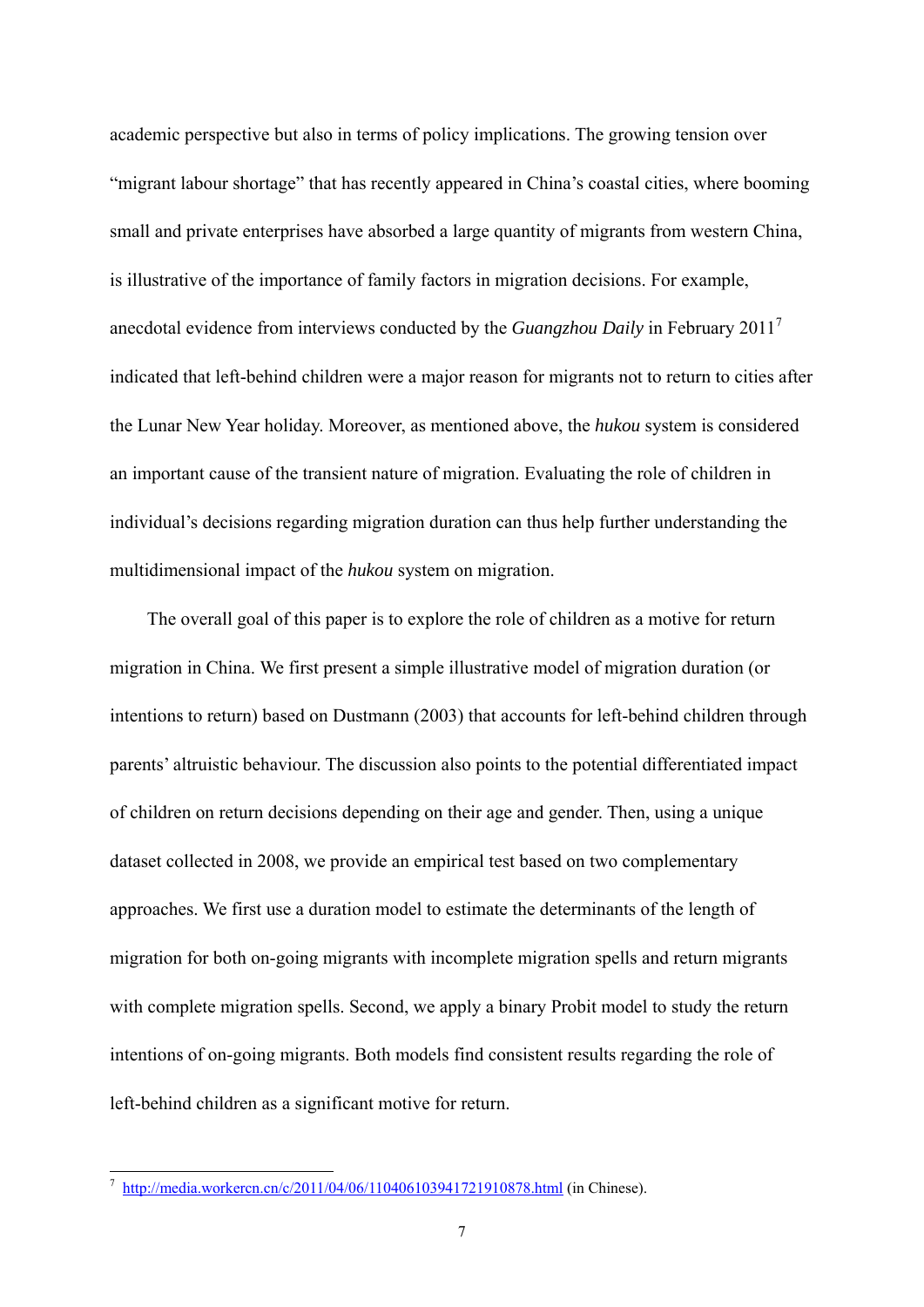academic perspective but also in terms of policy implications. The growing tension over "migrant labour shortage" that has recently appeared in China's coastal cities, where booming small and private enterprises have absorbed a large quantity of migrants from western China, is illustrative of the importance of family factors in migration decisions. For example, anecdotal evidence from interviews conducted by the *Guangzhou Daily* in February 2011[7] indicated that left-behind children were a major reason for migrants not to return to cities after the Lunar New Year holiday. Moreover, as mentioned above, the *hukou* system is considered an important cause of the transient nature of migration. Evaluating the role of children in individual's decisions regarding migration duration can thus help further understanding the multidimensional impact of the *hukou* system on migration.

The overall goal of this paper is to explore the role of children as a motive for return migration in China. We first present a simple illustrative model of migration duration (or intentions to return) based on Dustmann (2003) that accounts for left-behind children through parents' altruistic behaviour. The discussion also points to the potential differentiated impact of children on return decisions depending on their age and gender. Then, using a unique dataset collected in 2008, we provide an empirical test based on two complementary approaches. We first use a duration model to estimate the determinants of the length of migration for both on-going migrants with incomplete migration spells and return migrants with complete migration spells. Second, we apply a binary Probit model to study the return intentions of on-going migrants. Both models find consistent results regarding the role of left-behind children as a significant motive for return.

---

[7] http://media.workercn.cn/c/2011/04/06/110406103941721910878.html (in Chinese).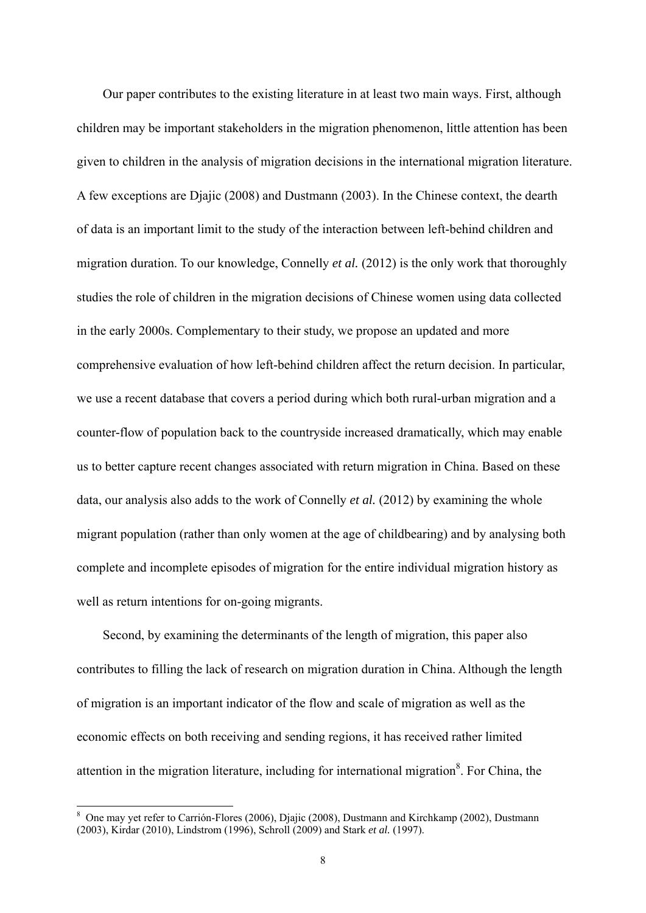Our paper contributes to the existing literature in at least two main ways. First, although children may be important stakeholders in the migration phenomenon, little attention has been given to children in the analysis of migration decisions in the international migration literature. A few exceptions are Djajic (2008) and Dustmann (2003). In the Chinese context, the dearth of data is an important limit to the study of the interaction between left-behind children and migration duration. To our knowledge, Connelly *et al.* (2012) is the only work that thoroughly studies the role of children in the migration decisions of Chinese women using data collected in the early 2000s. Complementary to their study, we propose an updated and more comprehensive evaluation of how left-behind children affect the return decision. In particular, we use a recent database that covers a period during which both rural-urban migration and a counter-flow of population back to the countryside increased dramatically, which may enable us to better capture recent changes associated with return migration in China. Based on these data, our analysis also adds to the work of Connelly *et al.* (2012) by examining the whole migrant population (rather than only women at the age of childbearing) and by analysing both complete and incomplete episodes of migration for the entire individual migration history as well as return intentions for on-going migrants.

Second, by examining the determinants of the length of migration, this paper also contributes to filling the lack of research on migration duration in China. Although the length of migration is an important indicator of the flow and scale of migration as well as the economic effects on both receiving and sending regions, it has received rather limited attention in the migration literature, including for international migration[8]. For China, the

[8] One may yet refer to Carrión-Flores (2006), Djajic (2008), Dustmann and Kirchkamp (2002), Dustmann (2003), Kirdar (2010), Lindstrom (1996), Schroll (2009) and Stark *et al.* (1997).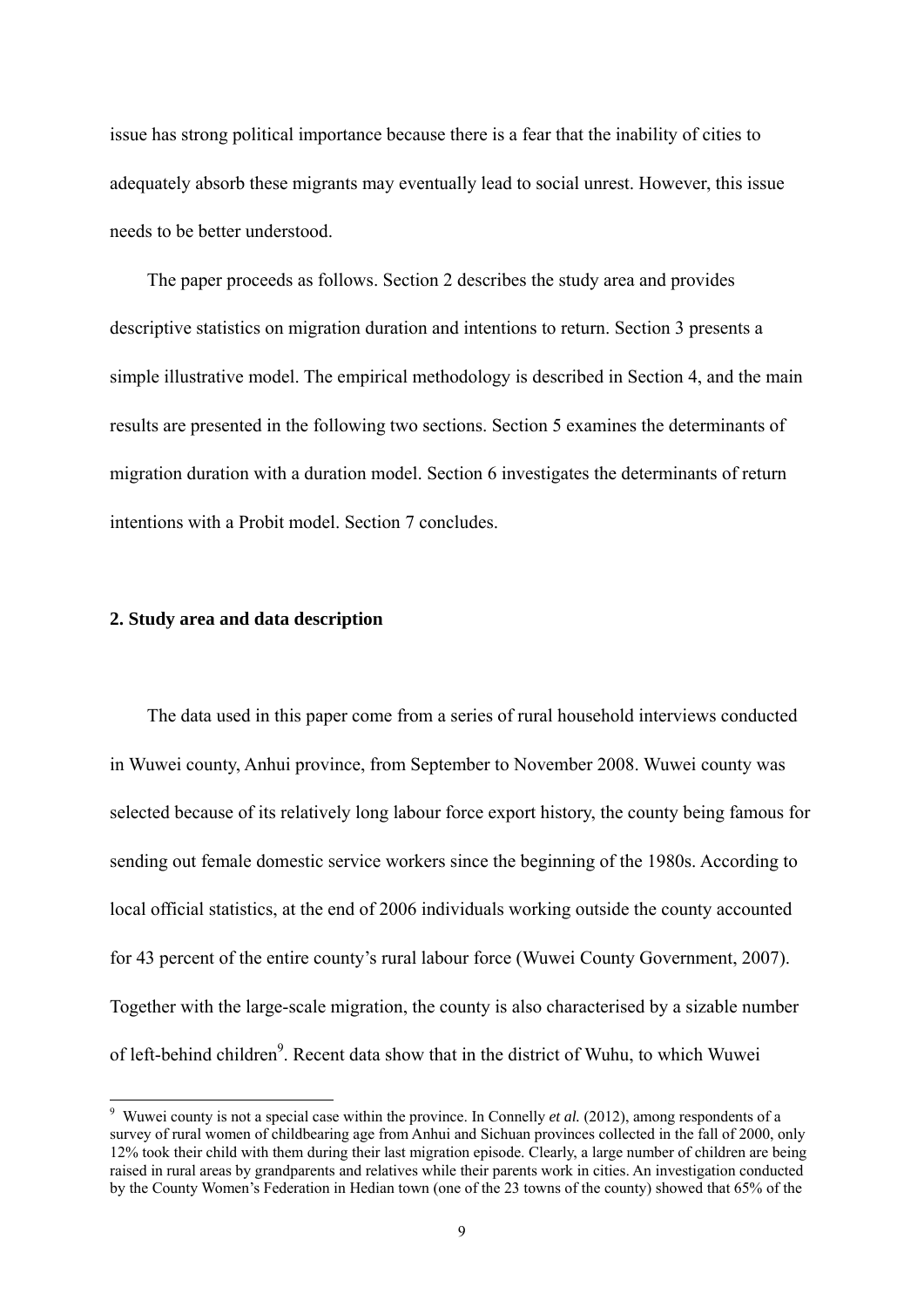issue has strong political importance because there is a fear that the inability of cities to adequately absorb these migrants may eventually lead to social unrest. However, this issue needs to be better understood.

The paper proceeds as follows. Section 2 describes the study area and provides descriptive statistics on migration duration and intentions to return. Section 3 presents a simple illustrative model. The empirical methodology is described in Section 4, and the main results are presented in the following two sections. Section 5 examines the determinants of migration duration with a duration model. Section 6 investigates the determinants of return intentions with a Probit model. Section 7 concludes.

## 2. Study area and data description

The data used in this paper come from a series of rural household interviews conducted in Wuwei county, Anhui province, from September to November 2008. Wuwei county was selected because of its relatively long labour force export history, the county being famous for sending out female domestic service workers since the beginning of the 1980s. According to local official statistics, at the end of 2006 individuals working outside the county accounted for 43 percent of the entire county's rural labour force (Wuwei County Government, 2007). Together with the large-scale migration, the county is also characterised by a sizable number of left-behind children[9]. Recent data show that in the district of Wuhu, to which Wuwei

---

[9] Wuwei county is not a special case within the province. In Connelly *et al.* (2012), among respondents of a survey of rural women of childbearing age from Anhui and Sichuan provinces collected in the fall of 2000, only 12% took their child with them during their last migration episode. Clearly, a large number of children are being raised in rural areas by grandparents and relatives while their parents work in cities. An investigation conducted by the County Women's Federation in Hedian town (one of the 23 towns of the county) showed that 65% of the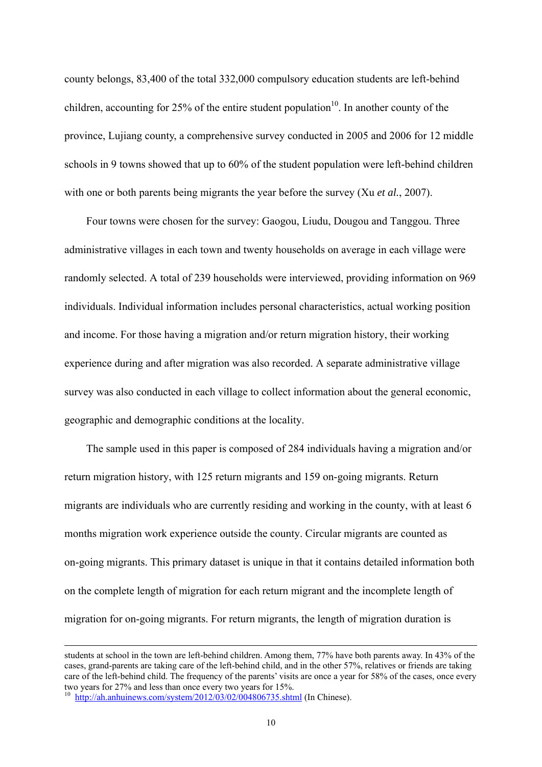county belongs, 83,400 of the total 332,000 compulsory education students are left-behind children, accounting for 25% of the entire student population[10]. In another county of the province, Lujiang county, a comprehensive survey conducted in 2005 and 2006 for 12 middle schools in 9 towns showed that up to 60% of the student population were left-behind children with one or both parents being migrants the year before the survey (Xu *et al.*, 2007).

Four towns were chosen for the survey: Gaogou, Liudu, Dougou and Tanggou. Three administrative villages in each town and twenty households on average in each village were randomly selected. A total of 239 households were interviewed, providing information on 969 individuals. Individual information includes personal characteristics, actual working position and income. For those having a migration and/or return migration history, their working experience during and after migration was also recorded. A separate administrative village survey was also conducted in each village to collect information about the general economic, geographic and demographic conditions at the locality.

The sample used in this paper is composed of 284 individuals having a migration and/or return migration history, with 125 return migrants and 159 on-going migrants. Return migrants are individuals who are currently residing and working in the county, with at least 6 months migration work experience outside the county. Circular migrants are counted as on-going migrants. This primary dataset is unique in that it contains detailed information both on the complete length of migration for each return migrant and the incomplete length of migration for on-going migrants. For return migrants, the length of migration duration is

---

students at school in the town are left-behind children. Among them, 77% have both parents away. In 43% of the cases, grand-parents are taking care of the left-behind child, and in the other 57%, relatives or friends are taking care of the left-behind child. The frequency of the parents' visits are once a year for 58% of the cases, once every two years for 27% and less than once every two years for 15%.

[10] http://ah.anhuinews.com/system/2012/03/02/004806735.shtml (In Chinese).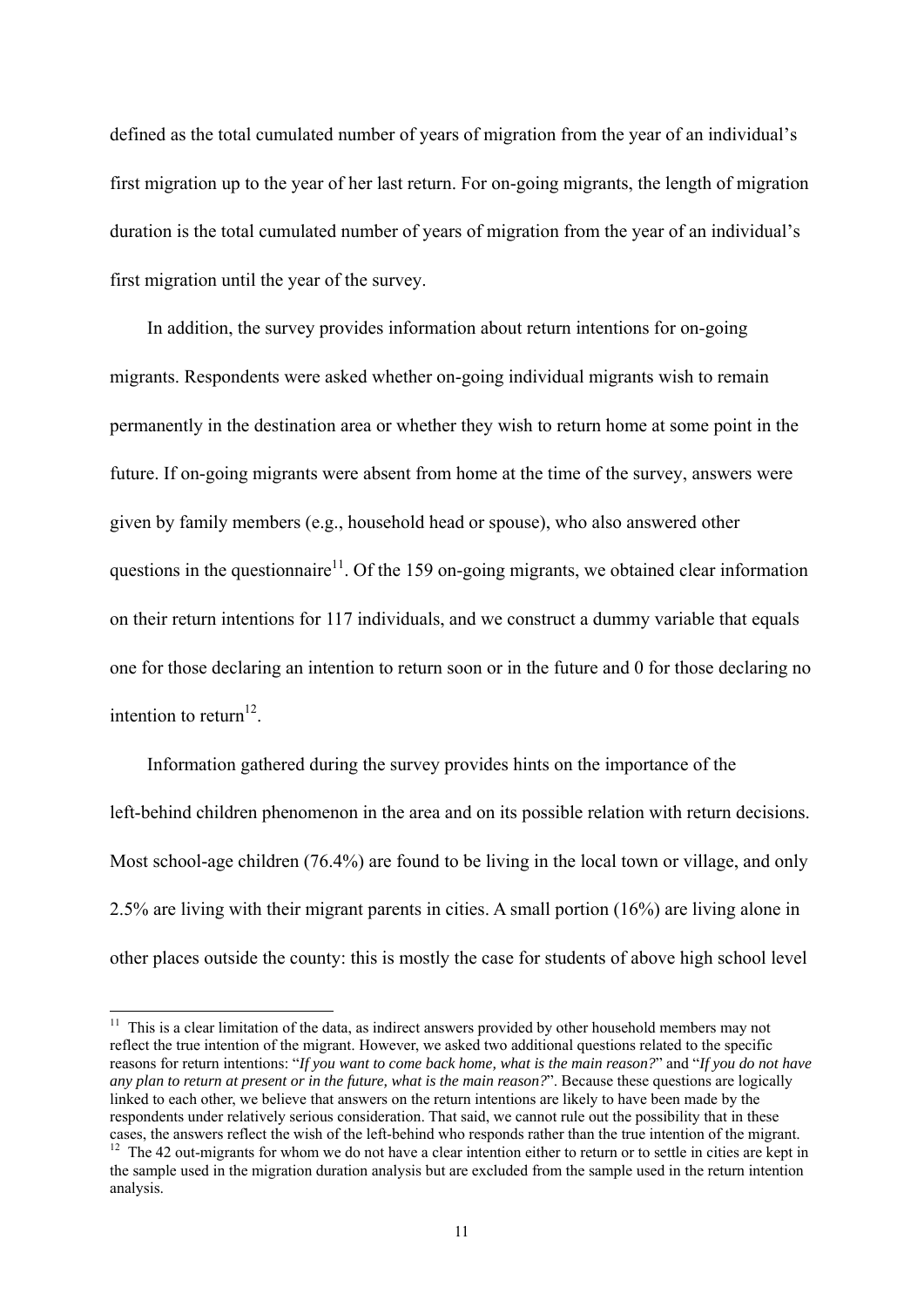defined as the total cumulated number of years of migration from the year of an individual's first migration up to the year of her last return. For on-going migrants, the length of migration duration is the total cumulated number of years of migration from the year of an individual's first migration until the year of the survey.

In addition, the survey provides information about return intentions for on-going migrants. Respondents were asked whether on-going individual migrants wish to remain permanently in the destination area or whether they wish to return home at some point in the future. If on-going migrants were absent from home at the time of the survey, answers were given by family members (e.g., household head or spouse), who also answered other questions in the questionnaire[11]. Of the 159 on-going migrants, we obtained clear information on their return intentions for 117 individuals, and we construct a dummy variable that equals one for those declaring an intention to return soon or in the future and 0 for those declaring no intention to return[12].

Information gathered during the survey provides hints on the importance of the left-behind children phenomenon in the area and on its possible relation with return decisions. Most school-age children (76.4%) are found to be living in the local town or village, and only 2.5% are living with their migrant parents in cities. A small portion (16%) are living alone in other places outside the county: this is mostly the case for students of above high school level

---

[11] This is a clear limitation of the data, as indirect answers provided by other household members may not reflect the true intention of the migrant. However, we asked two additional questions related to the specific reasons for return intentions: "*If you want to come back home, what is the main reason?*" and "*If you do not have any plan to return at present or in the future, what is the main reason?*". Because these questions are logically linked to each other, we believe that answers on the return intentions are likely to have been made by the respondents under relatively serious consideration. That said, we cannot rule out the possibility that in these cases, the answers reflect the wish of the left-behind who responds rather than the true intention of the migrant.

[12] The 42 out-migrants for whom we do not have a clear intention either to return or to settle in cities are kept in the sample used in the migration duration analysis but are excluded from the sample used in the return intention analysis.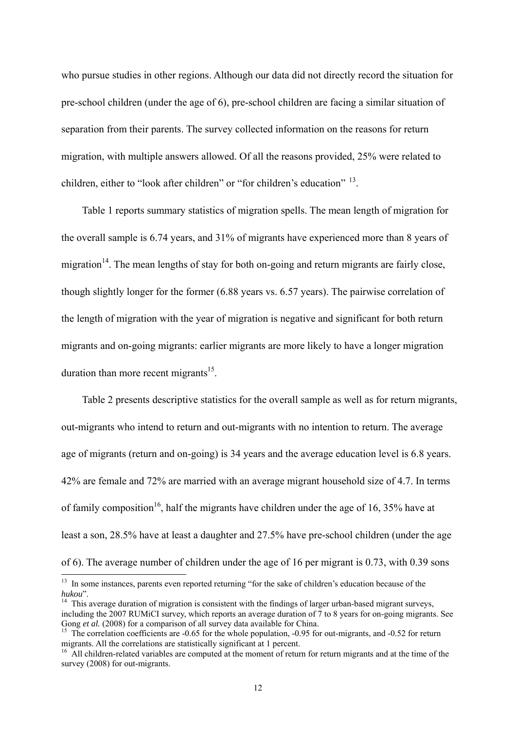who pursue studies in other regions. Although our data did not directly record the situation for pre-school children (under the age of 6), pre-school children are facing a similar situation of separation from their parents. The survey collected information on the reasons for return migration, with multiple answers allowed. Of all the reasons provided, 25% were related to children, either to "look after children" or "for children's education" [13].

Table 1 reports summary statistics of migration spells. The mean length of migration for the overall sample is 6.74 years, and 31% of migrants have experienced more than 8 years of migration[14]. The mean lengths of stay for both on-going and return migrants are fairly close, though slightly longer for the former (6.88 years vs. 6.57 years). The pairwise correlation of the length of migration with the year of migration is negative and significant for both return migrants and on-going migrants: earlier migrants are more likely to have a longer migration duration than more recent migrants[15].

Table 2 presents descriptive statistics for the overall sample as well as for return migrants, out-migrants who intend to return and out-migrants with no intention to return. The average age of migrants (return and on-going) is 34 years and the average education level is 6.8 years. 42% are female and 72% are married with an average migrant household size of 4.7. In terms of family composition[16], half the migrants have children under the age of 16, 35% have at least a son, 28.5% have at least a daughter and 27.5% have pre-school children (under the age of 6). The average number of children under the age of 16 per migrant is 0.73, with 0.39 sons

---

[13] In some instances, parents even reported returning "for the sake of children's education because of the *hukou*".

[14] This average duration of migration is consistent with the findings of larger urban-based migrant surveys, including the 2007 RUMiCI survey, which reports an average duration of 7 to 8 years for on-going migrants. See Gong *et al.* (2008) for a comparison of all survey data available for China.

[15] The correlation coefficients are -0.65 for the whole population, -0.95 for out-migrants, and -0.52 for return migrants. All the correlations are statistically significant at 1 percent.

[16] All children-related variables are computed at the moment of return for return migrants and at the time of the survey (2008) for out-migrants.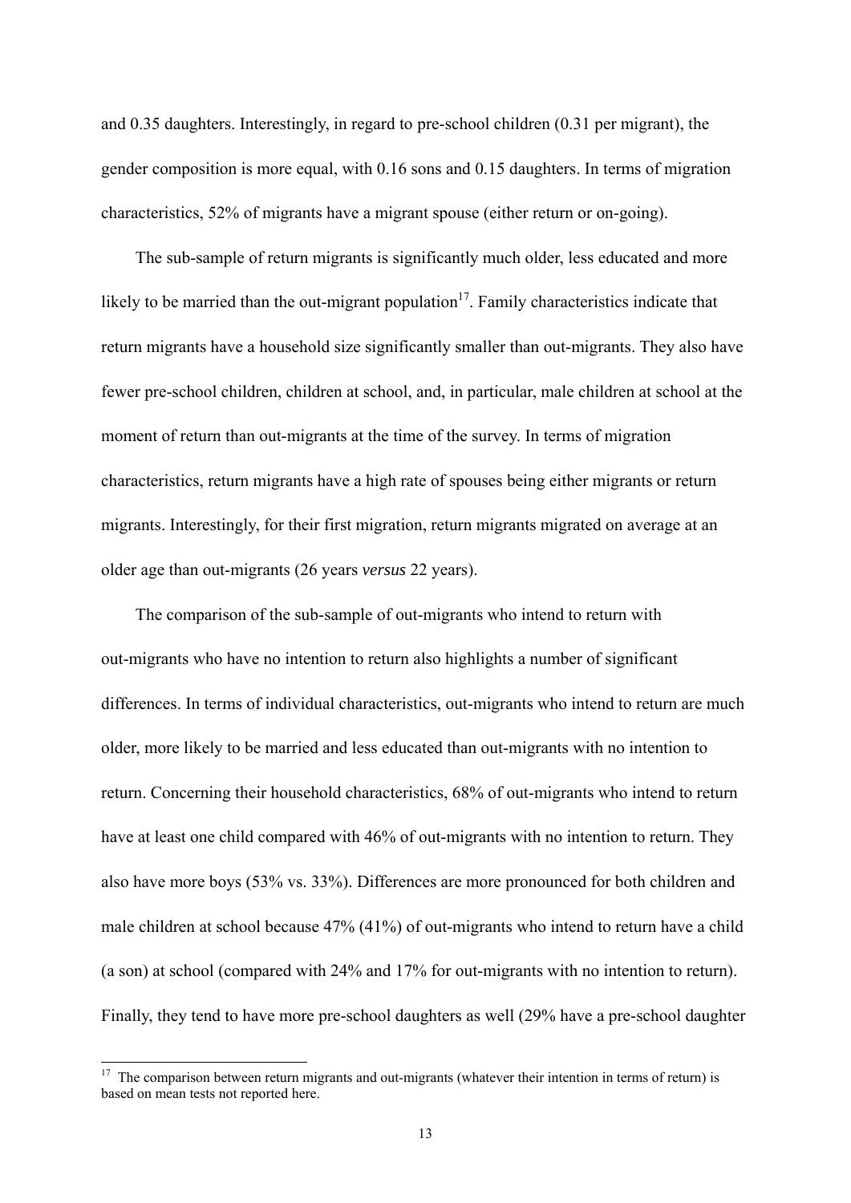and 0.35 daughters. Interestingly, in regard to pre-school children (0.31 per migrant), the gender composition is more equal, with 0.16 sons and 0.15 daughters. In terms of migration characteristics, 52% of migrants have a migrant spouse (either return or on-going).

The sub-sample of return migrants is significantly much older, less educated and more likely to be married than the out-migrant population[17]. Family characteristics indicate that return migrants have a household size significantly smaller than out-migrants. They also have fewer pre-school children, children at school, and, in particular, male children at school at the moment of return than out-migrants at the time of the survey. In terms of migration characteristics, return migrants have a high rate of spouses being either migrants or return migrants. Interestingly, for their first migration, return migrants migrated on average at an older age than out-migrants (26 years *versus* 22 years).

The comparison of the sub-sample of out-migrants who intend to return with out-migrants who have no intention to return also highlights a number of significant differences. In terms of individual characteristics, out-migrants who intend to return are much older, more likely to be married and less educated than out-migrants with no intention to return. Concerning their household characteristics, 68% of out-migrants who intend to return have at least one child compared with 46% of out-migrants with no intention to return. They also have more boys (53% vs. 33%). Differences are more pronounced for both children and male children at school because 47% (41%) of out-migrants who intend to return have a child (a son) at school (compared with 24% and 17% for out-migrants with no intention to return). Finally, they tend to have more pre-school daughters as well (29% have a pre-school daughter

[17] The comparison between return migrants and out-migrants (whatever their intention in terms of return) is based on mean tests not reported here.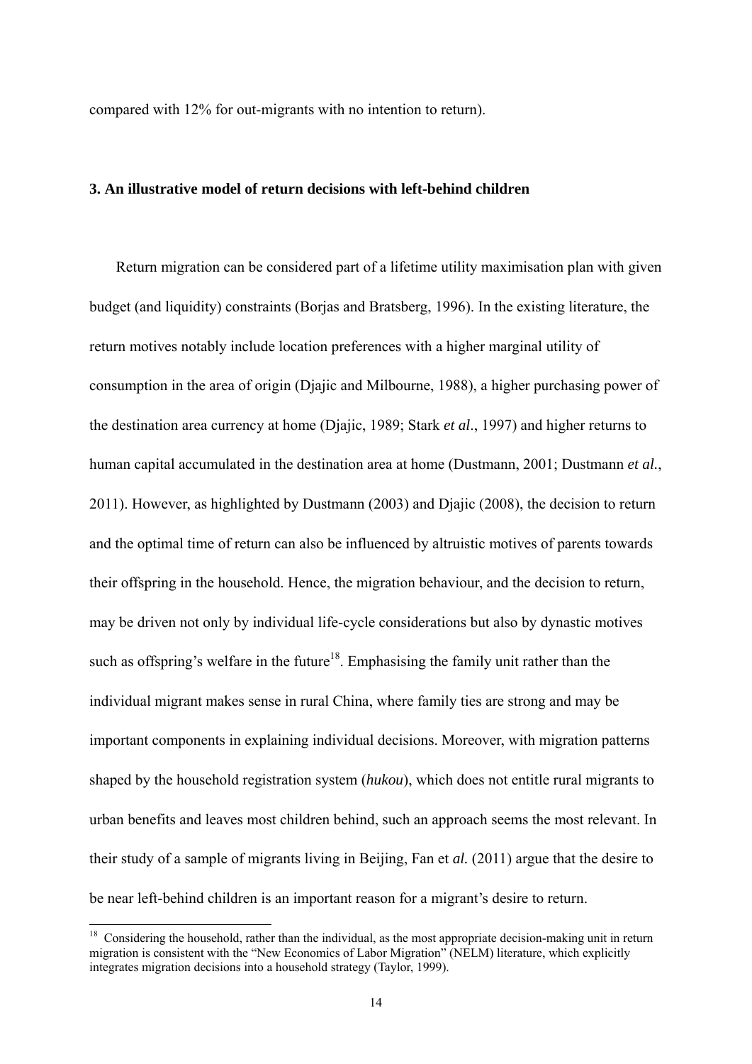compared with 12% for out-migrants with no intention to return).

### 3. An illustrative model of return decisions with left-behind children

Return migration can be considered part of a lifetime utility maximisation plan with given budget (and liquidity) constraints (Borjas and Bratsberg, 1996). In the existing literature, the return motives notably include location preferences with a higher marginal utility of consumption in the area of origin (Djajic and Milbourne, 1988), a higher purchasing power of the destination area currency at home (Djajic, 1989; Stark *et al*., 1997) and higher returns to human capital accumulated in the destination area at home (Dustmann, 2001; Dustmann *et al.*, 2011). However, as highlighted by Dustmann (2003) and Djajic (2008), the decision to return and the optimal time of return can also be influenced by altruistic motives of parents towards their offspring in the household. Hence, the migration behaviour, and the decision to return, may be driven not only by individual life-cycle considerations but also by dynastic motives such as offspring's welfare in the future[18]. Emphasising the family unit rather than the individual migrant makes sense in rural China, where family ties are strong and may be important components in explaining individual decisions. Moreover, with migration patterns shaped by the household registration system (*hukou*), which does not entitle rural migrants to urban benefits and leaves most children behind, such an approach seems the most relevant. In their study of a sample of migrants living in Beijing, Fan et *al.* (2011) argue that the desire to be near left-behind children is an important reason for a migrant's desire to return.

[18] Considering the household, rather than the individual, as the most appropriate decision-making unit in return migration is consistent with the "New Economics of Labor Migration" (NELM) literature, which explicitly integrates migration decisions into a household strategy (Taylor, 1999).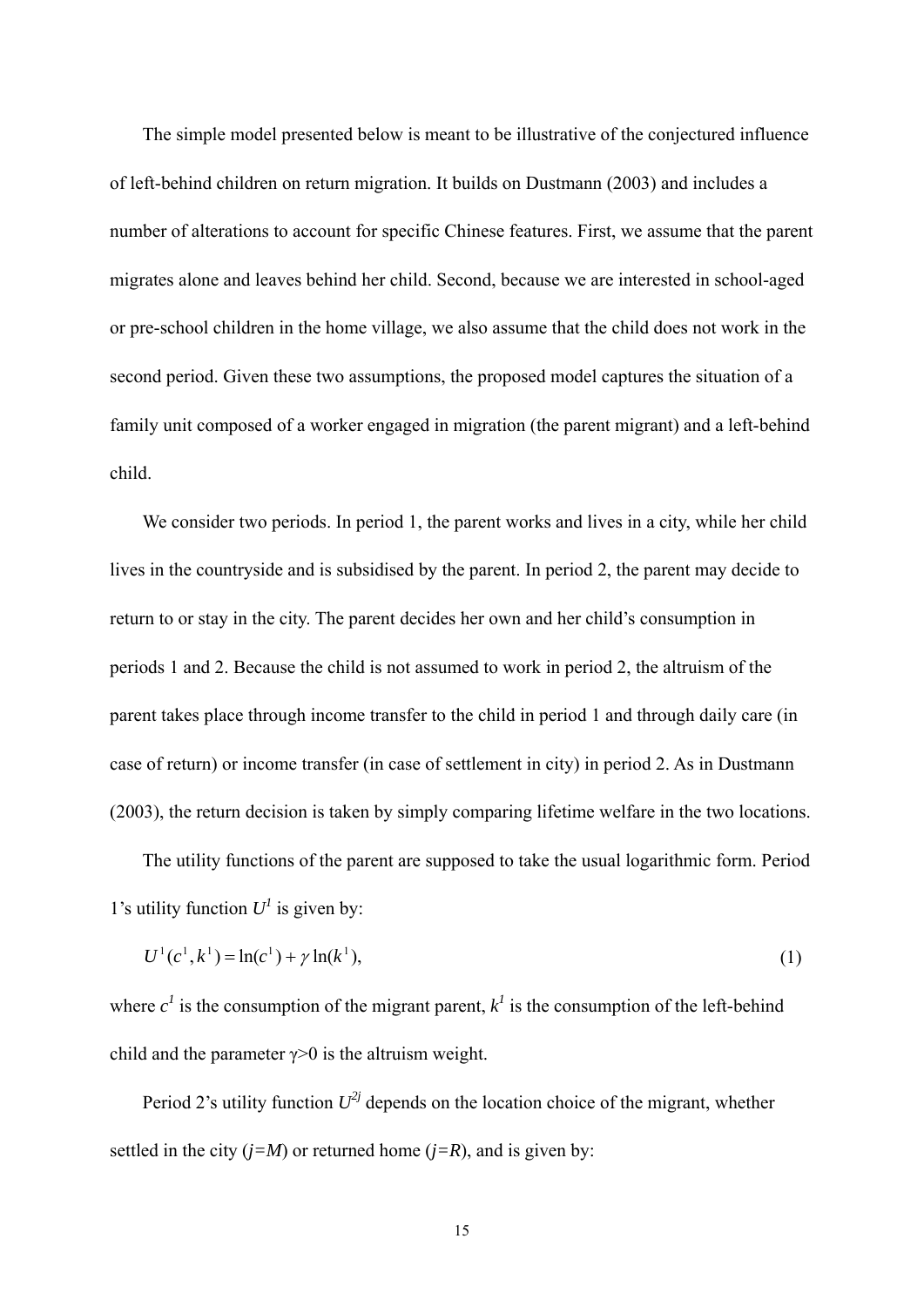The simple model presented below is meant to be illustrative of the conjectured influence of left-behind children on return migration. It builds on Dustmann (2003) and includes a number of alterations to account for specific Chinese features. First, we assume that the parent migrates alone and leaves behind her child. Second, because we are interested in school-aged or pre-school children in the home village, we also assume that the child does not work in the second period. Given these two assumptions, the proposed model captures the situation of a family unit composed of a worker engaged in migration (the parent migrant) and a left-behind child.

We consider two periods. In period 1, the parent works and lives in a city, while her child lives in the countryside and is subsidised by the parent. In period 2, the parent may decide to return to or stay in the city. The parent decides her own and her child's consumption in periods 1 and 2. Because the child is not assumed to work in period 2, the altruism of the parent takes place through income transfer to the child in period 1 and through daily care (in case of return) or income transfer (in case of settlement in city) in period 2. As in Dustmann (2003), the return decision is taken by simply comparing lifetime welfare in the two locations.

The utility functions of the parent are supposed to take the usual logarithmic form. Period 1's utility function $U^1$ is given by:

$$U^1(c^1, k^1) = \ln(c^1) + \gamma \ln(k^1), \tag{1}$$

where $c^1$ is the consumption of the migrant parent, $k^1$ is the consumption of the left-behind child and the parameter $\gamma>0$ is the altruism weight.

Period 2's utility function $U^{2j}$ depends on the location choice of the migrant, whether settled in the city ($j=M$) or returned home ($j=R$), and is given by: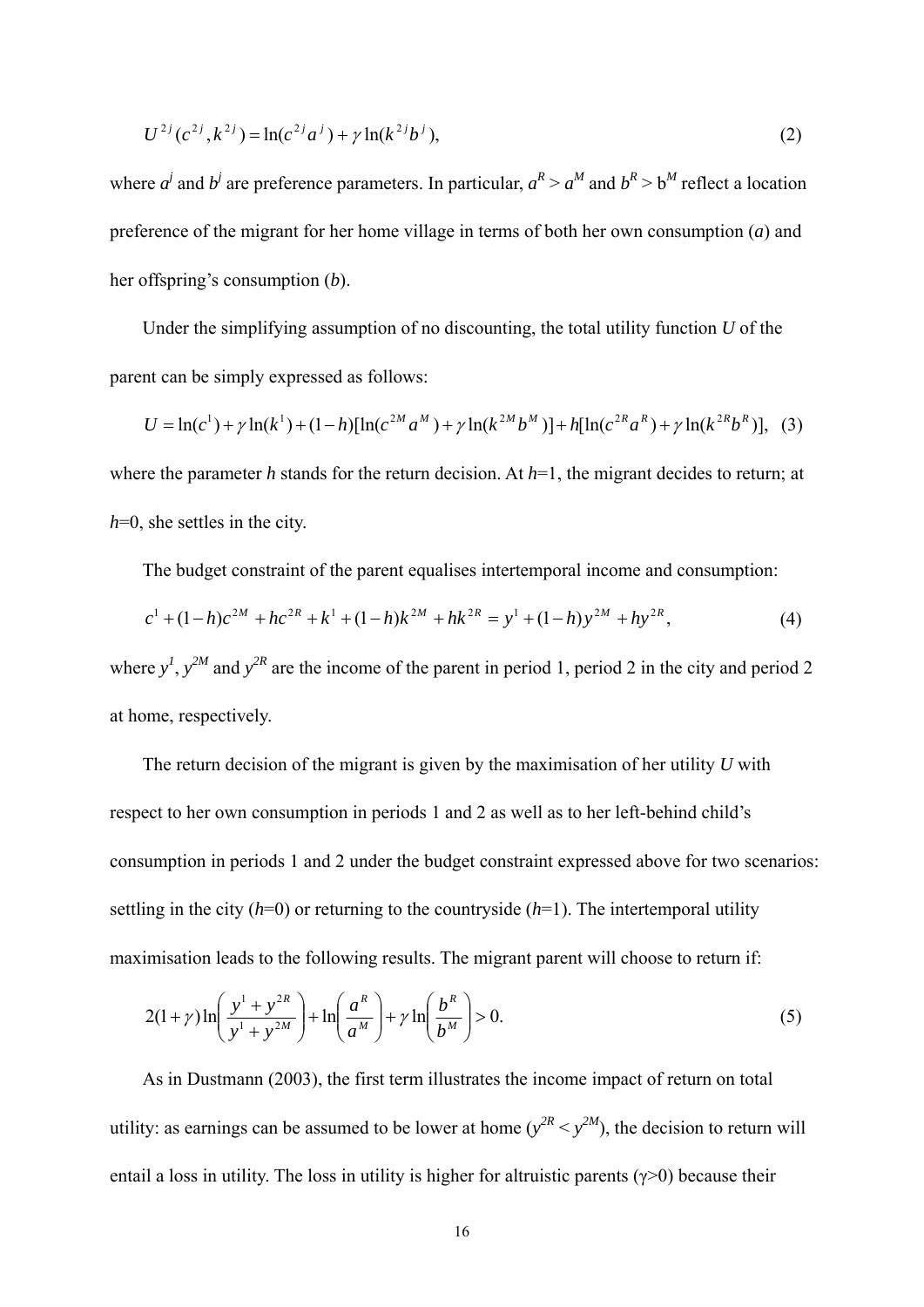$$U^{2j}(c^{2j}, k^{2j}) = \ln(c^{2j}a^j) + \gamma \ln(k^{2j}b^j), \tag{2}$$

where $a^j$ and $b^j$ are preference parameters. In particular, $a^R > a^M$ and $b^R > b^M$ reflect a location preference of the migrant for her home village in terms of both her own consumption (*a*) and her offspring's consumption (*b*).

Under the simplifying assumption of no discounting, the total utility function *U* of the parent can be simply expressed as follows:

$$U = \ln(c^1) + \gamma \ln(k^1) + (1-h)[\ln(c^{2M}a^M) + \gamma \ln(k^{2M}b^M)] + h[\ln(c^{2R}a^R) + \gamma \ln(k^{2R}b^R)], \tag{3}$$

where the parameter *h* stands for the return decision. At *h*=1, the migrant decides to return; at *h*=0, she settles in the city.

The budget constraint of the parent equalises intertemporal income and consumption:

$$c^1 + (1-h)c^{2M} + hc^{2R} + k^1 + (1-h)k^{2M} + hk^{2R} = y^1 + (1-h)y^{2M} + hy^{2R}, \tag{4}$$

where $y^1$, $y^{2M}$ and $y^{2R}$ are the income of the parent in period 1, period 2 in the city and period 2 at home, respectively.

The return decision of the migrant is given by the maximisation of her utility *U* with respect to her own consumption in periods 1 and 2 as well as to her left-behind child's consumption in periods 1 and 2 under the budget constraint expressed above for two scenarios: settling in the city (*h*=0) or returning to the countryside (*h*=1). The intertemporal utility maximisation leads to the following results. The migrant parent will choose to return if:

$$2(1+\gamma)\ln\left(\frac{y^1 + y^{2R}}{y^1 + y^{2M}}\right) + \ln\left(\frac{a^R}{a^M}\right) + \gamma \ln\left(\frac{b^R}{b^M}\right) > 0. \tag{5}$$

As in Dustmann (2003), the first term illustrates the income impact of return on total utility: as earnings can be assumed to be lower at home ($y^{2R} < y^{2M}$), the decision to return will entail a loss in utility. The loss in utility is higher for altruistic parents ($\gamma$>0) because their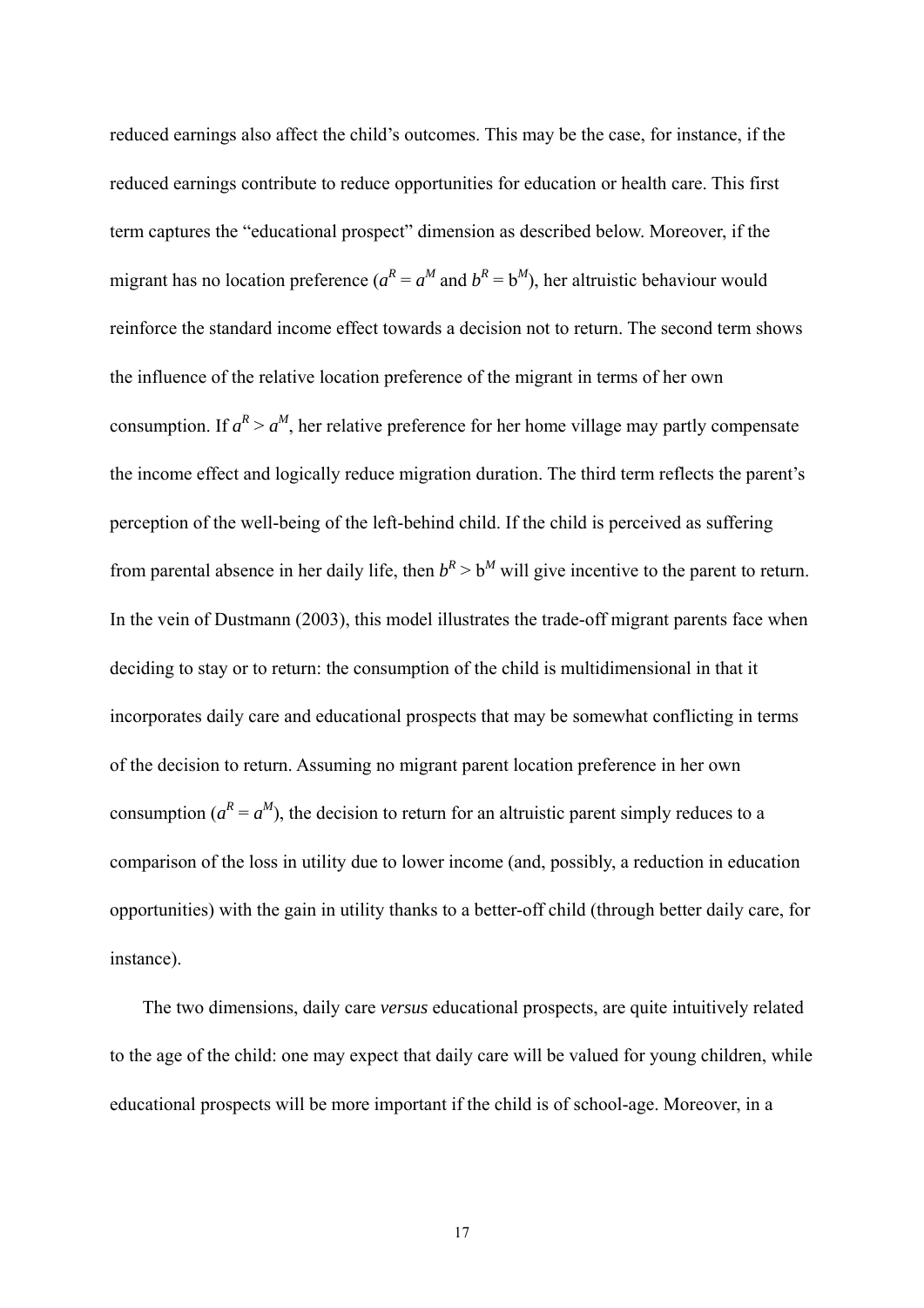reduced earnings also affect the child's outcomes. This may be the case, for instance, if the reduced earnings contribute to reduce opportunities for education or health care. This first term captures the "educational prospect" dimension as described below. Moreover, if the migrant has no location preference ($a^R = a^M$ and $b^R = b^M$), her altruistic behaviour would reinforce the standard income effect towards a decision not to return. The second term shows the influence of the relative location preference of the migrant in terms of her own consumption. If $a^R > a^M$, her relative preference for her home village may partly compensate the income effect and logically reduce migration duration. The third term reflects the parent's perception of the well-being of the left-behind child. If the child is perceived as suffering from parental absence in her daily life, then $b^R > b^M$ will give incentive to the parent to return. In the vein of Dustmann (2003), this model illustrates the trade-off migrant parents face when deciding to stay or to return: the consumption of the child is multidimensional in that it incorporates daily care and educational prospects that may be somewhat conflicting in terms of the decision to return. Assuming no migrant parent location preference in her own consumption ($a^R = a^M$), the decision to return for an altruistic parent simply reduces to a comparison of the loss in utility due to lower income (and, possibly, a reduction in education opportunities) with the gain in utility thanks to a better-off child (through better daily care, for instance).

The two dimensions, daily care *versus* educational prospects, are quite intuitively related to the age of the child: one may expect that daily care will be valued for young children, while educational prospects will be more important if the child is of school-age. Moreover, in a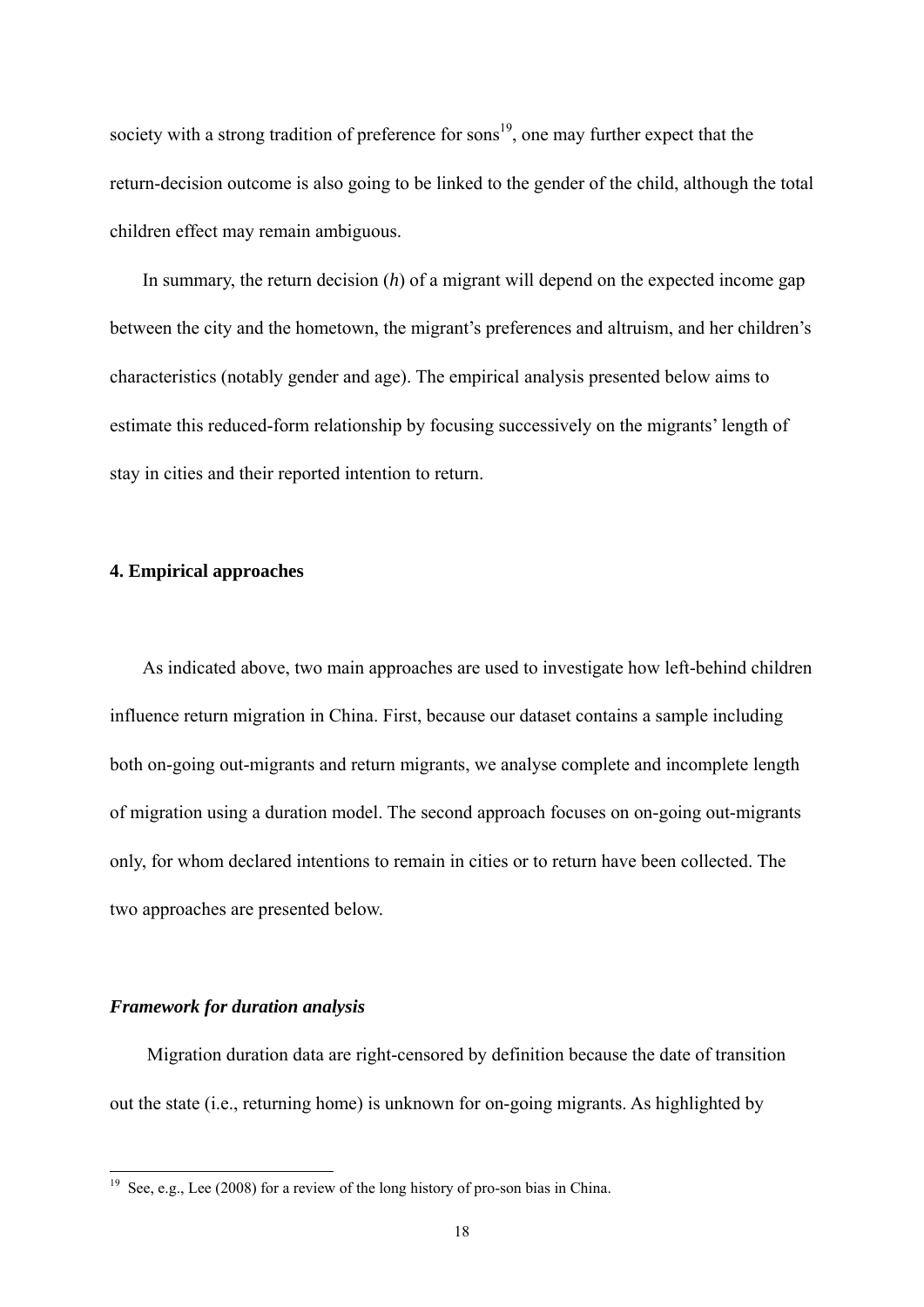society with a strong tradition of preference for sons[19], one may further expect that the return-decision outcome is also going to be linked to the gender of the child, although the total children effect may remain ambiguous.

In summary, the return decision ($h$) of a migrant will depend on the expected income gap between the city and the hometown, the migrant's preferences and altruism, and her children's characteristics (notably gender and age). The empirical analysis presented below aims to estimate this reduced-form relationship by focusing successively on the migrants' length of stay in cities and their reported intention to return.

## 4. Empirical approaches

As indicated above, two main approaches are used to investigate how left-behind children influence return migration in China. First, because our dataset contains a sample including both on-going out-migrants and return migrants, we analyse complete and incomplete length of migration using a duration model. The second approach focuses on on-going out-migrants only, for whom declared intentions to remain in cities or to return have been collected. The two approaches are presented below.

### *Framework for duration analysis*

Migration duration data are right-censored by definition because the date of transition out the state (i.e., returning home) is unknown for on-going migrants. As highlighted by

---

[19] See, e.g., Lee (2008) for a review of the long history of pro-son bias in China.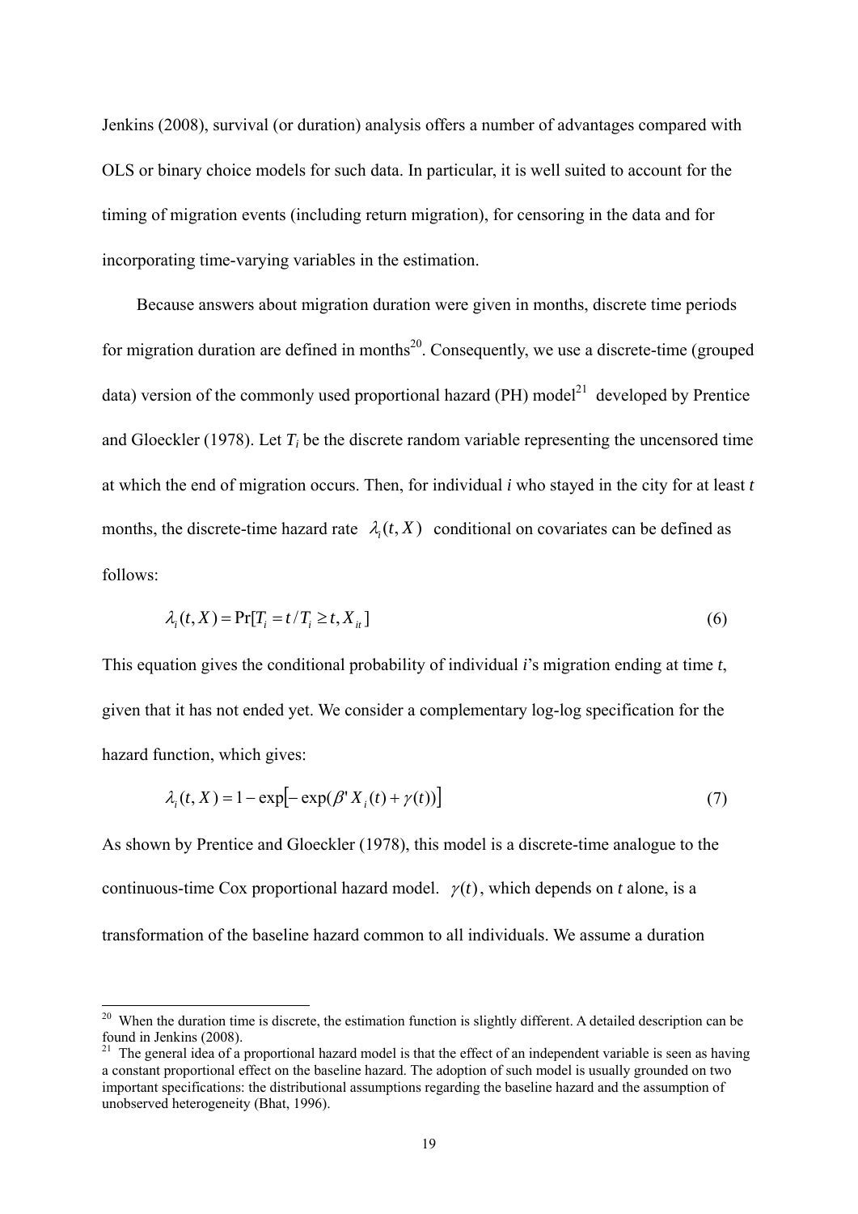Jenkins (2008), survival (or duration) analysis offers a number of advantages compared with OLS or binary choice models for such data. In particular, it is well suited to account for the timing of migration events (including return migration), for censoring in the data and for incorporating time-varying variables in the estimation.

Because answers about migration duration were given in months, discrete time periods for migration duration are defined in months[20]. Consequently, we use a discrete-time (grouped data) version of the commonly used proportional hazard (PH) model[21] developed by Prentice and Gloeckler (1978). Let $T_i$ be the discrete random variable representing the uncensored time at which the end of migration occurs. Then, for individual *i* who stayed in the city for at least *t* months, the discrete-time hazard rate $\lambda_i(t, X)$ conditional on covariates can be defined as follows:

$$\lambda_i(t, X) = \Pr[T_i = t / T_i \geq t, X_{it}] \tag{6}$$

This equation gives the conditional probability of individual *i*'s migration ending at time *t*, given that it has not ended yet. We consider a complementary log-log specification for the hazard function, which gives:

$$\lambda_i(t, X) = 1 - \exp\left[-\exp(\beta' X_i(t) + \gamma(t))\right] \tag{7}$$

As shown by Prentice and Gloeckler (1978), this model is a discrete-time analogue to the continuous-time Cox proportional hazard model. $\gamma(t)$, which depends on *t* alone, is a transformation of the baseline hazard common to all individuals. We assume a duration

---

[20] When the duration time is discrete, the estimation function is slightly different. A detailed description can be found in Jenkins (2008).

[21] The general idea of a proportional hazard model is that the effect of an independent variable is seen as having a constant proportional effect on the baseline hazard. The adoption of such model is usually grounded on two important specifications: the distributional assumptions regarding the baseline hazard and the assumption of unobserved heterogeneity (Bhat, 1996).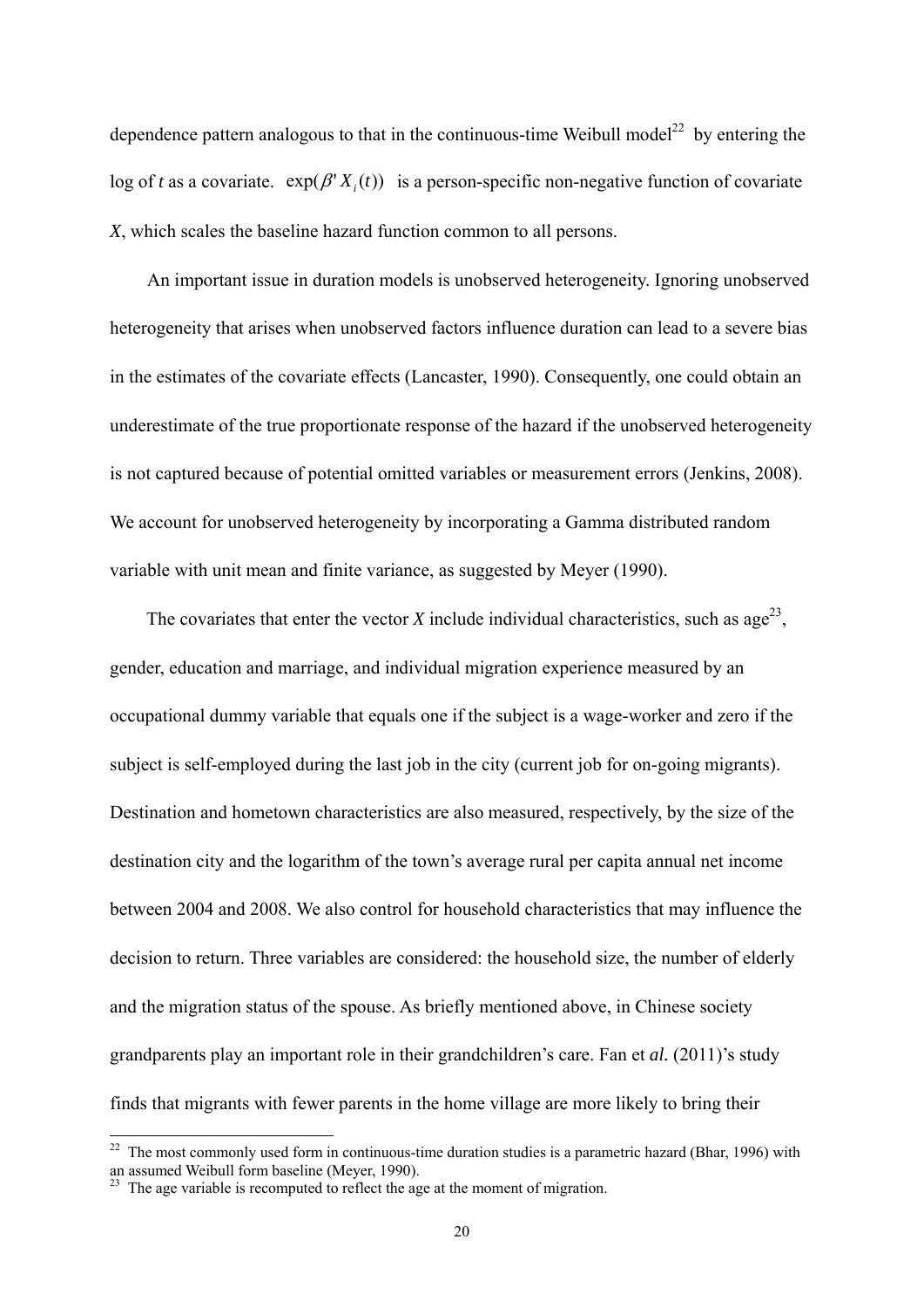dependence pattern analogous to that in the continuous-time Weibull model[22] by entering the log of *t* as a covariate. $\exp(\beta' X_i(t))$ is a person-specific non-negative function of covariate *X*, which scales the baseline hazard function common to all persons.

An important issue in duration models is unobserved heterogeneity. Ignoring unobserved heterogeneity that arises when unobserved factors influence duration can lead to a severe bias in the estimates of the covariate effects (Lancaster, 1990). Consequently, one could obtain an underestimate of the true proportionate response of the hazard if the unobserved heterogeneity is not captured because of potential omitted variables or measurement errors (Jenkins, 2008). We account for unobserved heterogeneity by incorporating a Gamma distributed random variable with unit mean and finite variance, as suggested by Meyer (1990).

The covariates that enter the vector *X* include individual characteristics, such as age[23], gender, education and marriage, and individual migration experience measured by an occupational dummy variable that equals one if the subject is a wage-worker and zero if the subject is self-employed during the last job in the city (current job for on-going migrants). Destination and hometown characteristics are also measured, respectively, by the size of the destination city and the logarithm of the town's average rural per capita annual net income between 2004 and 2008. We also control for household characteristics that may influence the decision to return. Three variables are considered: the household size, the number of elderly and the migration status of the spouse. As briefly mentioned above, in Chinese society grandparents play an important role in their grandchildren's care. Fan et *al.* (2011)'s study finds that migrants with fewer parents in the home village are more likely to bring their

---

[22] The most commonly used form in continuous-time duration studies is a parametric hazard (Bhar, 1996) with an assumed Weibull form baseline (Meyer, 1990).

[23] The age variable is recomputed to reflect the age at the moment of migration.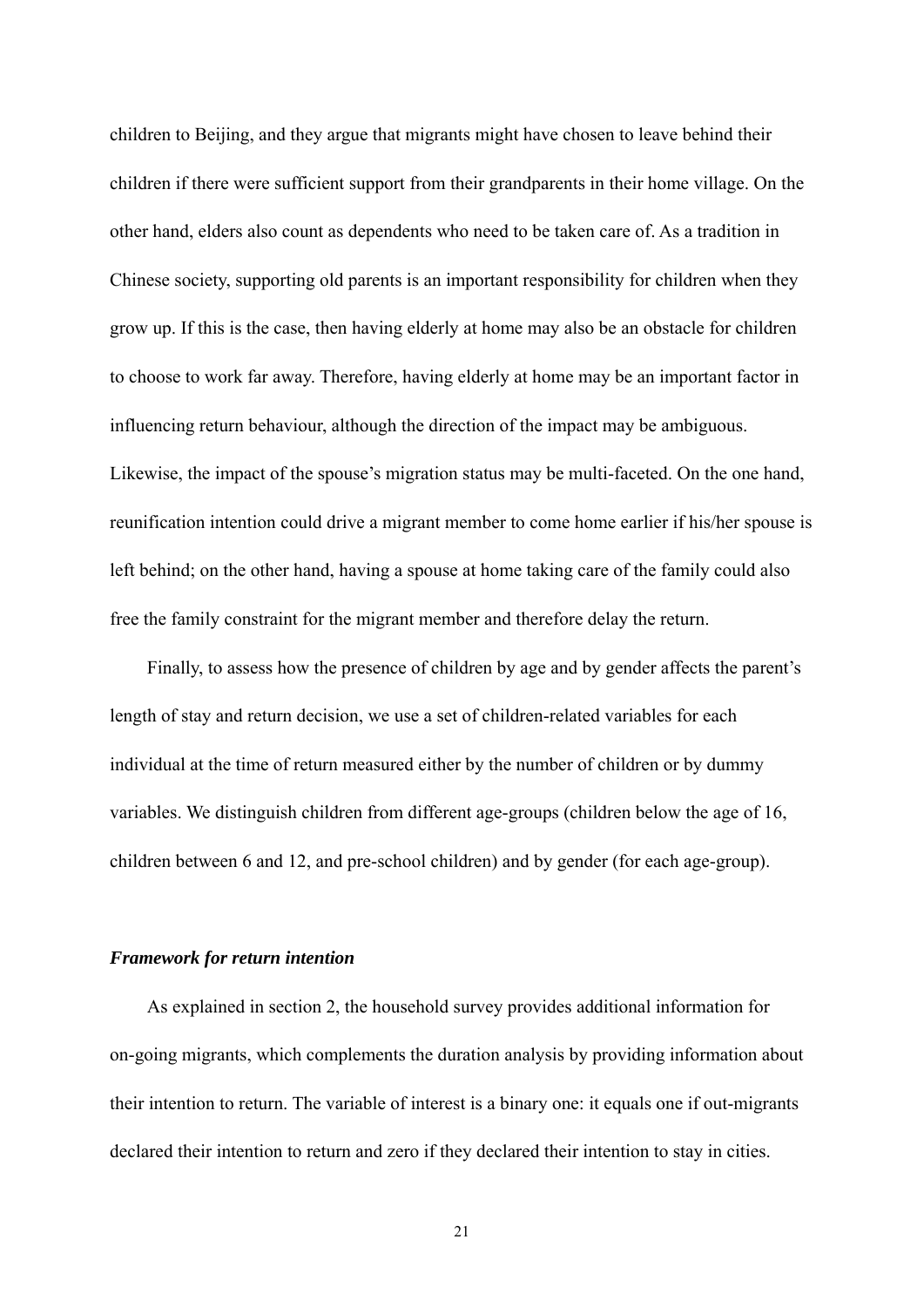children to Beijing, and they argue that migrants might have chosen to leave behind their children if there were sufficient support from their grandparents in their home village. On the other hand, elders also count as dependents who need to be taken care of. As a tradition in Chinese society, supporting old parents is an important responsibility for children when they grow up. If this is the case, then having elderly at home may also be an obstacle for children to choose to work far away. Therefore, having elderly at home may be an important factor in influencing return behaviour, although the direction of the impact may be ambiguous. Likewise, the impact of the spouse's migration status may be multi-faceted. On the one hand, reunification intention could drive a migrant member to come home earlier if his/her spouse is left behind; on the other hand, having a spouse at home taking care of the family could also free the family constraint for the migrant member and therefore delay the return.

Finally, to assess how the presence of children by age and by gender affects the parent's length of stay and return decision, we use a set of children-related variables for each individual at the time of return measured either by the number of children or by dummy variables. We distinguish children from different age-groups (children below the age of 16, children between 6 and 12, and pre-school children) and by gender (for each age-group).

***Framework for return intention***

As explained in section 2, the household survey provides additional information for on-going migrants, which complements the duration analysis by providing information about their intention to return. The variable of interest is a binary one: it equals one if out-migrants declared their intention to return and zero if they declared their intention to stay in cities.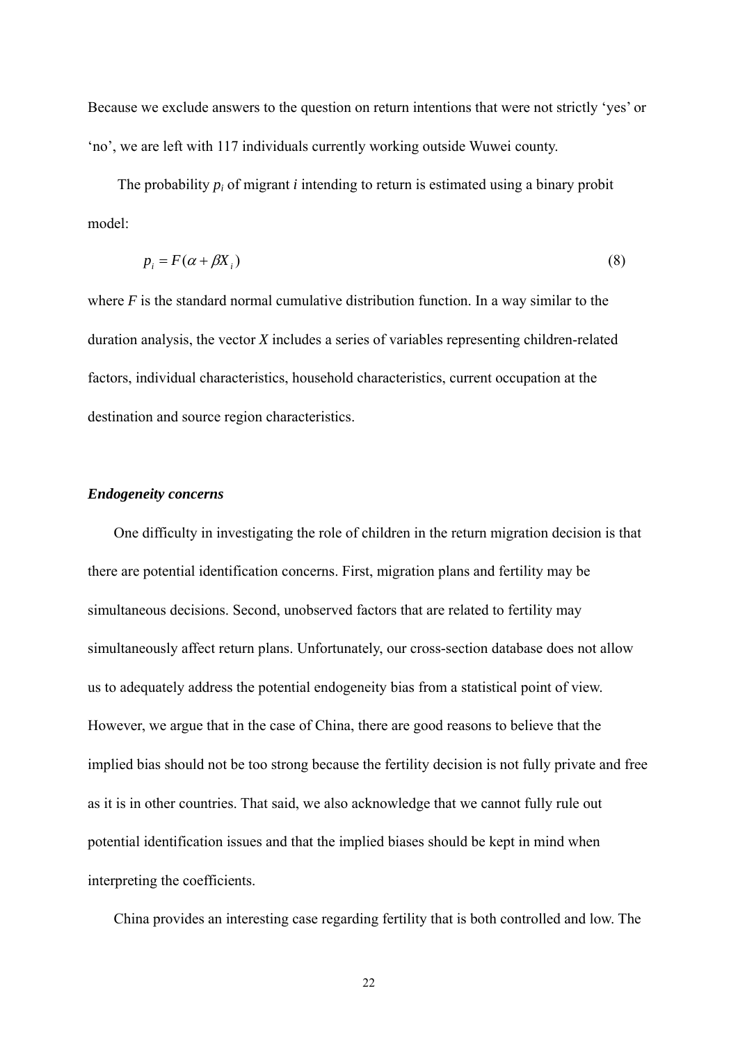Because we exclude answers to the question on return intentions that were not strictly 'yes' or 'no', we are left with 117 individuals currently working outside Wuwei county.

The probability $p_i$ of migrant $i$ intending to return is estimated using a binary probit model:

$$p_i = F(\alpha + \beta X_i) \tag{8}$$

where $F$ is the standard normal cumulative distribution function. In a way similar to the duration analysis, the vector $X$ includes a series of variables representing children-related factors, individual characteristics, household characteristics, current occupation at the destination and source region characteristics.

***Endogeneity concerns***

One difficulty in investigating the role of children in the return migration decision is that there are potential identification concerns. First, migration plans and fertility may be simultaneous decisions. Second, unobserved factors that are related to fertility may simultaneously affect return plans. Unfortunately, our cross-section database does not allow us to adequately address the potential endogeneity bias from a statistical point of view. However, we argue that in the case of China, there are good reasons to believe that the implied bias should not be too strong because the fertility decision is not fully private and free as it is in other countries. That said, we also acknowledge that we cannot fully rule out potential identification issues and that the implied biases should be kept in mind when interpreting the coefficients.

China provides an interesting case regarding fertility that is both controlled and low. The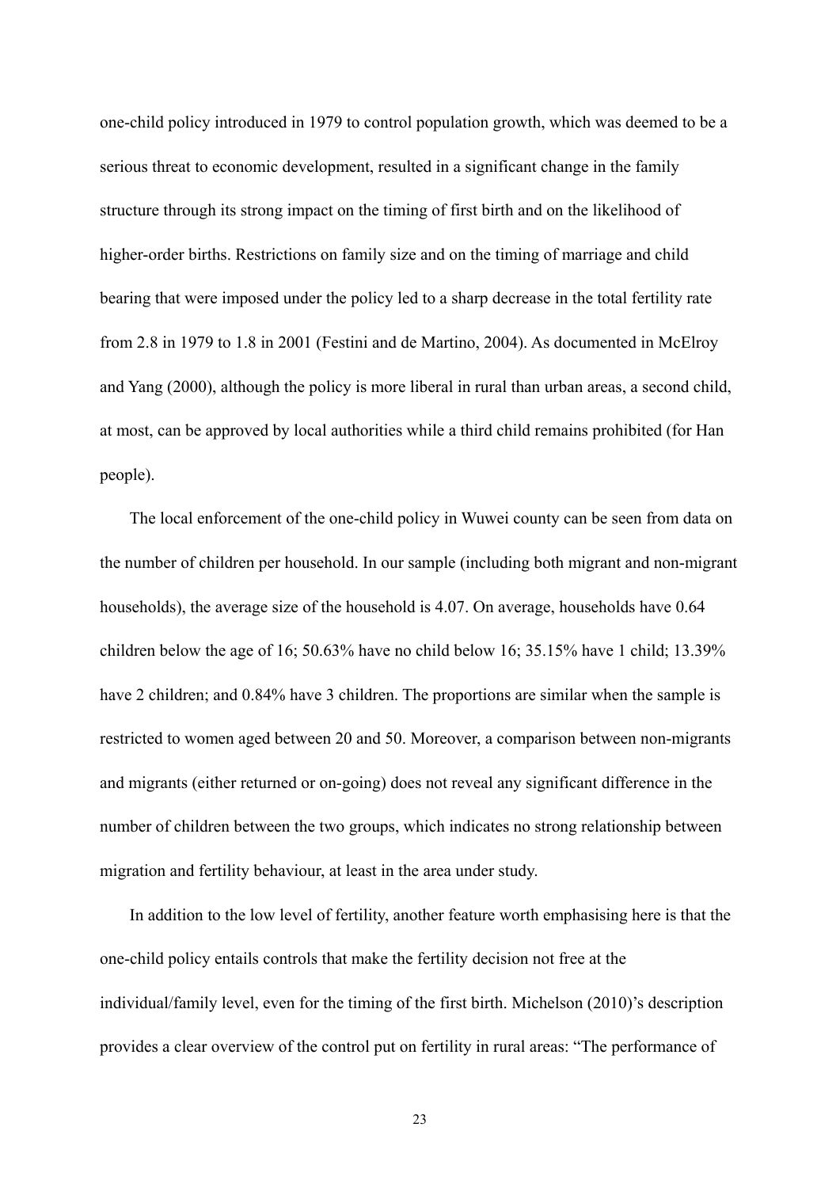one-child policy introduced in 1979 to control population growth, which was deemed to be a serious threat to economic development, resulted in a significant change in the family structure through its strong impact on the timing of first birth and on the likelihood of higher-order births. Restrictions on family size and on the timing of marriage and child bearing that were imposed under the policy led to a sharp decrease in the total fertility rate from 2.8 in 1979 to 1.8 in 2001 (Festini and de Martino, 2004). As documented in McElroy and Yang (2000), although the policy is more liberal in rural than urban areas, a second child, at most, can be approved by local authorities while a third child remains prohibited (for Han people).

The local enforcement of the one-child policy in Wuwei county can be seen from data on the number of children per household. In our sample (including both migrant and non-migrant households), the average size of the household is 4.07. On average, households have 0.64 children below the age of 16; 50.63% have no child below 16; 35.15% have 1 child; 13.39% have 2 children; and 0.84% have 3 children. The proportions are similar when the sample is restricted to women aged between 20 and 50. Moreover, a comparison between non-migrants and migrants (either returned or on-going) does not reveal any significant difference in the number of children between the two groups, which indicates no strong relationship between migration and fertility behaviour, at least in the area under study.

In addition to the low level of fertility, another feature worth emphasising here is that the one-child policy entails controls that make the fertility decision not free at the individual/family level, even for the timing of the first birth. Michelson (2010)'s description provides a clear overview of the control put on fertility in rural areas: "The performance of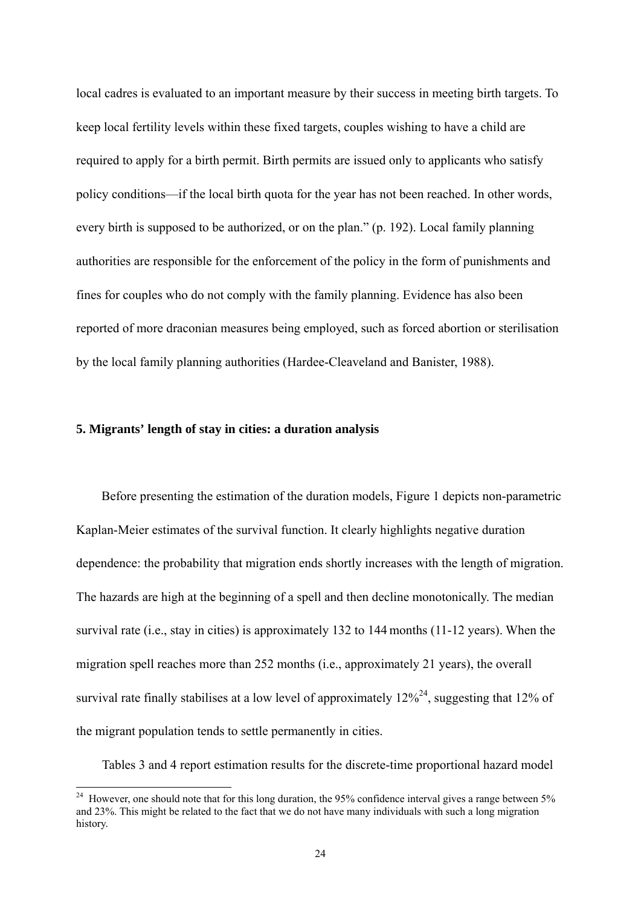local cadres is evaluated to an important measure by their success in meeting birth targets. To keep local fertility levels within these fixed targets, couples wishing to have a child are required to apply for a birth permit. Birth permits are issued only to applicants who satisfy policy conditions—if the local birth quota for the year has not been reached. In other words, every birth is supposed to be authorized, or on the plan." (p. 192). Local family planning authorities are responsible for the enforcement of the policy in the form of punishments and fines for couples who do not comply with the family planning. Evidence has also been reported of more draconian measures being employed, such as forced abortion or sterilisation by the local family planning authorities (Hardee-Cleaveland and Banister, 1988).

## 5. Migrants' length of stay in cities: a duration analysis

Before presenting the estimation of the duration models, Figure 1 depicts non-parametric Kaplan-Meier estimates of the survival function. It clearly highlights negative duration dependence: the probability that migration ends shortly increases with the length of migration. The hazards are high at the beginning of a spell and then decline monotonically. The median survival rate (i.e., stay in cities) is approximately 132 to 144 months (11-12 years). When the migration spell reaches more than 252 months (i.e., approximately 21 years), the overall survival rate finally stabilises at a low level of approximately 12%[24], suggesting that 12% of the migrant population tends to settle permanently in cities.

Tables 3 and 4 report estimation results for the discrete-time proportional hazard model

[24] However, one should note that for this long duration, the 95% confidence interval gives a range between 5% and 23%. This might be related to the fact that we do not have many individuals with such a long migration history.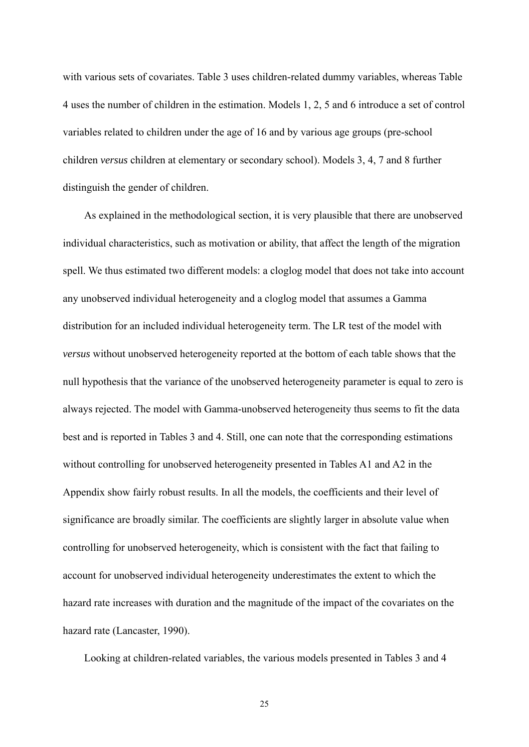with various sets of covariates. Table 3 uses children-related dummy variables, whereas Table 4 uses the number of children in the estimation. Models 1, 2, 5 and 6 introduce a set of control variables related to children under the age of 16 and by various age groups (pre-school children *versus* children at elementary or secondary school). Models 3, 4, 7 and 8 further distinguish the gender of children.

As explained in the methodological section, it is very plausible that there are unobserved individual characteristics, such as motivation or ability, that affect the length of the migration spell. We thus estimated two different models: a cloglog model that does not take into account any unobserved individual heterogeneity and a cloglog model that assumes a Gamma distribution for an included individual heterogeneity term. The LR test of the model with *versus* without unobserved heterogeneity reported at the bottom of each table shows that the null hypothesis that the variance of the unobserved heterogeneity parameter is equal to zero is always rejected. The model with Gamma-unobserved heterogeneity thus seems to fit the data best and is reported in Tables 3 and 4. Still, one can note that the corresponding estimations without controlling for unobserved heterogeneity presented in Tables A1 and A2 in the Appendix show fairly robust results. In all the models, the coefficients and their level of significance are broadly similar. The coefficients are slightly larger in absolute value when controlling for unobserved heterogeneity, which is consistent with the fact that failing to account for unobserved individual heterogeneity underestimates the extent to which the hazard rate increases with duration and the magnitude of the impact of the covariates on the hazard rate (Lancaster, 1990).

Looking at children-related variables, the various models presented in Tables 3 and 4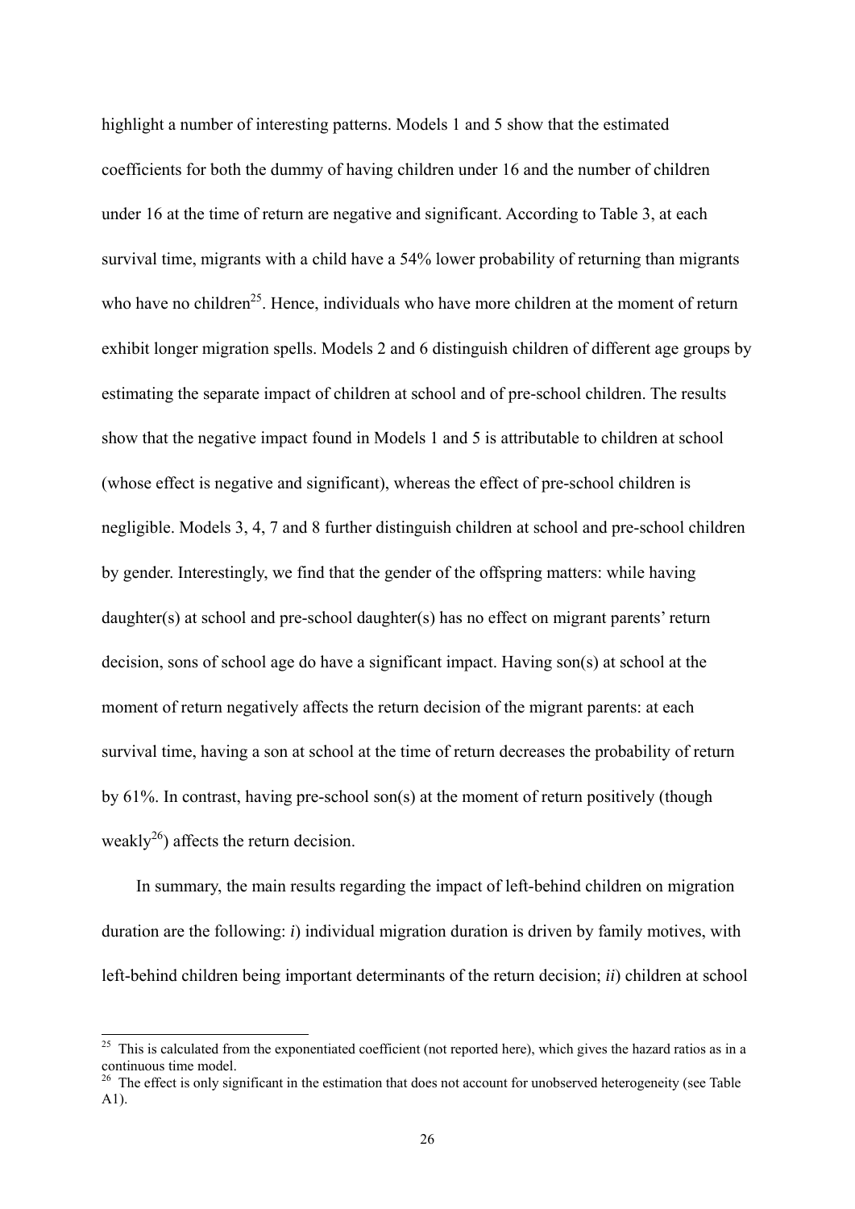highlight a number of interesting patterns. Models 1 and 5 show that the estimated coefficients for both the dummy of having children under 16 and the number of children under 16 at the time of return are negative and significant. According to Table 3, at each survival time, migrants with a child have a 54% lower probability of returning than migrants who have no children[25]. Hence, individuals who have more children at the moment of return exhibit longer migration spells. Models 2 and 6 distinguish children of different age groups by estimating the separate impact of children at school and of pre-school children. The results show that the negative impact found in Models 1 and 5 is attributable to children at school (whose effect is negative and significant), whereas the effect of pre-school children is negligible. Models 3, 4, 7 and 8 further distinguish children at school and pre-school children by gender. Interestingly, we find that the gender of the offspring matters: while having daughter(s) at school and pre-school daughter(s) has no effect on migrant parents' return decision, sons of school age do have a significant impact. Having son(s) at school at the moment of return negatively affects the return decision of the migrant parents: at each survival time, having a son at school at the time of return decreases the probability of return by 61%. In contrast, having pre-school son(s) at the moment of return positively (though weakly[26]) affects the return decision.

In summary, the main results regarding the impact of left-behind children on migration duration are the following: *i*) individual migration duration is driven by family motives, with left-behind children being important determinants of the return decision; *ii*) children at school

---

[25] This is calculated from the exponentiated coefficient (not reported here), which gives the hazard ratios as in a continuous time model.

[26] The effect is only significant in the estimation that does not account for unobserved heterogeneity (see Table A1).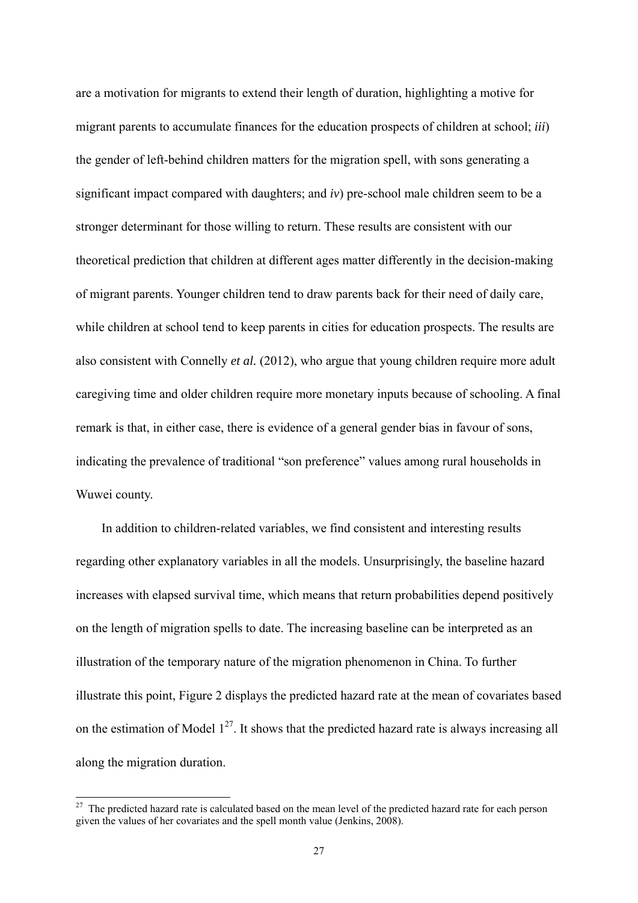are a motivation for migrants to extend their length of duration, highlighting a motive for migrant parents to accumulate finances for the education prospects of children at school; *iii*) the gender of left-behind children matters for the migration spell, with sons generating a significant impact compared with daughters; and *iv*) pre-school male children seem to be a stronger determinant for those willing to return. These results are consistent with our theoretical prediction that children at different ages matter differently in the decision-making of migrant parents. Younger children tend to draw parents back for their need of daily care, while children at school tend to keep parents in cities for education prospects. The results are also consistent with Connelly *et al.* (2012), who argue that young children require more adult caregiving time and older children require more monetary inputs because of schooling. A final remark is that, in either case, there is evidence of a general gender bias in favour of sons, indicating the prevalence of traditional "son preference" values among rural households in Wuwei county.

In addition to children-related variables, we find consistent and interesting results regarding other explanatory variables in all the models. Unsurprisingly, the baseline hazard increases with elapsed survival time, which means that return probabilities depend positively on the length of migration spells to date. The increasing baseline can be interpreted as an illustration of the temporary nature of the migration phenomenon in China. To further illustrate this point, Figure 2 displays the predicted hazard rate at the mean of covariates based on the estimation of Model 1[27]. It shows that the predicted hazard rate is always increasing all along the migration duration.

[27] The predicted hazard rate is calculated based on the mean level of the predicted hazard rate for each person given the values of her covariates and the spell month value (Jenkins, 2008).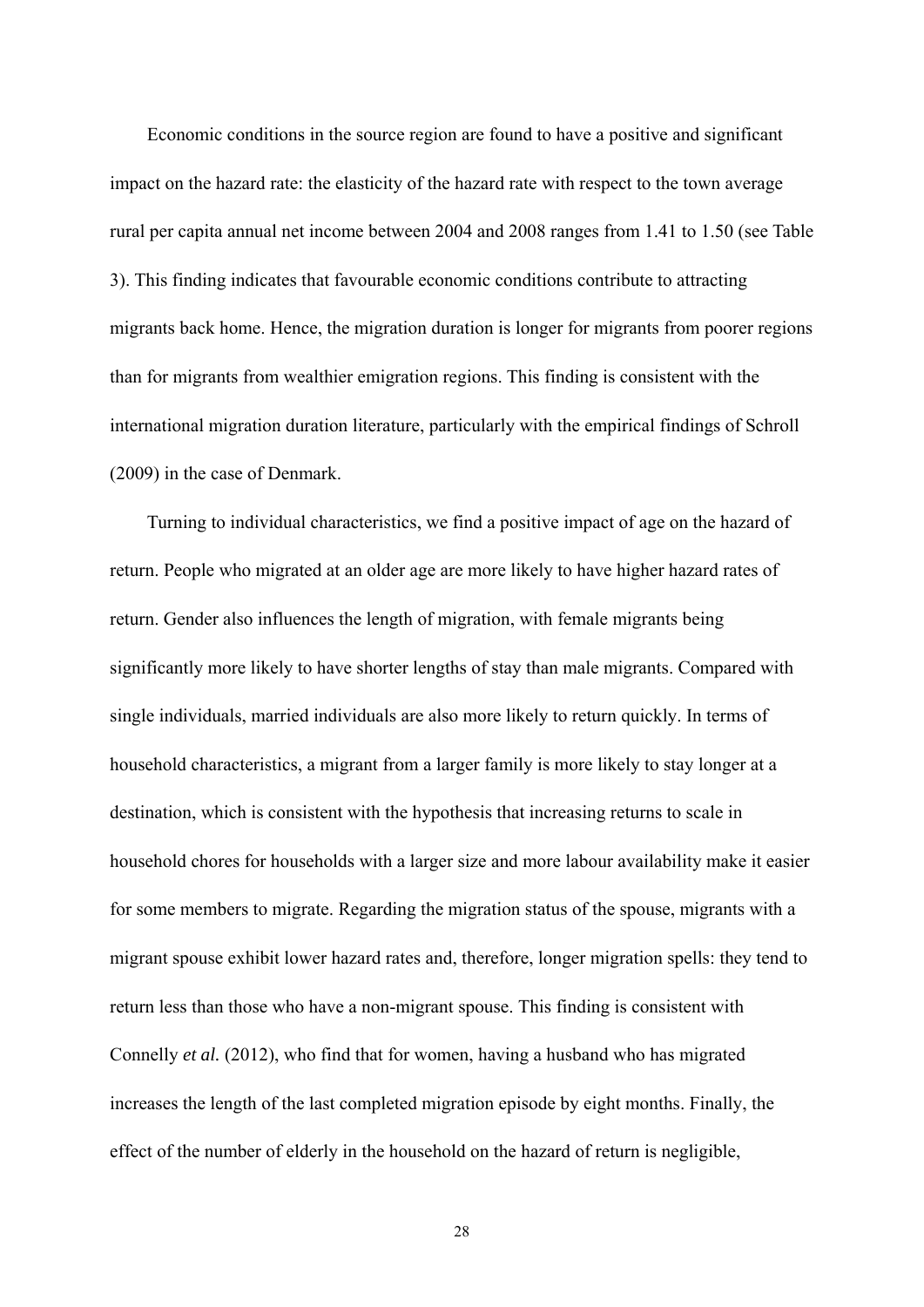Economic conditions in the source region are found to have a positive and significant impact on the hazard rate: the elasticity of the hazard rate with respect to the town average rural per capita annual net income between 2004 and 2008 ranges from 1.41 to 1.50 (see Table 3). This finding indicates that favourable economic conditions contribute to attracting migrants back home. Hence, the migration duration is longer for migrants from poorer regions than for migrants from wealthier emigration regions. This finding is consistent with the international migration duration literature, particularly with the empirical findings of Schroll (2009) in the case of Denmark.

Turning to individual characteristics, we find a positive impact of age on the hazard of return. People who migrated at an older age are more likely to have higher hazard rates of return. Gender also influences the length of migration, with female migrants being significantly more likely to have shorter lengths of stay than male migrants. Compared with single individuals, married individuals are also more likely to return quickly. In terms of household characteristics, a migrant from a larger family is more likely to stay longer at a destination, which is consistent with the hypothesis that increasing returns to scale in household chores for households with a larger size and more labour availability make it easier for some members to migrate. Regarding the migration status of the spouse, migrants with a migrant spouse exhibit lower hazard rates and, therefore, longer migration spells: they tend to return less than those who have a non-migrant spouse. This finding is consistent with Connelly *et al.* (2012), who find that for women, having a husband who has migrated increases the length of the last completed migration episode by eight months. Finally, the effect of the number of elderly in the household on the hazard of return is negligible,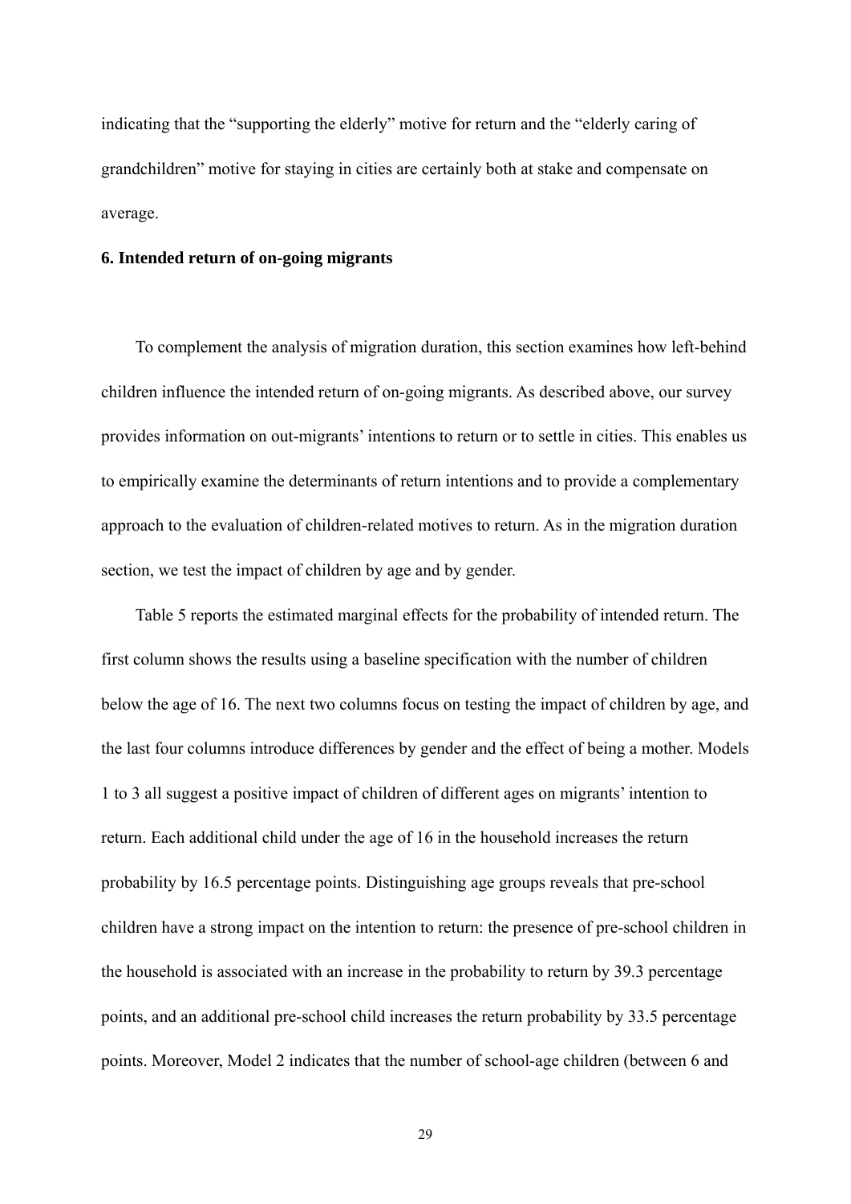indicating that the "supporting the elderly" motive for return and the "elderly caring of grandchildren" motive for staying in cities are certainly both at stake and compensate on average.

## 6. Intended return of on-going migrants

To complement the analysis of migration duration, this section examines how left-behind children influence the intended return of on-going migrants. As described above, our survey provides information on out-migrants' intentions to return or to settle in cities. This enables us to empirically examine the determinants of return intentions and to provide a complementary approach to the evaluation of children-related motives to return. As in the migration duration section, we test the impact of children by age and by gender.

Table 5 reports the estimated marginal effects for the probability of intended return. The first column shows the results using a baseline specification with the number of children below the age of 16. The next two columns focus on testing the impact of children by age, and the last four columns introduce differences by gender and the effect of being a mother. Models 1 to 3 all suggest a positive impact of children of different ages on migrants' intention to return. Each additional child under the age of 16 in the household increases the return probability by 16.5 percentage points. Distinguishing age groups reveals that pre-school children have a strong impact on the intention to return: the presence of pre-school children in the household is associated with an increase in the probability to return by 39.3 percentage points, and an additional pre-school child increases the return probability by 33.5 percentage points. Moreover, Model 2 indicates that the number of school-age children (between 6 and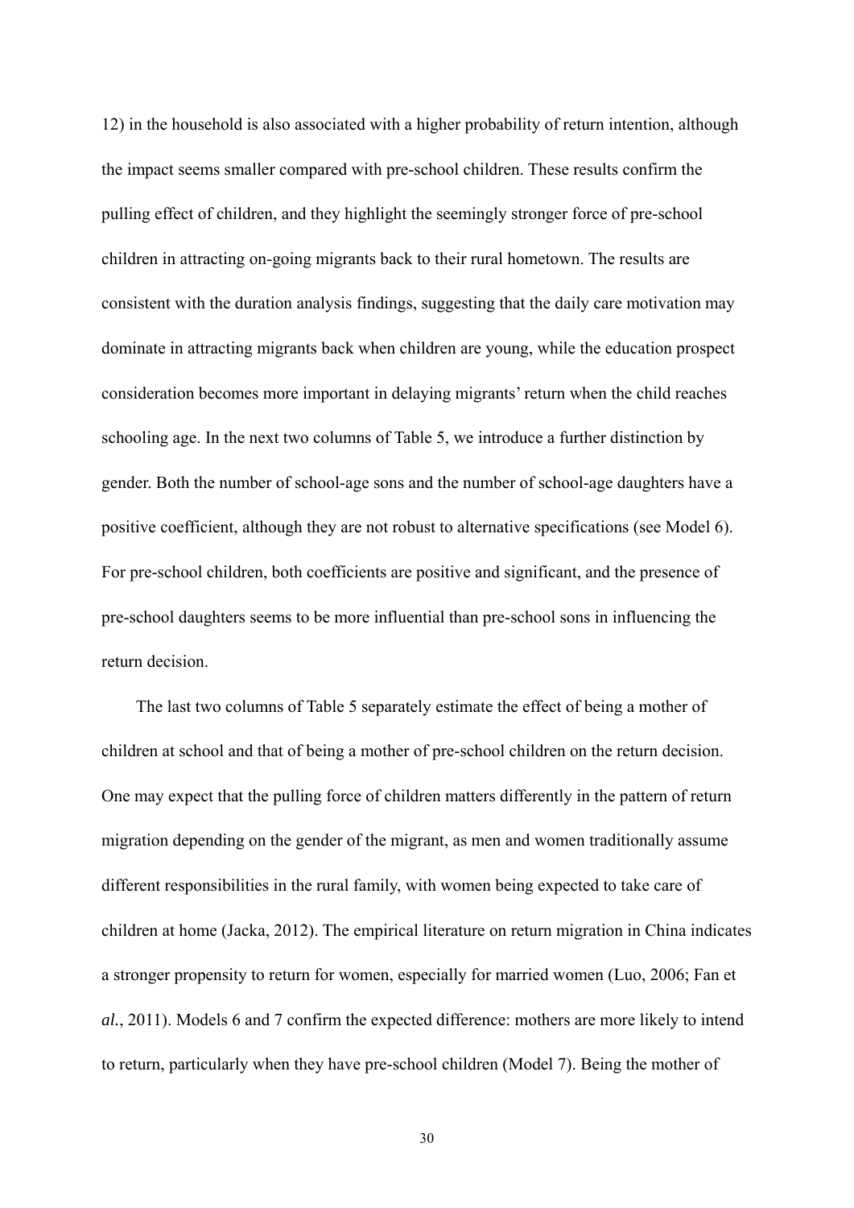12) in the household is also associated with a higher probability of return intention, although the impact seems smaller compared with pre-school children. These results confirm the pulling effect of children, and they highlight the seemingly stronger force of pre-school children in attracting on-going migrants back to their rural hometown. The results are consistent with the duration analysis findings, suggesting that the daily care motivation may dominate in attracting migrants back when children are young, while the education prospect consideration becomes more important in delaying migrants' return when the child reaches schooling age. In the next two columns of Table 5, we introduce a further distinction by gender. Both the number of school-age sons and the number of school-age daughters have a positive coefficient, although they are not robust to alternative specifications (see Model 6). For pre-school children, both coefficients are positive and significant, and the presence of pre-school daughters seems to be more influential than pre-school sons in influencing the return decision.

The last two columns of Table 5 separately estimate the effect of being a mother of children at school and that of being a mother of pre-school children on the return decision. One may expect that the pulling force of children matters differently in the pattern of return migration depending on the gender of the migrant, as men and women traditionally assume different responsibilities in the rural family, with women being expected to take care of children at home (Jacka, 2012). The empirical literature on return migration in China indicates a stronger propensity to return for women, especially for married women (Luo, 2006; Fan et *al.*, 2011). Models 6 and 7 confirm the expected difference: mothers are more likely to intend to return, particularly when they have pre-school children (Model 7). Being the mother of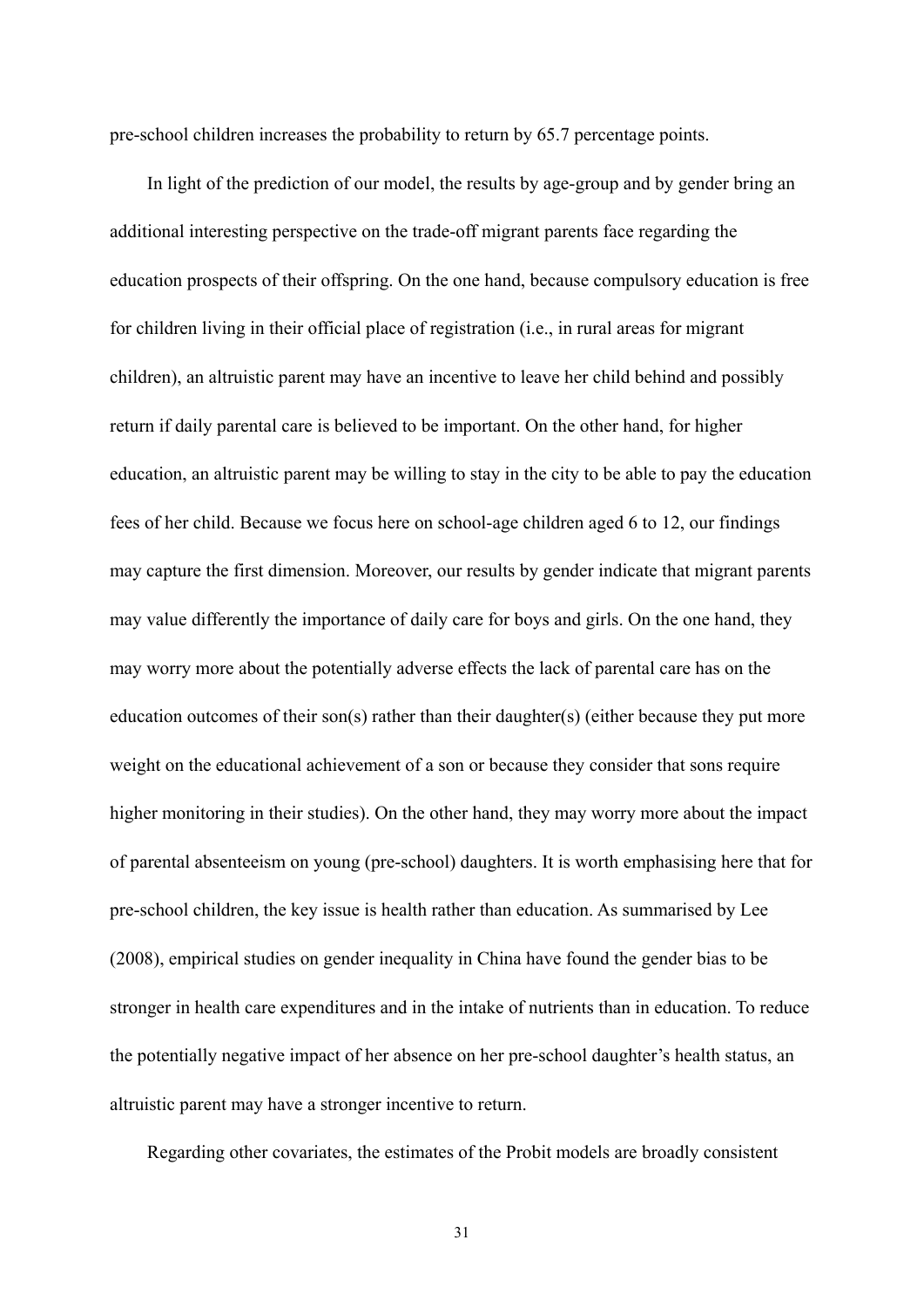pre-school children increases the probability to return by 65.7 percentage points.

In light of the prediction of our model, the results by age-group and by gender bring an additional interesting perspective on the trade-off migrant parents face regarding the education prospects of their offspring. On the one hand, because compulsory education is free for children living in their official place of registration (i.e., in rural areas for migrant children), an altruistic parent may have an incentive to leave her child behind and possibly return if daily parental care is believed to be important. On the other hand, for higher education, an altruistic parent may be willing to stay in the city to be able to pay the education fees of her child. Because we focus here on school-age children aged 6 to 12, our findings may capture the first dimension. Moreover, our results by gender indicate that migrant parents may value differently the importance of daily care for boys and girls. On the one hand, they may worry more about the potentially adverse effects the lack of parental care has on the education outcomes of their son(s) rather than their daughter(s) (either because they put more weight on the educational achievement of a son or because they consider that sons require higher monitoring in their studies). On the other hand, they may worry more about the impact of parental absenteeism on young (pre-school) daughters. It is worth emphasising here that for pre-school children, the key issue is health rather than education. As summarised by Lee (2008), empirical studies on gender inequality in China have found the gender bias to be stronger in health care expenditures and in the intake of nutrients than in education. To reduce the potentially negative impact of her absence on her pre-school daughter's health status, an altruistic parent may have a stronger incentive to return.

Regarding other covariates, the estimates of the Probit models are broadly consistent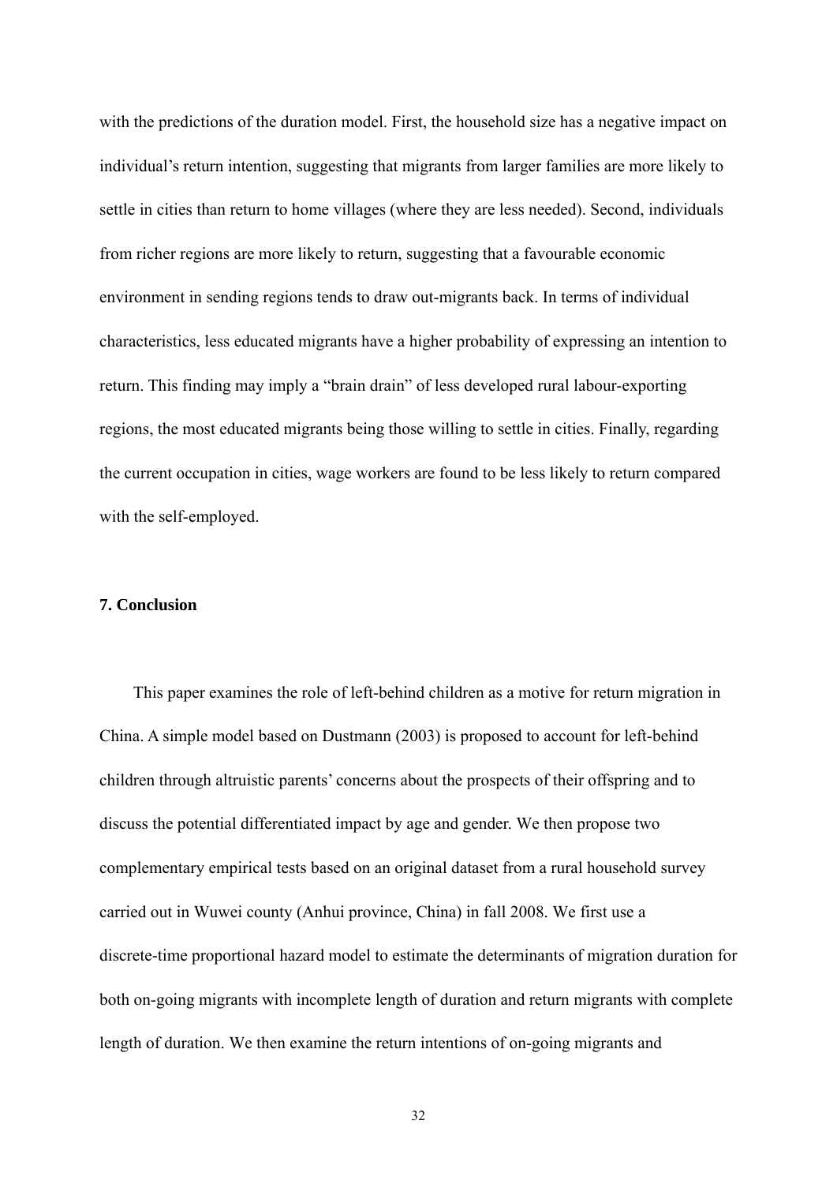with the predictions of the duration model. First, the household size has a negative impact on individual's return intention, suggesting that migrants from larger families are more likely to settle in cities than return to home villages (where they are less needed). Second, individuals from richer regions are more likely to return, suggesting that a favourable economic environment in sending regions tends to draw out-migrants back. In terms of individual characteristics, less educated migrants have a higher probability of expressing an intention to return. This finding may imply a "brain drain" of less developed rural labour-exporting regions, the most educated migrants being those willing to settle in cities. Finally, regarding the current occupation in cities, wage workers are found to be less likely to return compared with the self-employed.

## 7. Conclusion

This paper examines the role of left-behind children as a motive for return migration in China. A simple model based on Dustmann (2003) is proposed to account for left-behind children through altruistic parents' concerns about the prospects of their offspring and to discuss the potential differentiated impact by age and gender. We then propose two complementary empirical tests based on an original dataset from a rural household survey carried out in Wuwei county (Anhui province, China) in fall 2008. We first use a discrete-time proportional hazard model to estimate the determinants of migration duration for both on-going migrants with incomplete length of duration and return migrants with complete length of duration. We then examine the return intentions of on-going migrants and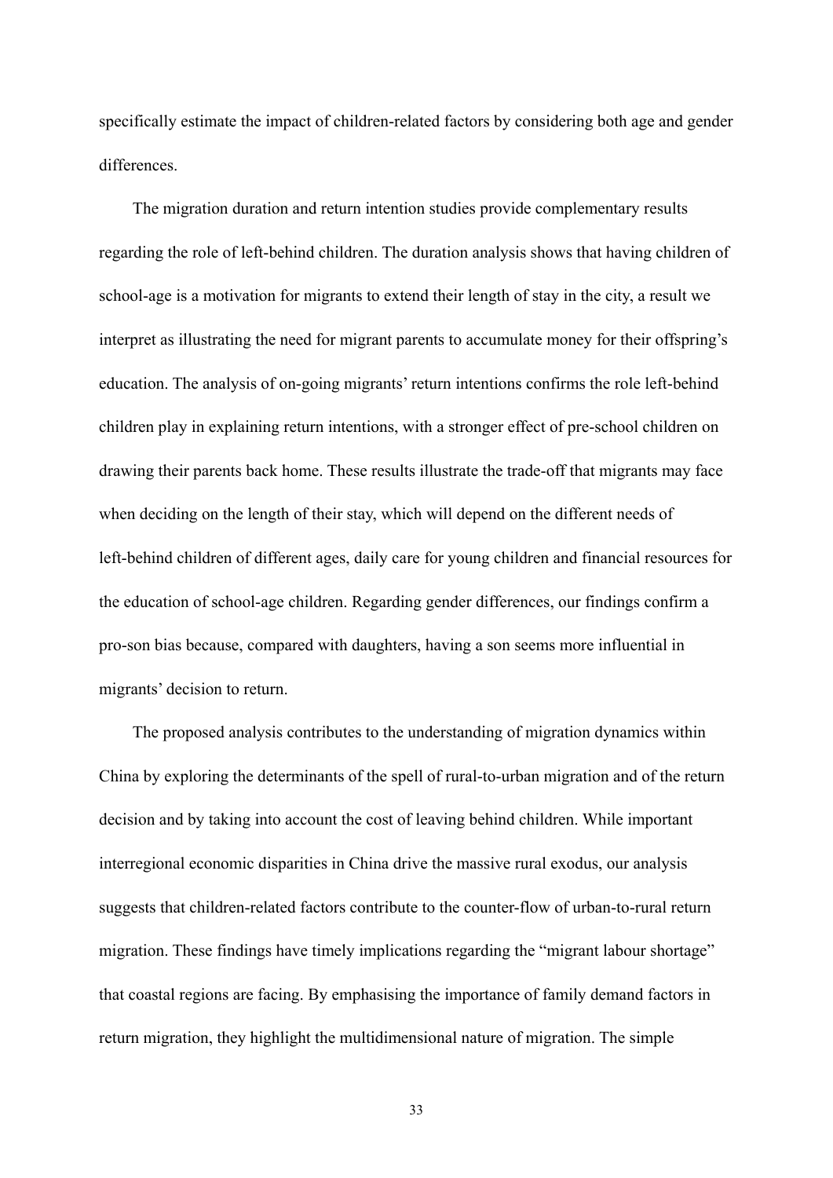specifically estimate the impact of children-related factors by considering both age and gender differences.

The migration duration and return intention studies provide complementary results regarding the role of left-behind children. The duration analysis shows that having children of school-age is a motivation for migrants to extend their length of stay in the city, a result we interpret as illustrating the need for migrant parents to accumulate money for their offspring's education. The analysis of on-going migrants' return intentions confirms the role left-behind children play in explaining return intentions, with a stronger effect of pre-school children on drawing their parents back home. These results illustrate the trade-off that migrants may face when deciding on the length of their stay, which will depend on the different needs of left-behind children of different ages, daily care for young children and financial resources for the education of school-age children. Regarding gender differences, our findings confirm a pro-son bias because, compared with daughters, having a son seems more influential in migrants' decision to return.

The proposed analysis contributes to the understanding of migration dynamics within China by exploring the determinants of the spell of rural-to-urban migration and of the return decision and by taking into account the cost of leaving behind children. While important interregional economic disparities in China drive the massive rural exodus, our analysis suggests that children-related factors contribute to the counter-flow of urban-to-rural return migration. These findings have timely implications regarding the "migrant labour shortage" that coastal regions are facing. By emphasising the importance of family demand factors in return migration, they highlight the multidimensional nature of migration. The simple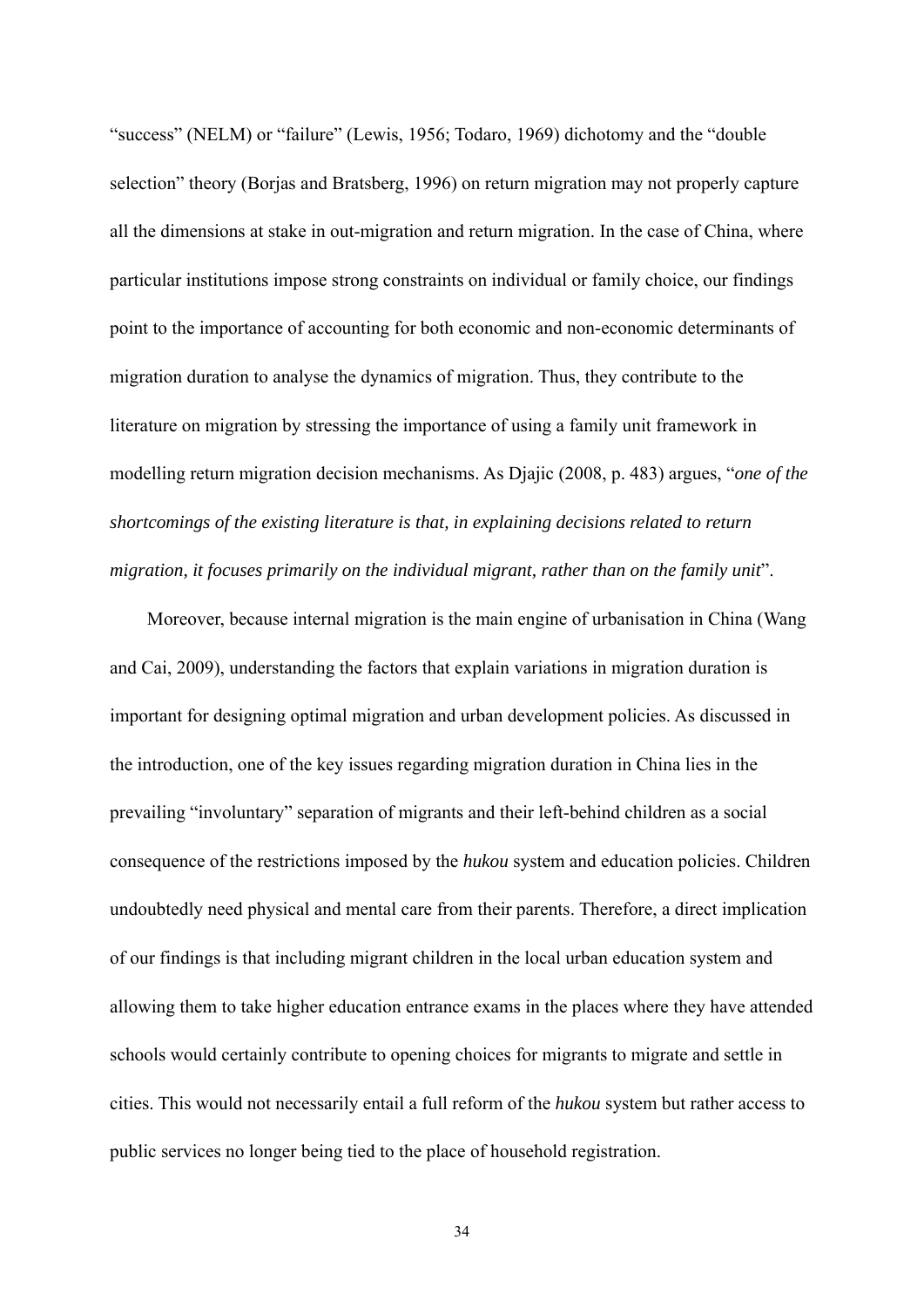"success" (NELM) or "failure" (Lewis, 1956; Todaro, 1969) dichotomy and the "double selection" theory (Borjas and Bratsberg, 1996) on return migration may not properly capture all the dimensions at stake in out-migration and return migration. In the case of China, where particular institutions impose strong constraints on individual or family choice, our findings point to the importance of accounting for both economic and non-economic determinants of migration duration to analyse the dynamics of migration. Thus, they contribute to the literature on migration by stressing the importance of using a family unit framework in modelling return migration decision mechanisms. As Djajic (2008, p. 483) argues, "*one of the shortcomings of the existing literature is that, in explaining decisions related to return migration, it focuses primarily on the individual migrant, rather than on the family unit*".

Moreover, because internal migration is the main engine of urbanisation in China (Wang and Cai, 2009), understanding the factors that explain variations in migration duration is important for designing optimal migration and urban development policies. As discussed in the introduction, one of the key issues regarding migration duration in China lies in the prevailing "involuntary" separation of migrants and their left-behind children as a social consequence of the restrictions imposed by the *hukou* system and education policies. Children undoubtedly need physical and mental care from their parents. Therefore, a direct implication of our findings is that including migrant children in the local urban education system and allowing them to take higher education entrance exams in the places where they have attended schools would certainly contribute to opening choices for migrants to migrate and settle in cities. This would not necessarily entail a full reform of the *hukou* system but rather access to public services no longer being tied to the place of household registration.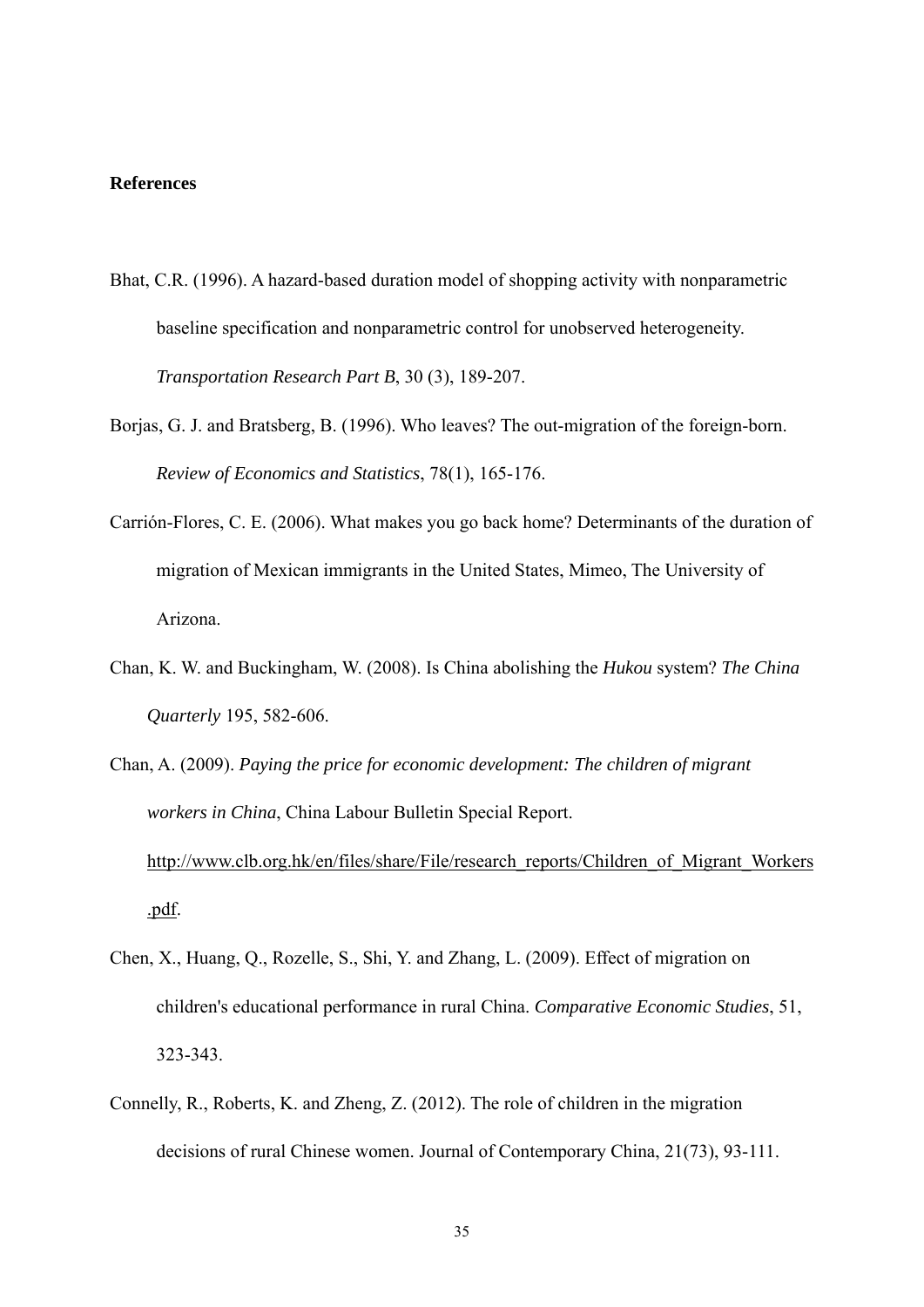**References**

Bhat, C.R. (1996). A hazard-based duration model of shopping activity with nonparametric baseline specification and nonparametric control for unobserved heterogeneity. *Transportation Research Part B*, 30 (3), 189-207.

Borjas, G. J. and Bratsberg, B. (1996). Who leaves? The out-migration of the foreign-born. *Review of Economics and Statistics*, 78(1), 165-176.

Carrión-Flores, C. E. (2006). What makes you go back home? Determinants of the duration of migration of Mexican immigrants in the United States, Mimeo, The University of Arizona.

Chan, K. W. and Buckingham, W. (2008). Is China abolishing the *Hukou* system? *The China Quarterly* 195, 582-606.

Chan, A. (2009). *Paying the price for economic development: The children of migrant workers in China*, China Labour Bulletin Special Report. http://www.clb.org.hk/en/files/share/File/research_reports/Children_of_Migrant_Workers.pdf.

Chen, X., Huang, Q., Rozelle, S., Shi, Y. and Zhang, L. (2009). Effect of migration on children's educational performance in rural China. *Comparative Economic Studies*, 51, 323-343.

Connelly, R., Roberts, K. and Zheng, Z. (2012). The role of children in the migration decisions of rural Chinese women. Journal of Contemporary China, 21(73), 93-111.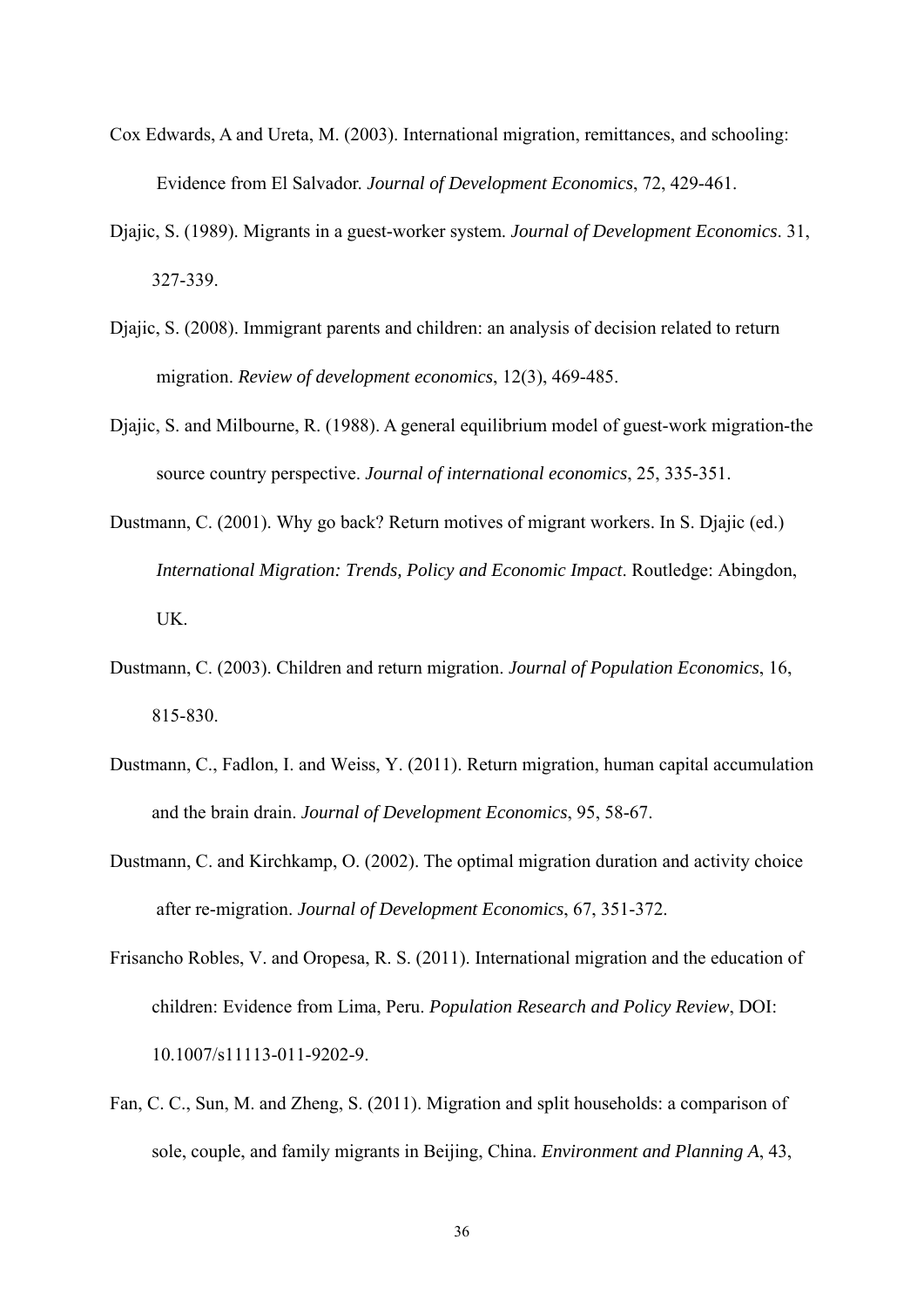Cox Edwards, A and Ureta, M. (2003). International migration, remittances, and schooling: Evidence from El Salvador. *Journal of Development Economics*, 72, 429-461.

Djajic, S. (1989). Migrants in a guest-worker system. *Journal of Development Economics*. 31, 327-339.

Djajic, S. (2008). Immigrant parents and children: an analysis of decision related to return migration. *Review of development economics*, 12(3), 469-485.

Djajic, S. and Milbourne, R. (1988). A general equilibrium model of guest-work migration-the source country perspective. *Journal of international economics*, 25, 335-351.

Dustmann, C. (2001). Why go back? Return motives of migrant workers. In S. Djajic (ed.) *International Migration: Trends, Policy and Economic Impact*. Routledge: Abingdon, UK.

Dustmann, C. (2003). Children and return migration. *Journal of Population Economics*, 16, 815-830.

Dustmann, C., Fadlon, I. and Weiss, Y. (2011). Return migration, human capital accumulation and the brain drain. *Journal of Development Economics*, 95, 58-67.

Dustmann, C. and Kirchkamp, O. (2002). The optimal migration duration and activity choice after re-migration. *Journal of Development Economics*, 67, 351-372.

Frisancho Robles, V. and Oropesa, R. S. (2011). International migration and the education of children: Evidence from Lima, Peru. *Population Research and Policy Review*, DOI: 10.1007/s11113-011-9202-9.

Fan, C. C., Sun, M. and Zheng, S. (2011). Migration and split households: a comparison of sole, couple, and family migrants in Beijing, China. *Environment and Planning A*, 43,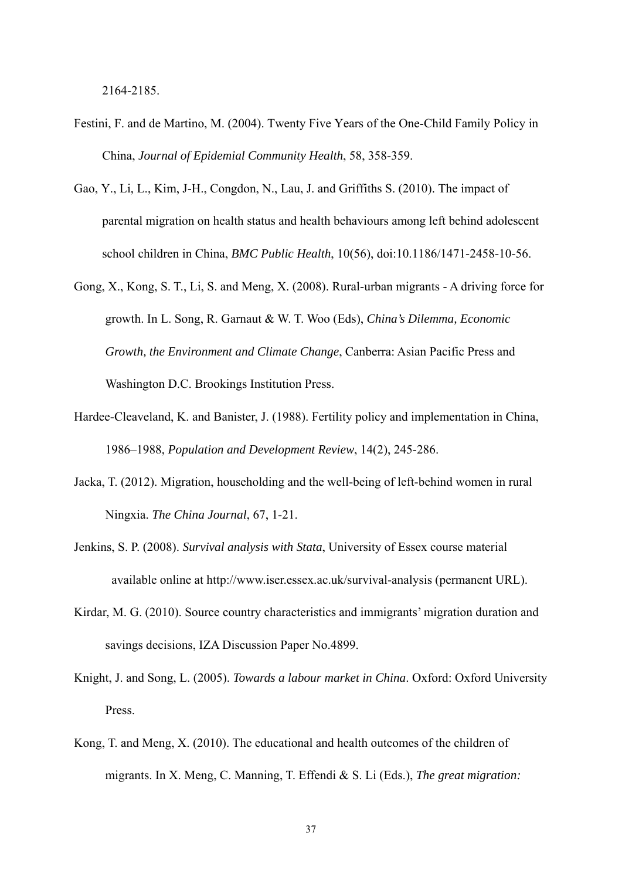2164-2185.

Festini, F. and de Martino, M. (2004). Twenty Five Years of the One-Child Family Policy in China, *Journal of Epidemial Community Health*, 58, 358-359.

Gao, Y., Li, L., Kim, J-H., Congdon, N., Lau, J. and Griffiths S. (2010). The impact of parental migration on health status and health behaviours among left behind adolescent school children in China, *BMC Public Health*, 10(56), doi:10.1186/1471-2458-10-56.

Gong, X., Kong, S. T., Li, S. and Meng, X. (2008). Rural-urban migrants - A driving force for growth. In L. Song, R. Garnaut & W. T. Woo (Eds), *China's Dilemma, Economic Growth, the Environment and Climate Change*, Canberra: Asian Pacific Press and Washington D.C. Brookings Institution Press.

Hardee-Cleaveland, K. and Banister, J. (1988). Fertility policy and implementation in China, 1986–1988, *Population and Development Review*, 14(2), 245-286.

Jacka, T. (2012). Migration, householding and the well-being of left-behind women in rural Ningxia. *The China Journal*, 67, 1-21.

Jenkins, S. P. (2008). *Survival analysis with Stata*, University of Essex course material available online at http://www.iser.essex.ac.uk/survival-analysis (permanent URL).

Kirdar, M. G. (2010). Source country characteristics and immigrants' migration duration and savings decisions, IZA Discussion Paper No.4899.

Knight, J. and Song, L. (2005). *Towards a labour market in China*. Oxford: Oxford University Press.

Kong, T. and Meng, X. (2010). The educational and health outcomes of the children of migrants. In X. Meng, C. Manning, T. Effendi & S. Li (Eds.), *The great migration:*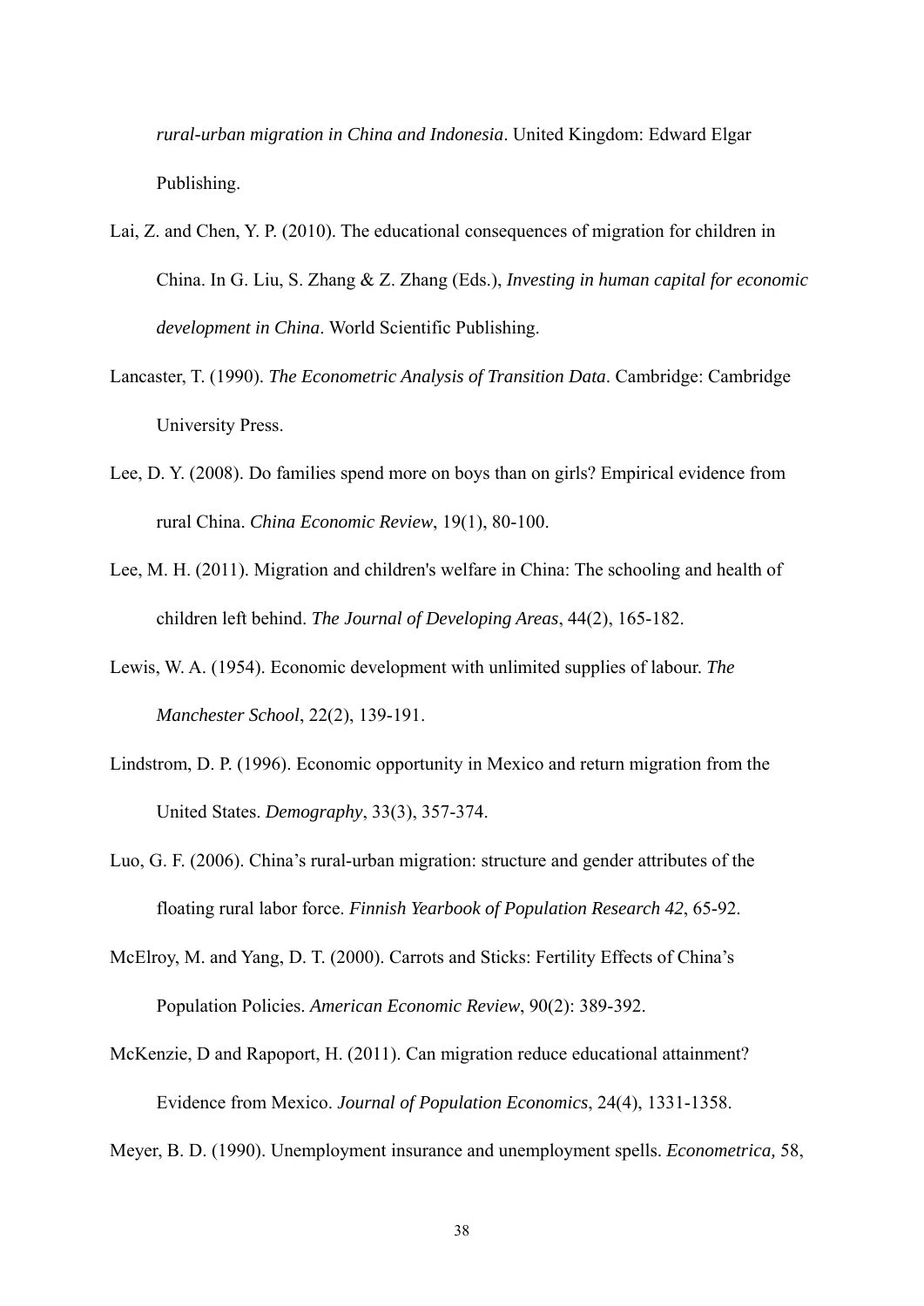*rural-urban migration in China and Indonesia*. United Kingdom: Edward Elgar Publishing.

Lai, Z. and Chen, Y. P. (2010). The educational consequences of migration for children in China. In G. Liu, S. Zhang & Z. Zhang (Eds.), *Investing in human capital for economic development in China*. World Scientific Publishing.

Lancaster, T. (1990). *The Econometric Analysis of Transition Data*. Cambridge: Cambridge University Press.

Lee, D. Y. (2008). Do families spend more on boys than on girls? Empirical evidence from rural China. *China Economic Review*, 19(1), 80-100.

Lee, M. H. (2011). Migration and children's welfare in China: The schooling and health of children left behind. *The Journal of Developing Areas*, 44(2), 165-182.

Lewis, W. A. (1954). Economic development with unlimited supplies of labour. *The Manchester School*, 22(2), 139-191.

Lindstrom, D. P. (1996). Economic opportunity in Mexico and return migration from the United States. *Demography*, 33(3), 357-374.

Luo, G. F. (2006). China's rural-urban migration: structure and gender attributes of the floating rural labor force. *Finnish Yearbook of Population Research 42*, 65-92.

McElroy, M. and Yang, D. T. (2000). Carrots and Sticks: Fertility Effects of China's Population Policies. *American Economic Review*, 90(2): 389-392.

McKenzie, D and Rapoport, H. (2011). Can migration reduce educational attainment? Evidence from Mexico. *Journal of Population Economics*, 24(4), 1331-1358.

Meyer, B. D. (1990). Unemployment insurance and unemployment spells. *Econometrica,* 58,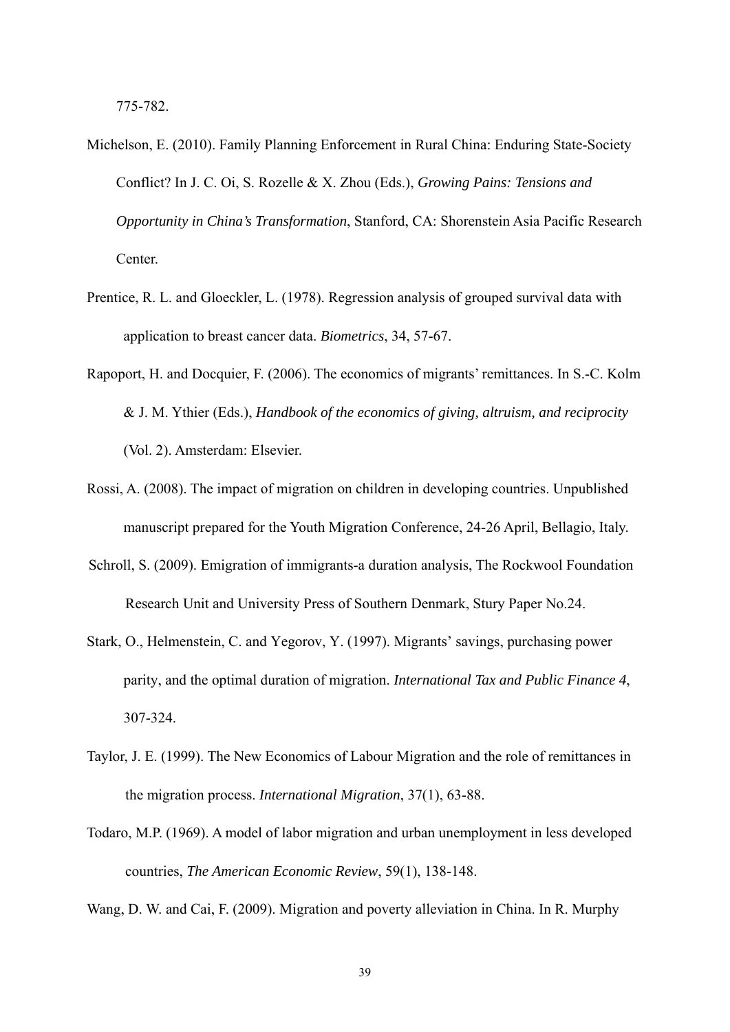775-782.

Michelson, E. (2010). Family Planning Enforcement in Rural China: Enduring State-Society Conflict? In J. C. Oi, S. Rozelle & X. Zhou (Eds.), *Growing Pains: Tensions and Opportunity in China's Transformation*, Stanford, CA: Shorenstein Asia Pacific Research Center.

Prentice, R. L. and Gloeckler, L. (1978). Regression analysis of grouped survival data with application to breast cancer data. *Biometrics*, 34, 57-67.

Rapoport, H. and Docquier, F. (2006). The economics of migrants' remittances. In S.-C. Kolm & J. M. Ythier (Eds.), *Handbook of the economics of giving, altruism, and reciprocity* (Vol. 2). Amsterdam: Elsevier.

Rossi, A. (2008). The impact of migration on children in developing countries. Unpublished manuscript prepared for the Youth Migration Conference, 24-26 April, Bellagio, Italy.

Schroll, S. (2009). Emigration of immigrants-a duration analysis, The Rockwool Foundation Research Unit and University Press of Southern Denmark, Stury Paper No.24.

Stark, O., Helmenstein, C. and Yegorov, Y. (1997). Migrants' savings, purchasing power parity, and the optimal duration of migration. *International Tax and Public Finance 4*, 307-324.

Taylor, J. E. (1999). The New Economics of Labour Migration and the role of remittances in the migration process. *International Migration*, 37(1), 63-88.

Todaro, M.P. (1969). A model of labor migration and urban unemployment in less developed countries, *The American Economic Review*, 59(1), 138-148.

Wang, D. W. and Cai, F. (2009). Migration and poverty alleviation in China. In R. Murphy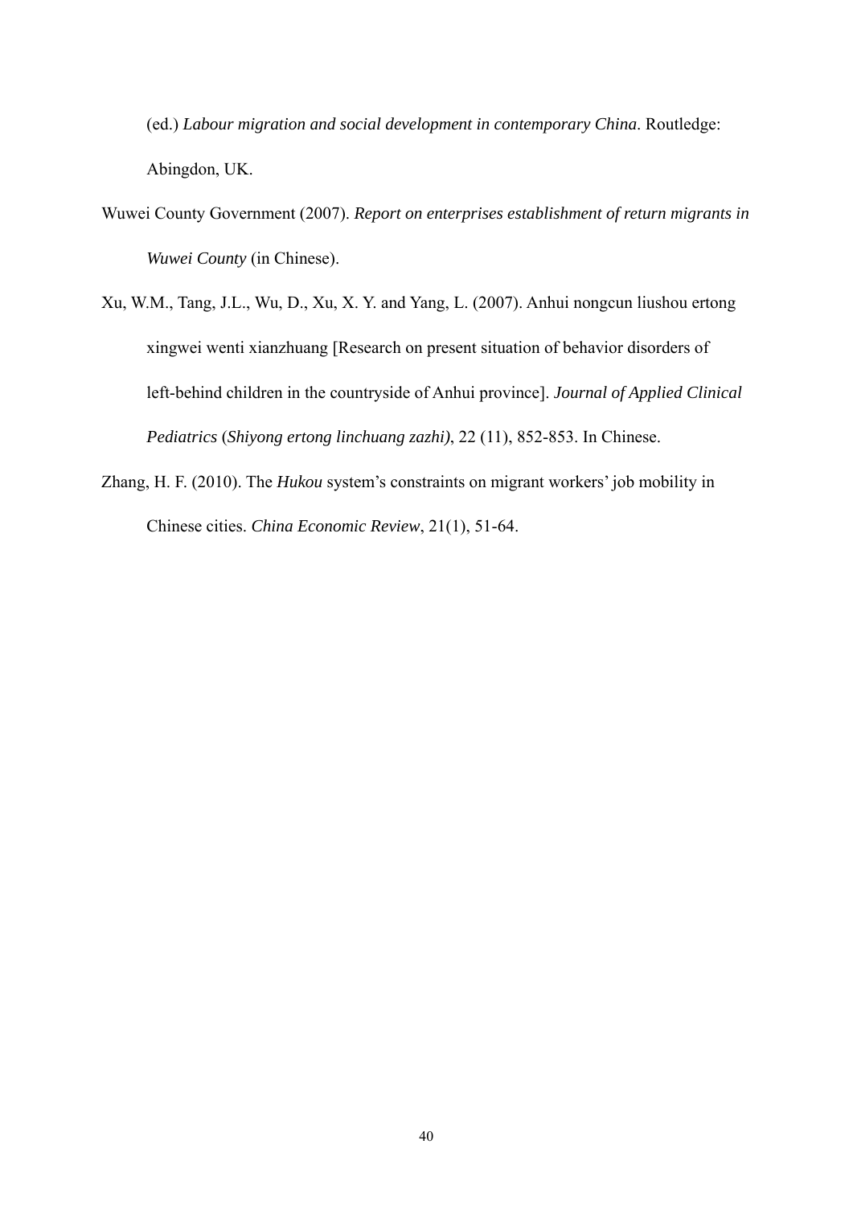(ed.) *Labour migration and social development in contemporary China*. Routledge: Abingdon, UK.

Wuwei County Government (2007). *Report on enterprises establishment of return migrants in Wuwei County* (in Chinese).

Xu, W.M., Tang, J.L., Wu, D., Xu, X. Y. and Yang, L. (2007). Anhui nongcun liushou ertong xingwei wenti xianzhuang [Research on present situation of behavior disorders of left-behind children in the countryside of Anhui province]. *Journal of Applied Clinical Pediatrics* (*Shiyong ertong linchuang zazhi)*, 22 (11), 852-853. In Chinese.

Zhang, H. F. (2010). The *Hukou* system's constraints on migrant workers' job mobility in Chinese cities. *China Economic Review*, 21(1), 51-64.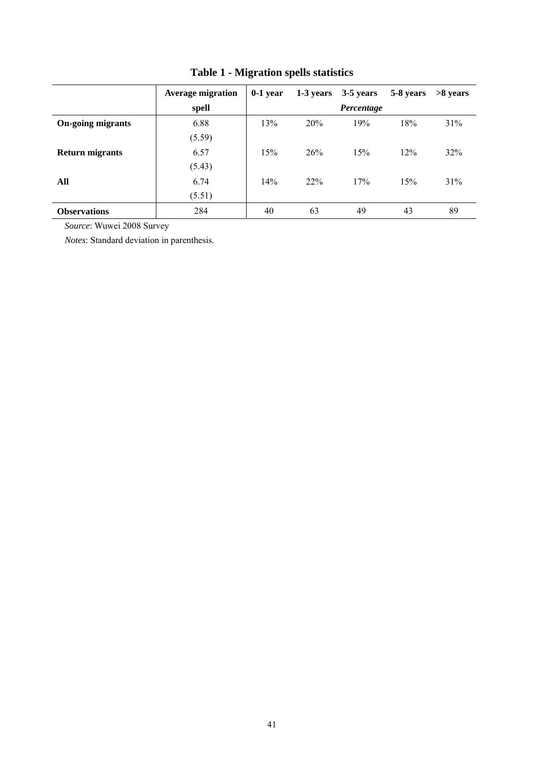**Table 1 - Migration spells statistics**

| | Average migration spell | 0-1 year | 1-3 years | 3-5 years | 5-8 years | >8 years |
|---|---|---|---|---|---|---|
| | | | | *Percentage* | | |
| **On-going migrants** | 6.88 | 13% | 20% | 19% | 18% | 31% |
| | (5.59) | | | | | |
| **Return migrants** | 6.57 | 15% | 26% | 15% | 12% | 32% |
| | (5.43) | | | | | |
| **All** | 6.74 | 14% | 22% | 17% | 15% | 31% |
| | (5.51) | | | | | |
| **Observations** | 284 | 40 | 63 | 49 | 43 | 89 |

*Source*: Wuwei 2008 Survey

*Notes*: Standard deviation in parenthesis.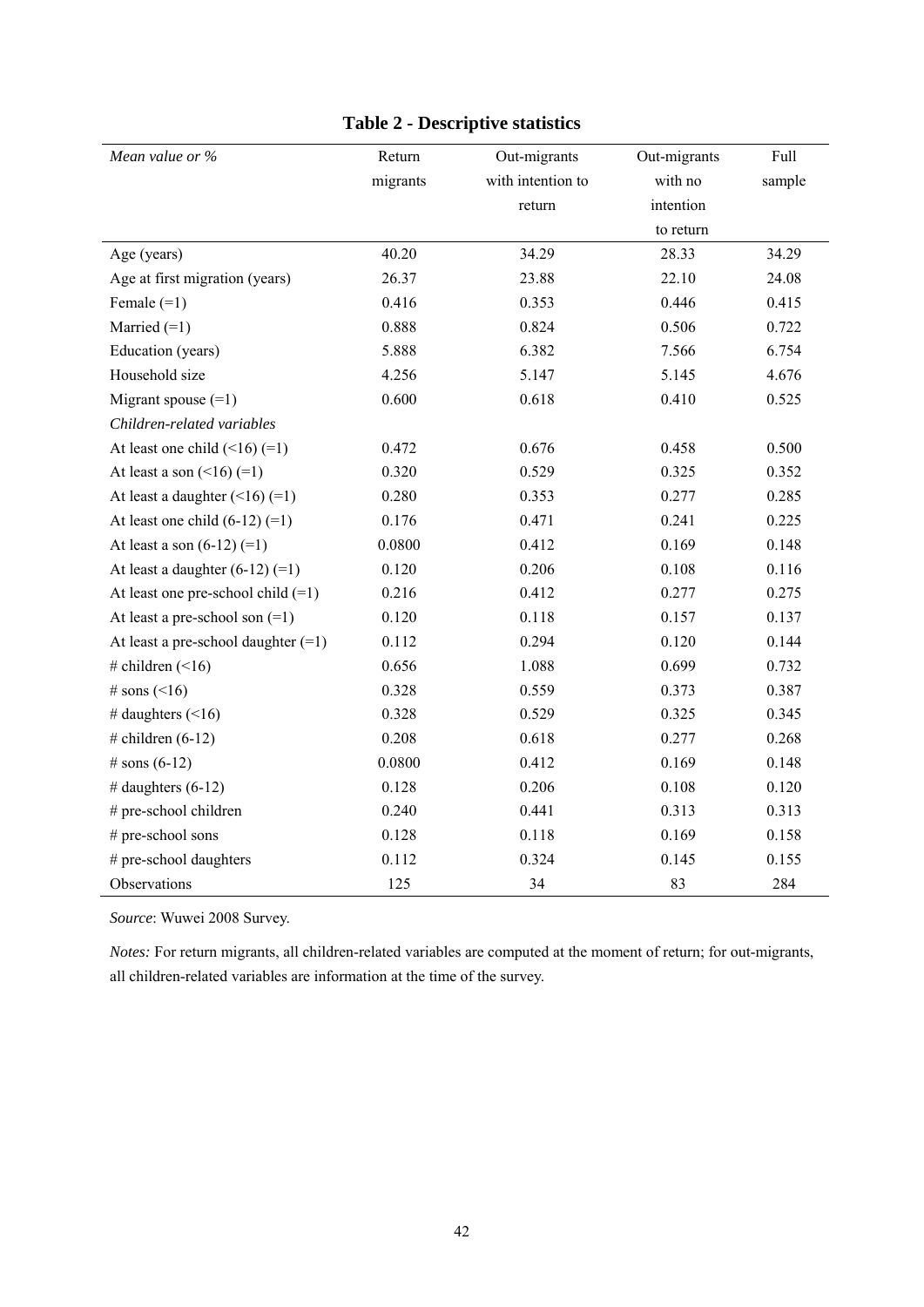# Table 2 - Descriptive statistics

| *Mean value or %* | Return migrants | Out-migrants with intention to return | Out-migrants with no intention to return | Full sample |
|---|---|---|---|---|
| Age (years) | 40.20 | 34.29 | 28.33 | 34.29 |
| Age at first migration (years) | 26.37 | 23.88 | 22.10 | 24.08 |
| Female (=1) | 0.416 | 0.353 | 0.446 | 0.415 |
| Married (=1) | 0.888 | 0.824 | 0.506 | 0.722 |
| Education (years) | 5.888 | 6.382 | 7.566 | 6.754 |
| Household size | 4.256 | 5.147 | 5.145 | 4.676 |
| Migrant spouse (=1) | 0.600 | 0.618 | 0.410 | 0.525 |
| *Children-related variables* | | | | |
| At least one child (<16) (=1) | 0.472 | 0.676 | 0.458 | 0.500 |
| At least a son (<16) (=1) | 0.320 | 0.529 | 0.325 | 0.352 |
| At least a daughter (<16) (=1) | 0.280 | 0.353 | 0.277 | 0.285 |
| At least one child (6-12) (=1) | 0.176 | 0.471 | 0.241 | 0.225 |
| At least a son (6-12) (=1) | 0.0800 | 0.412 | 0.169 | 0.148 |
| At least a daughter (6-12) (=1) | 0.120 | 0.206 | 0.108 | 0.116 |
| At least one pre-school child (=1) | 0.216 | 0.412 | 0.277 | 0.275 |
| At least a pre-school son (=1) | 0.120 | 0.118 | 0.157 | 0.137 |
| At least a pre-school daughter (=1) | 0.112 | 0.294 | 0.120 | 0.144 |
| # children (<16) | 0.656 | 1.088 | 0.699 | 0.732 |
| # sons (<16) | 0.328 | 0.559 | 0.373 | 0.387 |
| # daughters (<16) | 0.328 | 0.529 | 0.325 | 0.345 |
| # children (6-12) | 0.208 | 0.618 | 0.277 | 0.268 |
| # sons (6-12) | 0.0800 | 0.412 | 0.169 | 0.148 |
| # daughters (6-12) | 0.128 | 0.206 | 0.108 | 0.120 |
| # pre-school children | 0.240 | 0.441 | 0.313 | 0.313 |
| # pre-school sons | 0.128 | 0.118 | 0.169 | 0.158 |
| # pre-school daughters | 0.112 | 0.324 | 0.145 | 0.155 |
| Observations | 125 | 34 | 83 | 284 |

*Source*: Wuwei 2008 Survey.

*Notes:* For return migrants, all children-related variables are computed at the moment of return; for out-migrants, all children-related variables are information at the time of the survey.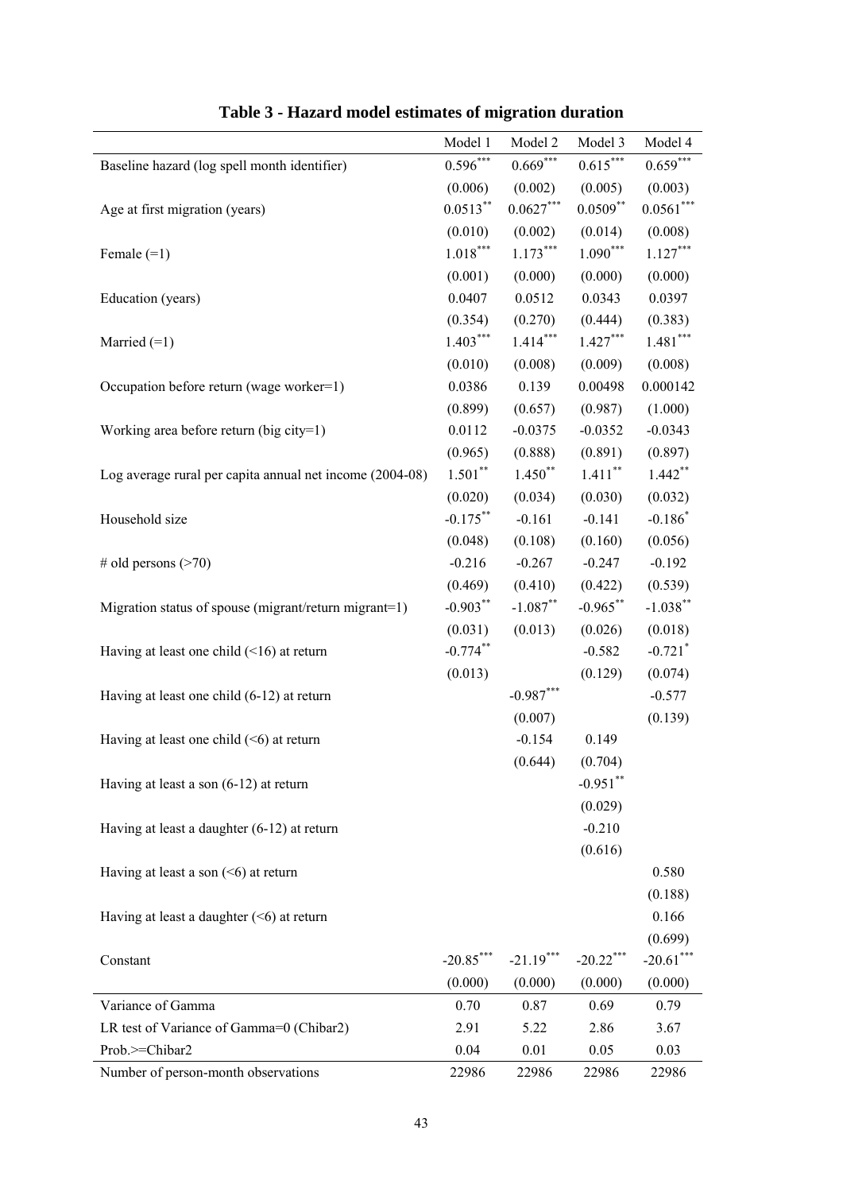# Table 3 - Hazard model estimates of migration duration

| | Model 1 | Model 2 | Model 3 | Model 4 |
|---|---|---|---|---|
| Baseline hazard (log spell month identifier) | 0.596*** | 0.669*** | 0.615*** | 0.659*** |
| | (0.006) | (0.002) | (0.005) | (0.003) |
| Age at first migration (years) | 0.0513** | 0.0627*** | 0.0509** | 0.0561*** |
| | (0.010) | (0.002) | (0.014) | (0.008) |
| Female (=1) | 1.018*** | 1.173*** | 1.090*** | 1.127*** |
| | (0.001) | (0.000) | (0.000) | (0.000) |
| Education (years) | 0.0407 | 0.0512 | 0.0343 | 0.0397 |
| | (0.354) | (0.270) | (0.444) | (0.383) |
| Married (=1) | 1.403*** | 1.414*** | 1.427*** | 1.481*** |
| | (0.010) | (0.008) | (0.009) | (0.008) |
| Occupation before return (wage worker=1) | 0.0386 | 0.139 | 0.00498 | 0.000142 |
| | (0.899) | (0.657) | (0.987) | (1.000) |
| Working area before return (big city=1) | 0.0112 | -0.0375 | -0.0352 | -0.0343 |
| | (0.965) | (0.888) | (0.891) | (0.897) |
| Log average rural per capita annual net income (2004-08) | 1.501** | 1.450** | 1.411** | 1.442** |
| | (0.020) | (0.034) | (0.030) | (0.032) |
| Household size | -0.175** | -0.161 | -0.141 | -0.186* |
| | (0.048) | (0.108) | (0.160) | (0.056) |
| # old persons (>70) | -0.216 | -0.267 | -0.247 | -0.192 |
| | (0.469) | (0.410) | (0.422) | (0.539) |
| Migration status of spouse (migrant/return migrant=1) | -0.903** | -1.087** | -0.965** | -1.038** |
| | (0.031) | (0.013) | (0.026) | (0.018) |
| Having at least one child (<16) at return | -0.774** | | -0.582 | -0.721* |
| | (0.013) | | (0.129) | (0.074) |
| Having at least one child (6-12) at return | | -0.987*** | | -0.577 |
| | | (0.007) | | (0.139) |
| Having at least one child (<6) at return | | -0.154 | 0.149 | |
| | | (0.644) | (0.704) | |
| Having at least a son (6-12) at return | | | -0.951** | |
| | | | (0.029) | |
| Having at least a daughter (6-12) at return | | | -0.210 | |
| | | | (0.616) | |
| Having at least a son (<6) at return | | | | 0.580 |
| | | | | (0.188) |
| Having at least a daughter (<6) at return | | | | 0.166 |
| | | | | (0.699) |
| Constant | -20.85*** | -21.19*** | -20.22*** | -20.61*** |
| | (0.000) | (0.000) | (0.000) | (0.000) |
| Variance of Gamma | 0.70 | 0.87 | 0.69 | 0.79 |
| LR test of Variance of Gamma=0 (Chibar2) | 2.91 | 5.22 | 2.86 | 3.67 |
| Prob.>=Chibar2 | 0.04 | 0.01 | 0.05 | 0.03 |
| Number of person-month observations | 22986 | 22986 | 22986 | 22986 |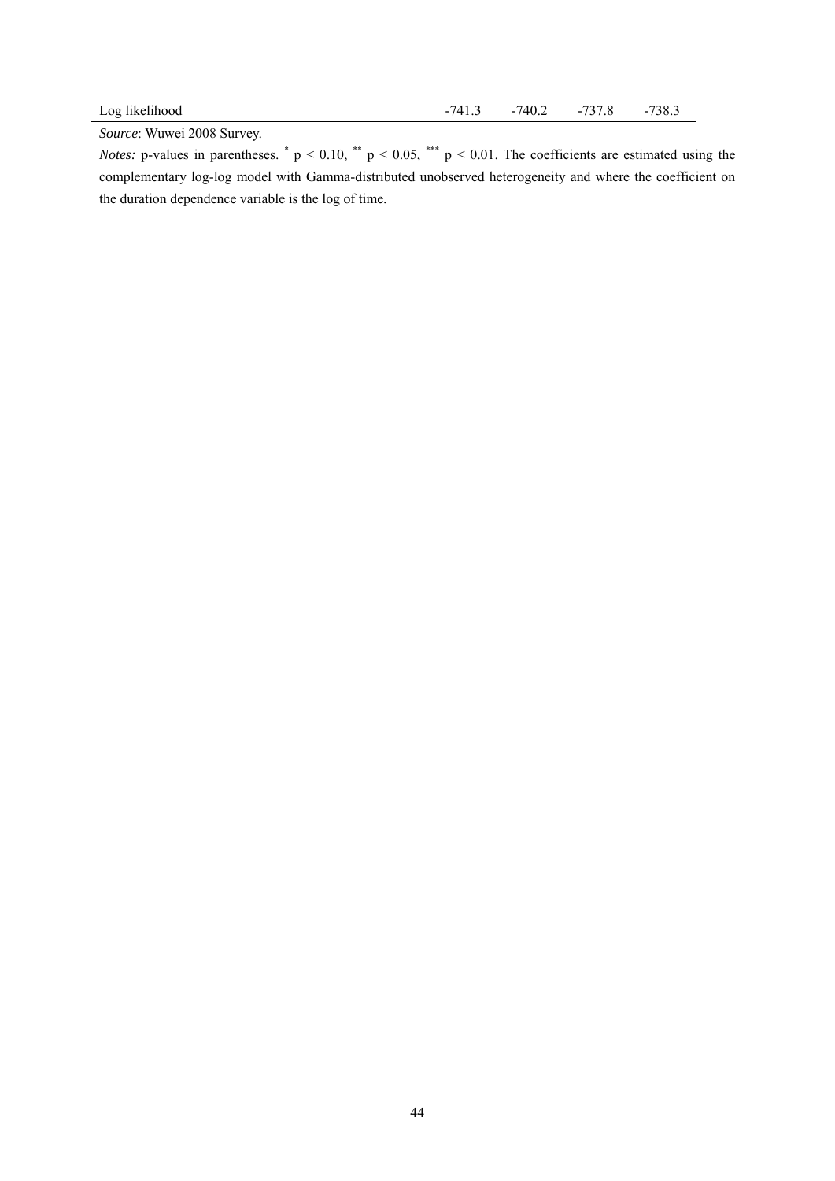| | | | | |
|---|---|---|---|---|
| Log likelihood | -741.3 | -740.2 | -737.8 | -738.3 |

*Source*: Wuwei 2008 Survey.

*Notes:* p-values in parentheses. * $p < 0.10$, ** $p < 0.05$, *** $p < 0.01$. The coefficients are estimated using the complementary log-log model with Gamma-distributed unobserved heterogeneity and where the coefficient on the duration dependence variable is the log of time.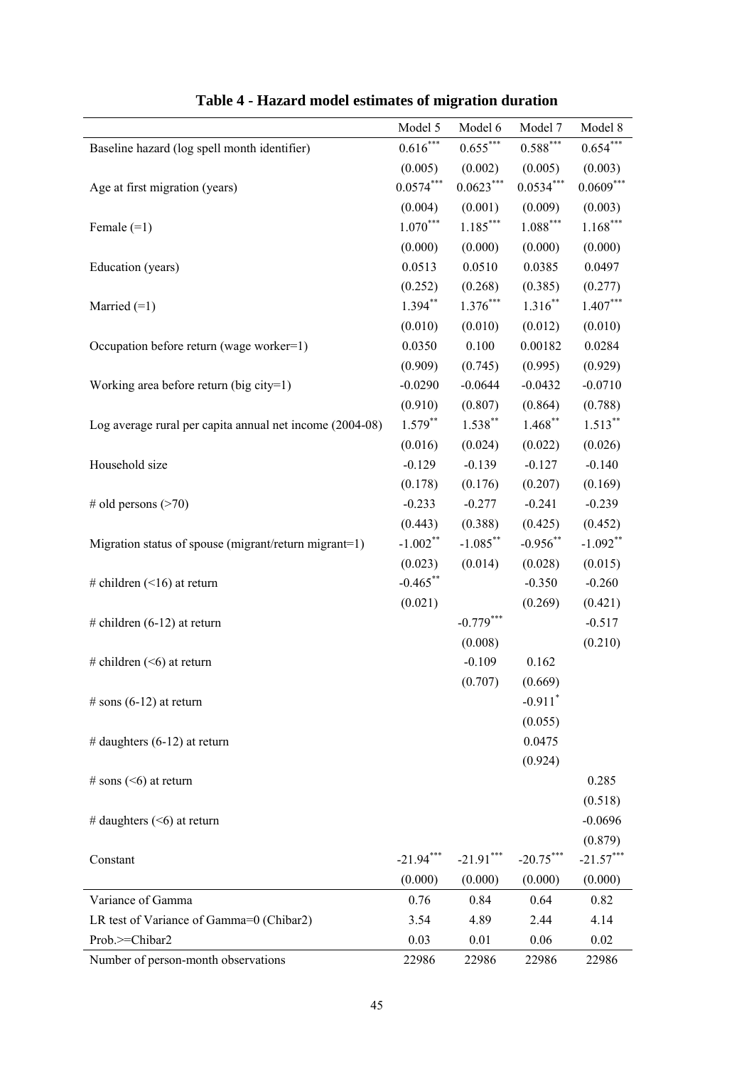**Table 4 - Hazard model estimates of migration duration**

| | Model 5 | Model 6 | Model 7 | Model 8 |
|---|---|---|---|---|
| Baseline hazard (log spell month identifier) | 0.616*** | 0.655*** | 0.588*** | 0.654*** |
| | (0.005) | (0.002) | (0.005) | (0.003) |
| Age at first migration (years) | 0.0574*** | 0.0623*** | 0.0534*** | 0.0609*** |
| | (0.004) | (0.001) | (0.009) | (0.003) |
| Female (=1) | 1.070*** | 1.185*** | 1.088*** | 1.168*** |
| | (0.000) | (0.000) | (0.000) | (0.000) |
| Education (years) | 0.0513 | 0.0510 | 0.0385 | 0.0497 |
| | (0.252) | (0.268) | (0.385) | (0.277) |
| Married (=1) | 1.394** | 1.376*** | 1.316** | 1.407*** |
| | (0.010) | (0.010) | (0.012) | (0.010) |
| Occupation before return (wage worker=1) | 0.0350 | 0.100 | 0.00182 | 0.0284 |
| | (0.909) | (0.745) | (0.995) | (0.929) |
| Working area before return (big city=1) | -0.0290 | -0.0644 | -0.0432 | -0.0710 |
| | (0.910) | (0.807) | (0.864) | (0.788) |
| Log average rural per capita annual net income (2004-08) | 1.579** | 1.538** | 1.468** | 1.513** |
| | (0.016) | (0.024) | (0.022) | (0.026) |
| Household size | -0.129 | -0.139 | -0.127 | -0.140 |
| | (0.178) | (0.176) | (0.207) | (0.169) |
| # old persons (>70) | -0.233 | -0.277 | -0.241 | -0.239 |
| | (0.443) | (0.388) | (0.425) | (0.452) |
| Migration status of spouse (migrant/return migrant=1) | -1.002** | -1.085** | -0.956** | -1.092** |
| | (0.023) | (0.014) | (0.028) | (0.015) |
| # children (<16) at return | -0.465** | | -0.350 | -0.260 |
| | (0.021) | | (0.269) | (0.421) |
| # children (6-12) at return | | -0.779*** | | -0.517 |
| | | (0.008) | | (0.210) |
| # children (<6) at return | | -0.109 | 0.162 | |
| | | (0.707) | (0.669) | |
| # sons (6-12) at return | | | -0.911* | |
| | | | (0.055) | |
| # daughters (6-12) at return | | | 0.0475 | |
| | | | (0.924) | |
| # sons (<6) at return | | | | 0.285 |
| | | | | (0.518) |
| # daughters (<6) at return | | | | -0.0696 |
| | | | | (0.879) |
| Constant | -21.94*** | -21.91*** | -20.75*** | -21.57*** |
| | (0.000) | (0.000) | (0.000) | (0.000) |
| Variance of Gamma | 0.76 | 0.84 | 0.64 | 0.82 |
| LR test of Variance of Gamma=0 (Chibar2) | 3.54 | 4.89 | 2.44 | 4.14 |
| Prob.>=Chibar2 | 0.03 | 0.01 | 0.06 | 0.02 |
| Number of person-month observations | 22986 | 22986 | 22986 | 22986 |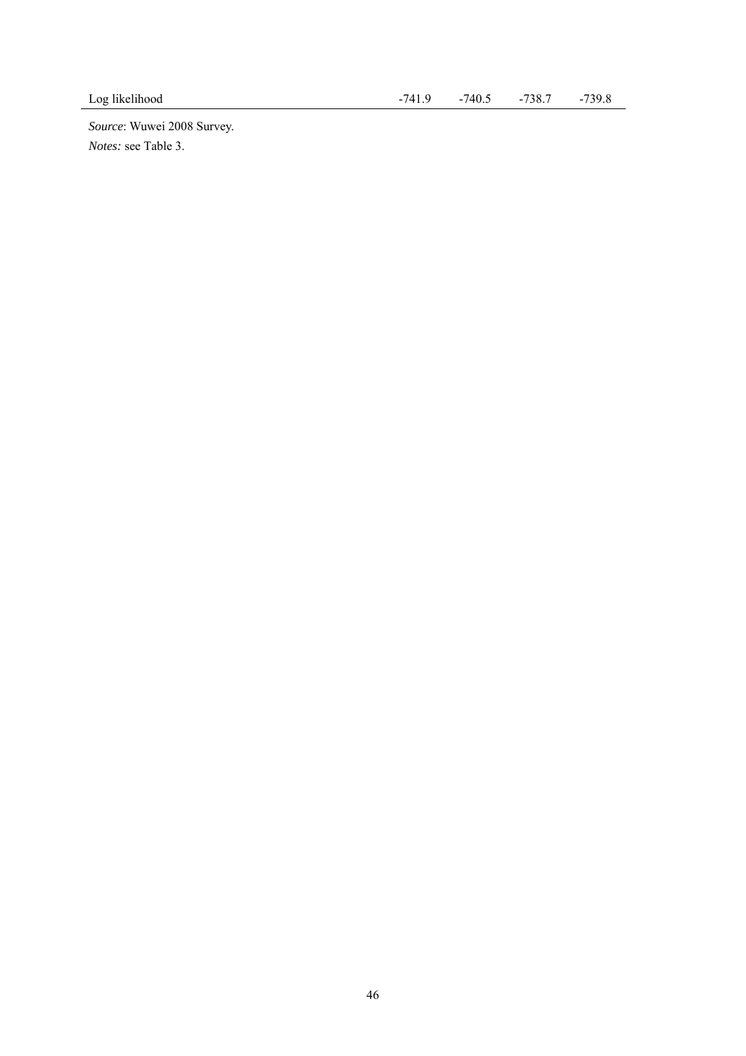| | | | | |
|---|---|---|---|---|
| Log likelihood | -741.9 | -740.5 | -738.7 | -739.8 |

*Source*: Wuwei 2008 Survey.

*Notes:* see Table 3.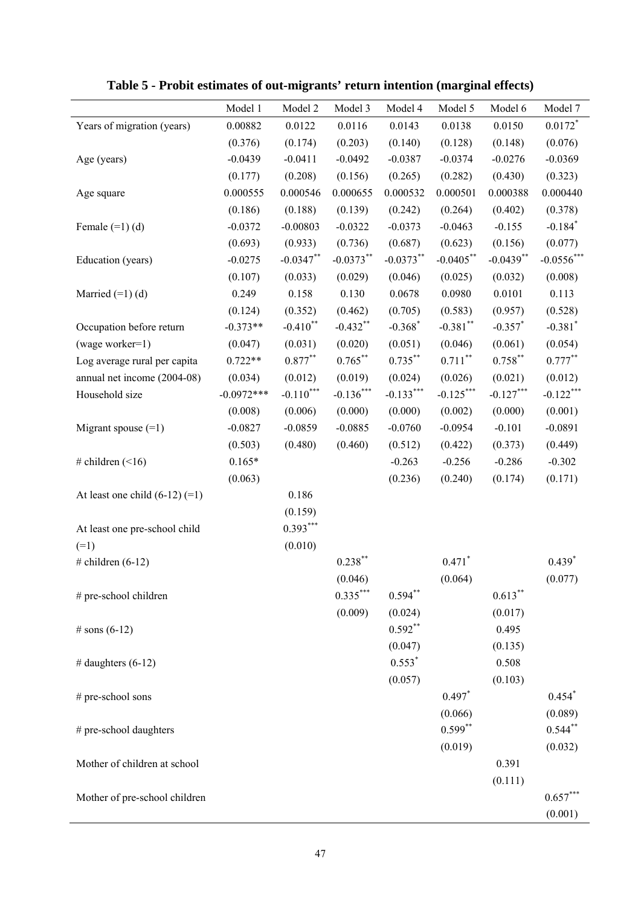**Table 5 - Probit estimates of out-migrants' return intention (marginal effects)**

| | Model 1 | Model 2 | Model 3 | Model 4 | Model 5 | Model 6 | Model 7 |
|---|---|---|---|---|---|---|---|
| Years of migration (years) | 0.00882 | 0.0122 | 0.0116 | 0.0143 | 0.0138 | 0.0150 | 0.0172* |
| | (0.376) | (0.174) | (0.203) | (0.140) | (0.128) | (0.148) | (0.076) |
| Age (years) | -0.0439 | -0.0411 | -0.0492 | -0.0387 | -0.0374 | -0.0276 | -0.0369 |
| | (0.177) | (0.208) | (0.156) | (0.265) | (0.282) | (0.430) | (0.323) |
| Age square | 0.000555 | 0.000546 | 0.000655 | 0.000532 | 0.000501 | 0.000388 | 0.000440 |
| | (0.186) | (0.188) | (0.139) | (0.242) | (0.264) | (0.402) | (0.378) |
| Female (=1) (d) | -0.0372 | -0.00803 | -0.0322 | -0.0373 | -0.0463 | -0.155 | -0.184* |
| | (0.693) | (0.933) | (0.736) | (0.687) | (0.623) | (0.156) | (0.077) |
| Education (years) | -0.0275 | -0.0347** | -0.0373** | -0.0373** | -0.0405** | -0.0439** | -0.0556*** |
| | (0.107) | (0.033) | (0.029) | (0.046) | (0.025) | (0.032) | (0.008) |
| Married (=1) (d) | 0.249 | 0.158 | 0.130 | 0.0678 | 0.0980 | 0.0101 | 0.113 |
| | (0.124) | (0.352) | (0.462) | (0.705) | (0.583) | (0.957) | (0.528) |
| Occupation before return | -0.373** | -0.410** | -0.432** | -0.368* | -0.381** | -0.357* | -0.381* |
| (wage worker=1) | (0.047) | (0.031) | (0.020) | (0.051) | (0.046) | (0.061) | (0.054) |
| Log average rural per capita | 0.722** | 0.877** | 0.765** | 0.735** | 0.711** | 0.758** | 0.777** |
| annual net income (2004-08) | (0.034) | (0.012) | (0.019) | (0.024) | (0.026) | (0.021) | (0.012) |
| Household size | -0.0972*** | -0.110*** | -0.136*** | -0.133*** | -0.125*** | -0.127*** | -0.122*** |
| | (0.008) | (0.006) | (0.000) | (0.000) | (0.002) | (0.000) | (0.001) |
| Migrant spouse (=1) | -0.0827 | -0.0859 | -0.0885 | -0.0760 | -0.0954 | -0.101 | -0.0891 |
| | (0.503) | (0.480) | (0.460) | (0.512) | (0.422) | (0.373) | (0.449) |
| # children (<16) | 0.165* | | | -0.263 | -0.256 | -0.286 | -0.302 |
| | (0.063) | | | (0.236) | (0.240) | (0.174) | (0.171) |
| At least one child (6-12) (=1) | | 0.186 | | | | | |
| | | (0.159) | | | | | |
| At least one pre-school child (=1) | | 0.393*** | | | | | |
| | | (0.010) | | | | | |
| # children (6-12) | | | 0.238** | | 0.471* | | 0.439* |
| | | | (0.046) | | (0.064) | | (0.077) |
| # pre-school children | | | 0.335*** | 0.594** | | 0.613** | |
| | | | (0.009) | (0.024) | | (0.017) | |
| # sons (6-12) | | | | 0.592** | | 0.495 | |
| | | | | (0.047) | | (0.135) | |
| # daughters (6-12) | | | | 0.553* | | 0.508 | |
| | | | | (0.057) | | (0.103) | |
| # pre-school sons | | | | | 0.497* | | 0.454* |
| | | | | | (0.066) | | (0.089) |
| # pre-school daughters | | | | | 0.599** | | 0.544** |
| | | | | | (0.019) | | (0.032) |
| Mother of children at school | | | | | | 0.391 | |
| | | | | | | (0.111) | |
| Mother of pre-school children | | | | | | | 0.657*** |
| | | | | | | | (0.001) |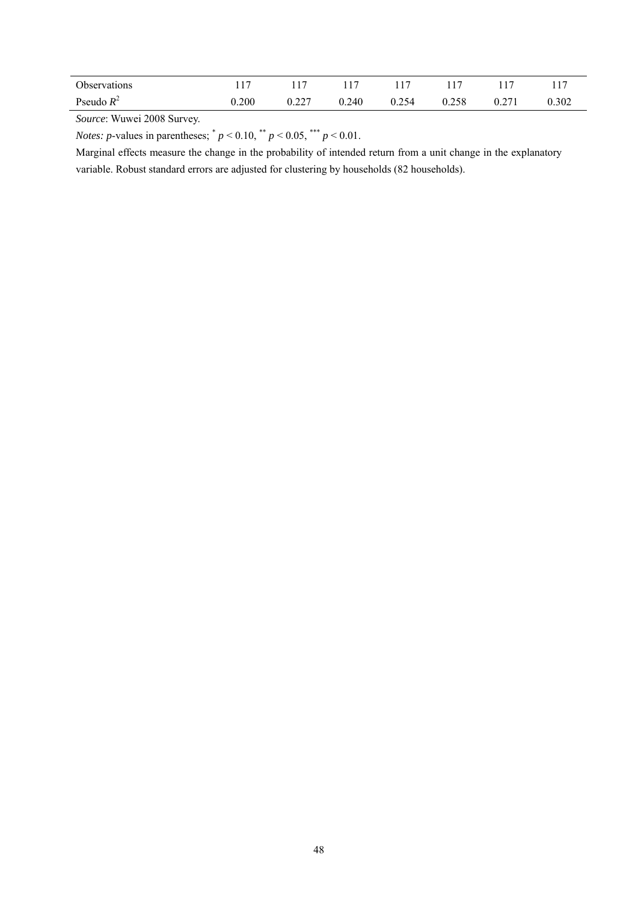| | | | | | | | |
|---|---|---|---|---|---|---|---|
| Observations | 117 | 117 | 117 | 117 | 117 | 117 | 117 |
| Pseudo $R^2$ | 0.200 | 0.227 | 0.240 | 0.254 | 0.258 | 0.271 | 0.302 |

*Source*: Wuwei 2008 Survey.

*Notes: p*-values in parentheses; $^{*}$ $p < 0.10$, $^{**}$ $p < 0.05$, $^{***}$ $p < 0.01$.

Marginal effects measure the change in the probability of intended return from a unit change in the explanatory variable. Robust standard errors are adjusted for clustering by households (82 households).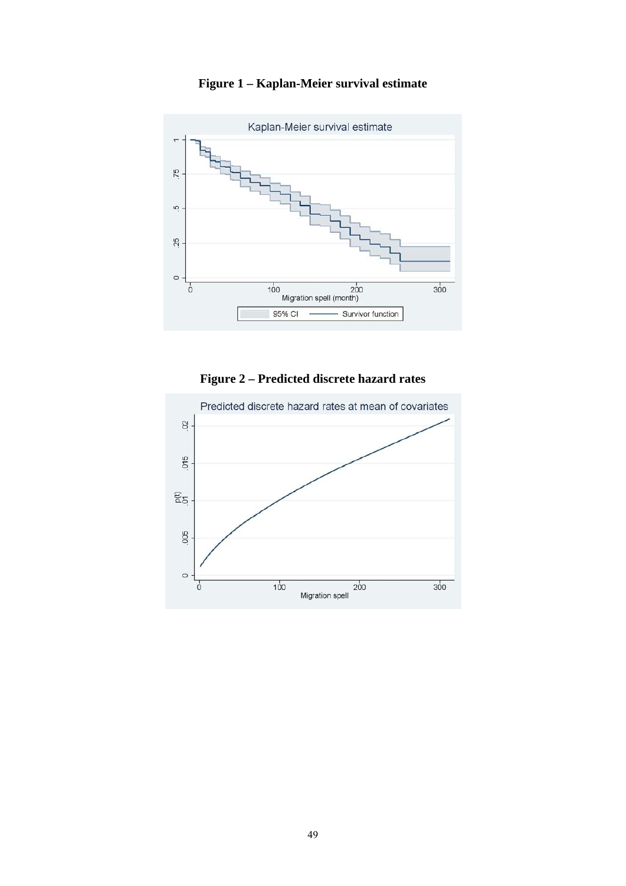**Figure 1 – Kaplan-Meier survival estimate**

**Figure 2 – Predicted discrete hazard rates**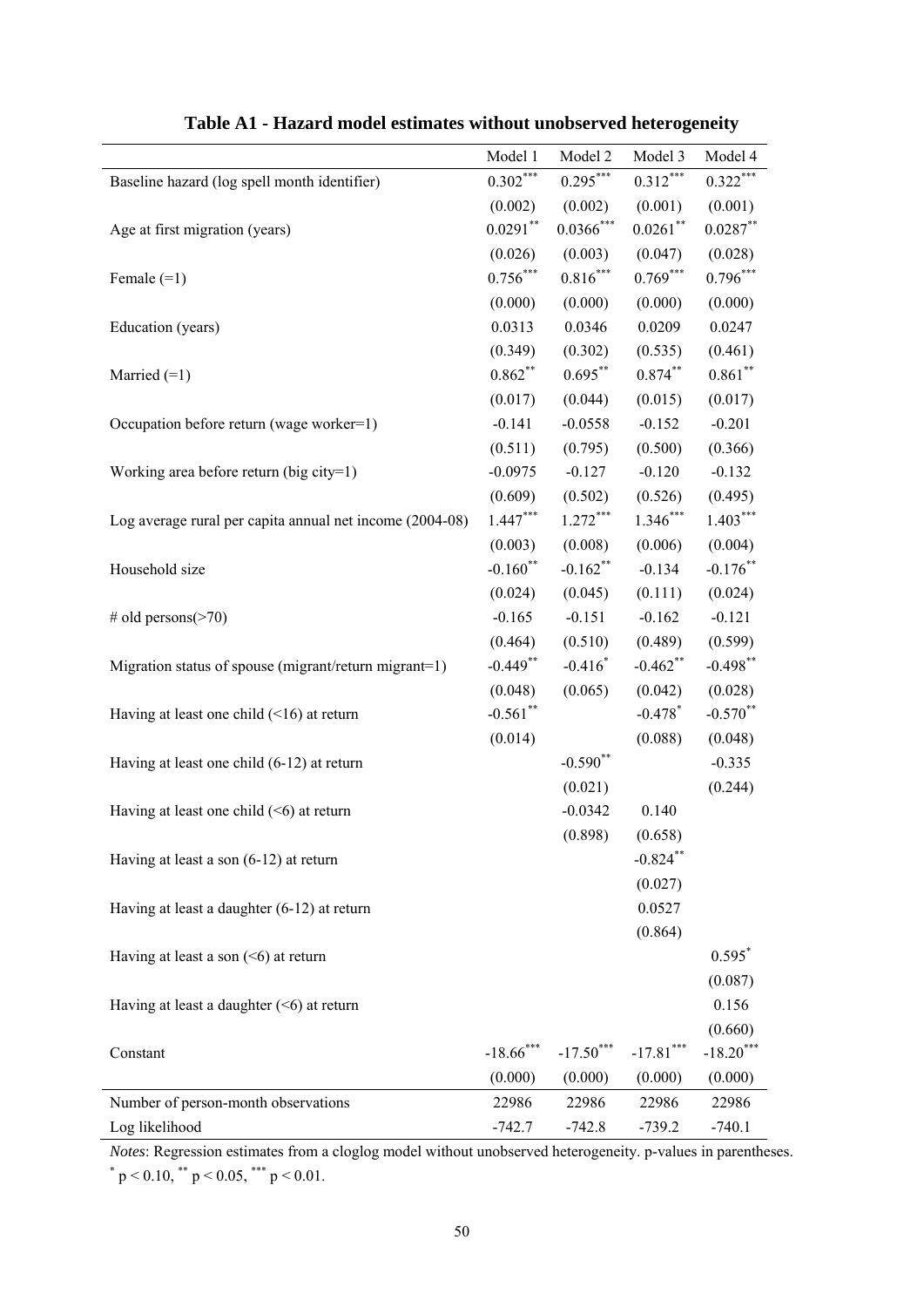**Table A1 - Hazard model estimates without unobserved heterogeneity**

| | Model 1 | Model 2 | Model 3 | Model 4 |
|---|---|---|---|---|
| Baseline hazard (log spell month identifier) | 0.302*** | 0.295*** | 0.312*** | 0.322*** |
| | (0.002) | (0.002) | (0.001) | (0.001) |
| Age at first migration (years) | 0.0291** | 0.0366*** | 0.0261** | 0.0287** |
| | (0.026) | (0.003) | (0.047) | (0.028) |
| Female (=1) | 0.756*** | 0.816*** | 0.769*** | 0.796*** |
| | (0.000) | (0.000) | (0.000) | (0.000) |
| Education (years) | 0.0313 | 0.0346 | 0.0209 | 0.0247 |
| | (0.349) | (0.302) | (0.535) | (0.461) |
| Married (=1) | 0.862** | 0.695** | 0.874** | 0.861** |
| | (0.017) | (0.044) | (0.015) | (0.017) |
| Occupation before return (wage worker=1) | -0.141 | -0.0558 | -0.152 | -0.201 |
| | (0.511) | (0.795) | (0.500) | (0.366) |
| Working area before return (big city=1) | -0.0975 | -0.127 | -0.120 | -0.132 |
| | (0.609) | (0.502) | (0.526) | (0.495) |
| Log average rural per capita annual net income (2004-08) | 1.447*** | 1.272*** | 1.346*** | 1.403*** |
| | (0.003) | (0.008) | (0.006) | (0.004) |
| Household size | -0.160** | -0.162** | -0.134 | -0.176** |
| | (0.024) | (0.045) | (0.111) | (0.024) |
| # old persons(>70) | -0.165 | -0.151 | -0.162 | -0.121 |
| | (0.464) | (0.510) | (0.489) | (0.599) |
| Migration status of spouse (migrant/return migrant=1) | -0.449** | -0.416* | -0.462** | -0.498** |
| | (0.048) | (0.065) | (0.042) | (0.028) |
| Having at least one child (<16) at return | -0.561** | | -0.478* | -0.570** |
| | (0.014) | | (0.088) | (0.048) |
| Having at least one child (6-12) at return | | -0.590** | | -0.335 |
| | | (0.021) | | (0.244) |
| Having at least one child (<6) at return | | -0.0342 | 0.140 | |
| | | (0.898) | (0.658) | |
| Having at least a son (6-12) at return | | | -0.824** | |
| | | | (0.027) | |
| Having at least a daughter (6-12) at return | | | 0.0527 | |
| | | | (0.864) | |
| Having at least a son (<6) at return | | | | 0.595* |
| | | | | (0.087) |
| Having at least a daughter (<6) at return | | | | 0.156 |
| | | | | (0.660) |
| Constant | -18.66*** | -17.50*** | -17.81*** | -18.20*** |
| | (0.000) | (0.000) | (0.000) | (0.000) |
| Number of person-month observations | 22986 | 22986 | 22986 | 22986 |
| Log likelihood | -742.7 | -742.8 | -739.2 | -740.1 |

*Notes*: Regression estimates from a cloglog model without unobserved heterogeneity. p-values in parentheses.
* $p < 0.10$, ** $p < 0.05$, *** $p < 0.01$.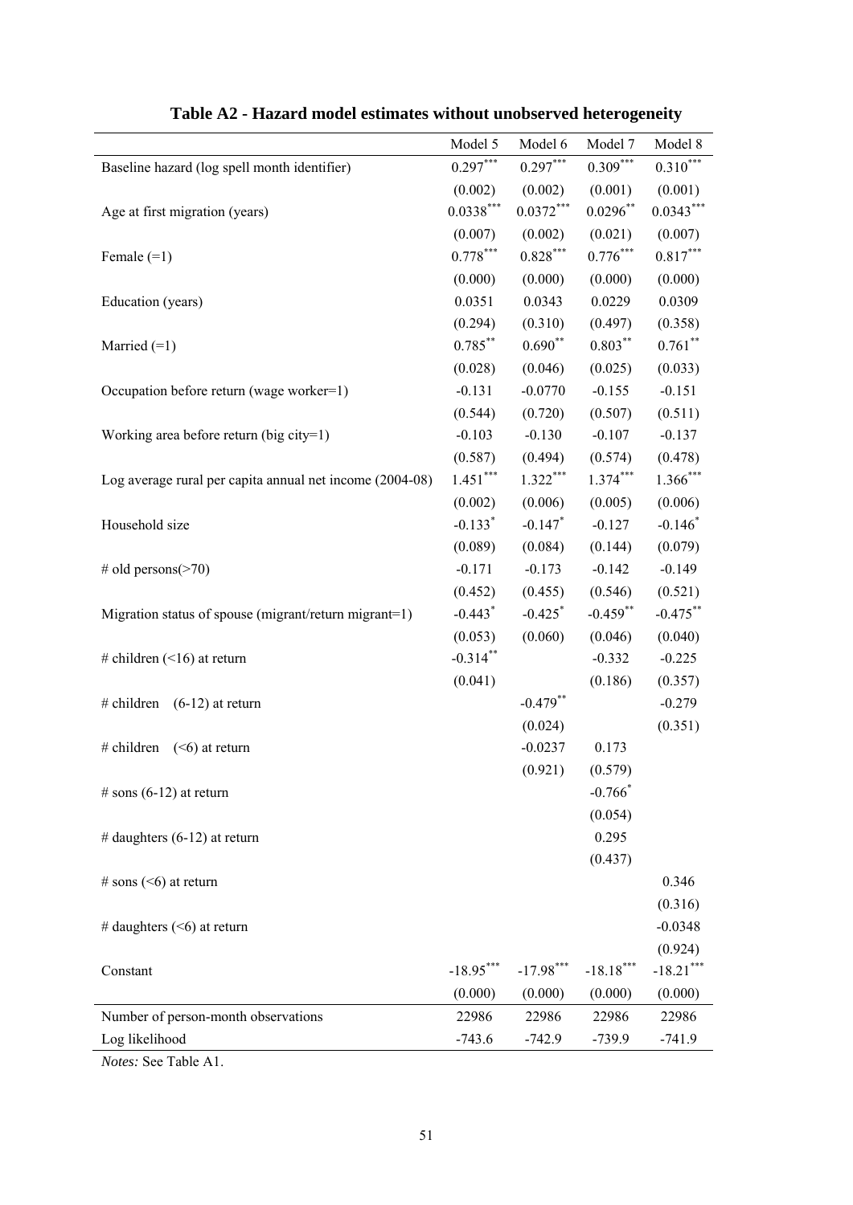# Table A2 - Hazard model estimates without unobserved heterogeneity

| | Model 5 | Model 6 | Model 7 | Model 8 |
|---|---|---|---|---|
| Baseline hazard (log spell month identifier) | 0.297*** | 0.297*** | 0.309*** | 0.310*** |
| | (0.002) | (0.002) | (0.001) | (0.001) |
| Age at first migration (years) | 0.0338*** | 0.0372*** | 0.0296** | 0.0343*** |
| | (0.007) | (0.002) | (0.021) | (0.007) |
| Female (=1) | 0.778*** | 0.828*** | 0.776*** | 0.817*** |
| | (0.000) | (0.000) | (0.000) | (0.000) |
| Education (years) | 0.0351 | 0.0343 | 0.0229 | 0.0309 |
| | (0.294) | (0.310) | (0.497) | (0.358) |
| Married (=1) | 0.785** | 0.690** | 0.803** | 0.761** |
| | (0.028) | (0.046) | (0.025) | (0.033) |
| Occupation before return (wage worker=1) | -0.131 | -0.0770 | -0.155 | -0.151 |
| | (0.544) | (0.720) | (0.507) | (0.511) |
| Working area before return (big city=1) | -0.103 | -0.130 | -0.107 | -0.137 |
| | (0.587) | (0.494) | (0.574) | (0.478) |
| Log average rural per capita annual net income (2004-08) | 1.451*** | 1.322*** | 1.374*** | 1.366*** |
| | (0.002) | (0.006) | (0.005) | (0.006) |
| Household size | -0.133* | -0.147* | -0.127 | -0.146* |
| | (0.089) | (0.084) | (0.144) | (0.079) |
| # old persons(>70) | -0.171 | -0.173 | -0.142 | -0.149 |
| | (0.452) | (0.455) | (0.546) | (0.521) |
| Migration status of spouse (migrant/return migrant=1) | -0.443* | -0.425* | -0.459** | -0.475** |
| | (0.053) | (0.060) | (0.046) | (0.040) |
| # children (<16) at return | -0.314** | | -0.332 | -0.225 |
| | (0.041) | | (0.186) | (0.357) |
| # children (6-12) at return | | -0.479** | | -0.279 |
| | | (0.024) | | (0.351) |
| # children (<6) at return | | -0.0237 | 0.173 | |
| | | (0.921) | (0.579) | |
| # sons (6-12) at return | | | -0.766* | |
| | | | (0.054) | |
| # daughters (6-12) at return | | | 0.295 | |
| | | | (0.437) | |
| # sons (<6) at return | | | | 0.346 |
| | | | | (0.316) |
| # daughters (<6) at return | | | | -0.0348 |
| | | | | (0.924) |
| Constant | -18.95*** | -17.98*** | -18.18*** | -18.21*** |
| | (0.000) | (0.000) | (0.000) | (0.000) |
| Number of person-month observations | 22986 | 22986 | 22986 | 22986 |
| Log likelihood | -743.6 | -742.9 | -739.9 | -741.9 |

*Notes:* See Table A1.